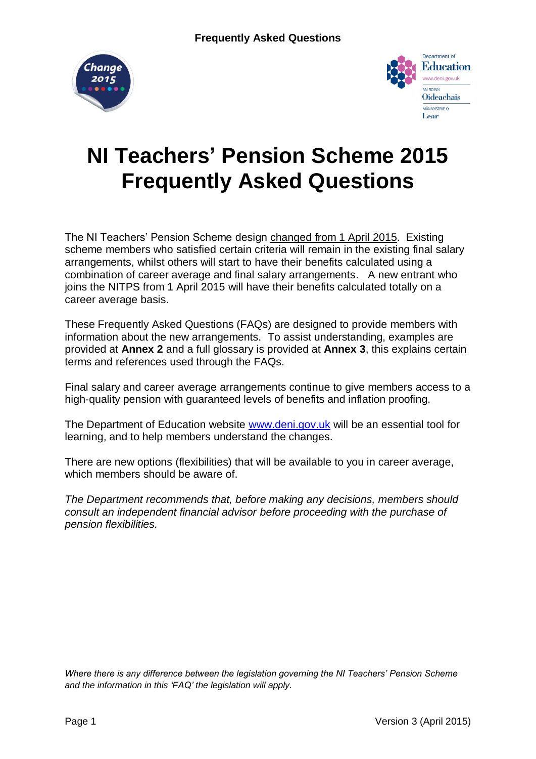# NI Teachers' Pension Scheme 2015 Frequently Asked Questions

The NI Teachers' Pension Scheme design changed from 1 April 2015. Existing scheme members who satisfied certain criteria will remain in the existing final salary arrangements, whilst others will start to have their benefits calculated using a combination of career average and final salary arrangements. A new entrant who joins the NITPS from 1 April 2015 will have their benefits calculated totally on a career average basis.

These Frequently Asked Questions (FAQs) are designed to provide members with information about the new arrangements. To assist understanding, examples are provided at **Annex 2** and a full glossary is provided at **Annex 3**, this explains certain terms and references used through the FAQs.

Final salary and career average arrangements continue to give members access to a high-quality pension with guaranteed levels of benefits and inflation proofing.

The Department of Education website www.deni.gov.uk will be an essential tool for learning, and to help members understand the changes.

There are new options (flexibilities) that will be available to you in career average, which members should be aware of.

*The Department recommends that, before making any decisions, members should consult an independent financial advisor before proceeding with the purchase of pension flexibilities.*

*Where there is any difference between the legislation governing the NI Teachers' Pension Scheme and the information in this 'FAQ' the legislation will apply.*

Version 3 (April 2015)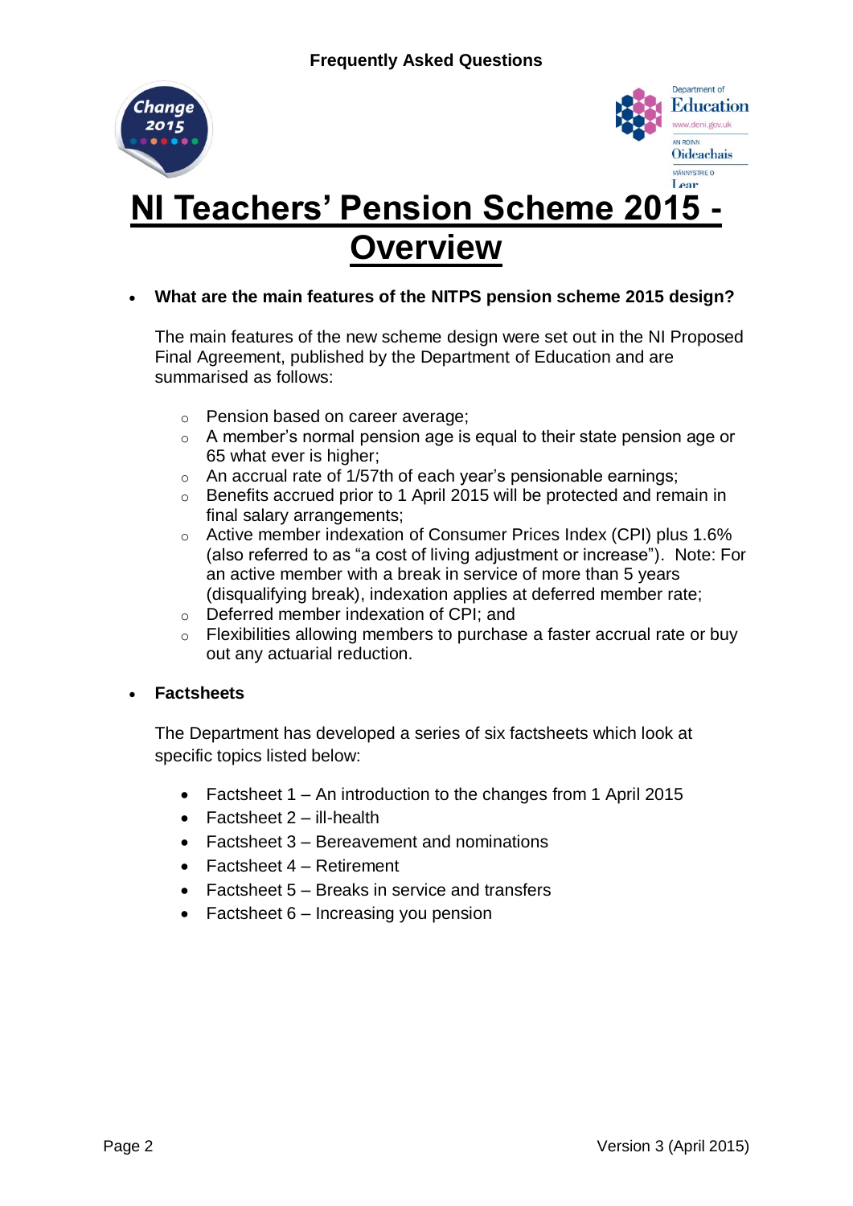# NI Teachers' Pension Scheme 2015 - Overview

- **What are the main features of the NITPS pension scheme 2015 design?**

  The main features of the new scheme design were set out in the NI Proposed Final Agreement, published by the Department of Education and are summarised as follows:

  - Pension based on career average;
  - A member's normal pension age is equal to their state pension age or 65 what ever is higher;
  - An accrual rate of 1/57th of each year's pensionable earnings;
  - Benefits accrued prior to 1 April 2015 will be protected and remain in final salary arrangements;
  - Active member indexation of Consumer Prices Index (CPI) plus 1.6% (also referred to as "a cost of living adjustment or increase"). Note: For an active member with a break in service of more than 5 years (disqualifying break), indexation applies at deferred member rate;
  - Deferred member indexation of CPI; and
  - Flexibilities allowing members to purchase a faster accrual rate or buy out any actuarial reduction.

- **Factsheets**

  The Department has developed a series of six factsheets which look at specific topics listed below:

  - Factsheet 1 – An introduction to the changes from 1 April 2015
  - Factsheet 2 – ill-health
  - Factsheet 3 – Bereavement and nominations
  - Factsheet 4 – Retirement
  - Factsheet 5 – Breaks in service and transfers
  - Factsheet 6 – Increasing you pension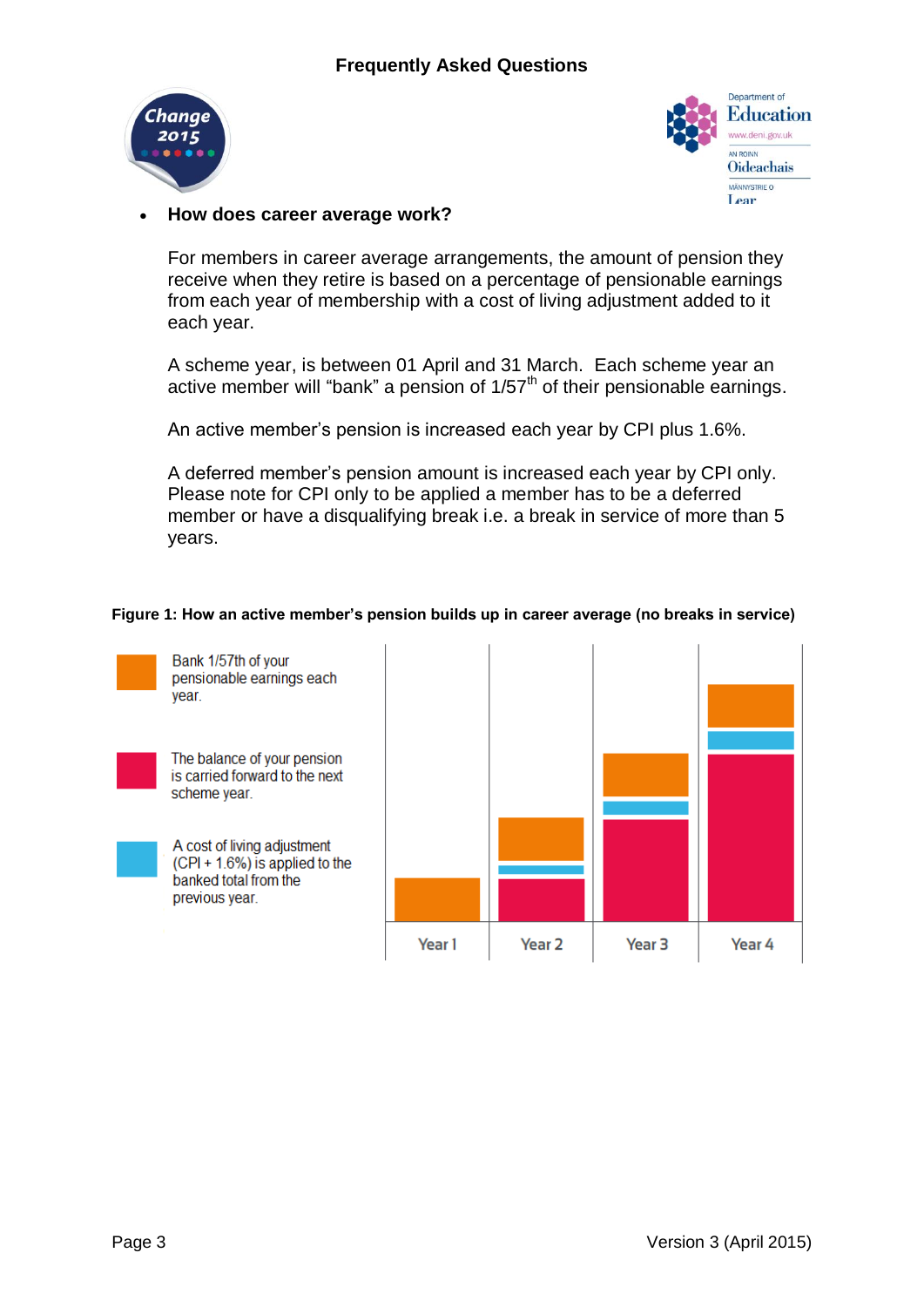- **How does career average work?**

  For members in career average arrangements, the amount of pension they receive when they retire is based on a percentage of pensionable earnings from each year of membership with a cost of living adjustment added to it each year.

  A scheme year, is between 01 April and 31 March. Each scheme year an active member will "bank" a pension of 1/57[th] of their pensionable earnings.

  An active member's pension is increased each year by CPI plus 1.6%.

  A deferred member's pension amount is increased each year by CPI only. Please note for CPI only to be applied a member has to be a deferred member or have a disqualifying break i.e. a break in service of more than 5 years.

**Figure 1: How an active member's pension builds up in career average (no breaks in service)**

- Bank 1/57th of your pensionable earnings each year.
- The balance of your pension is carried forward to the next scheme year.
- A cost of living adjustment (CPI + 1.6%) is applied to the banked total from the previous year.

Year 1 | Year 2 | Year 3 | Year 4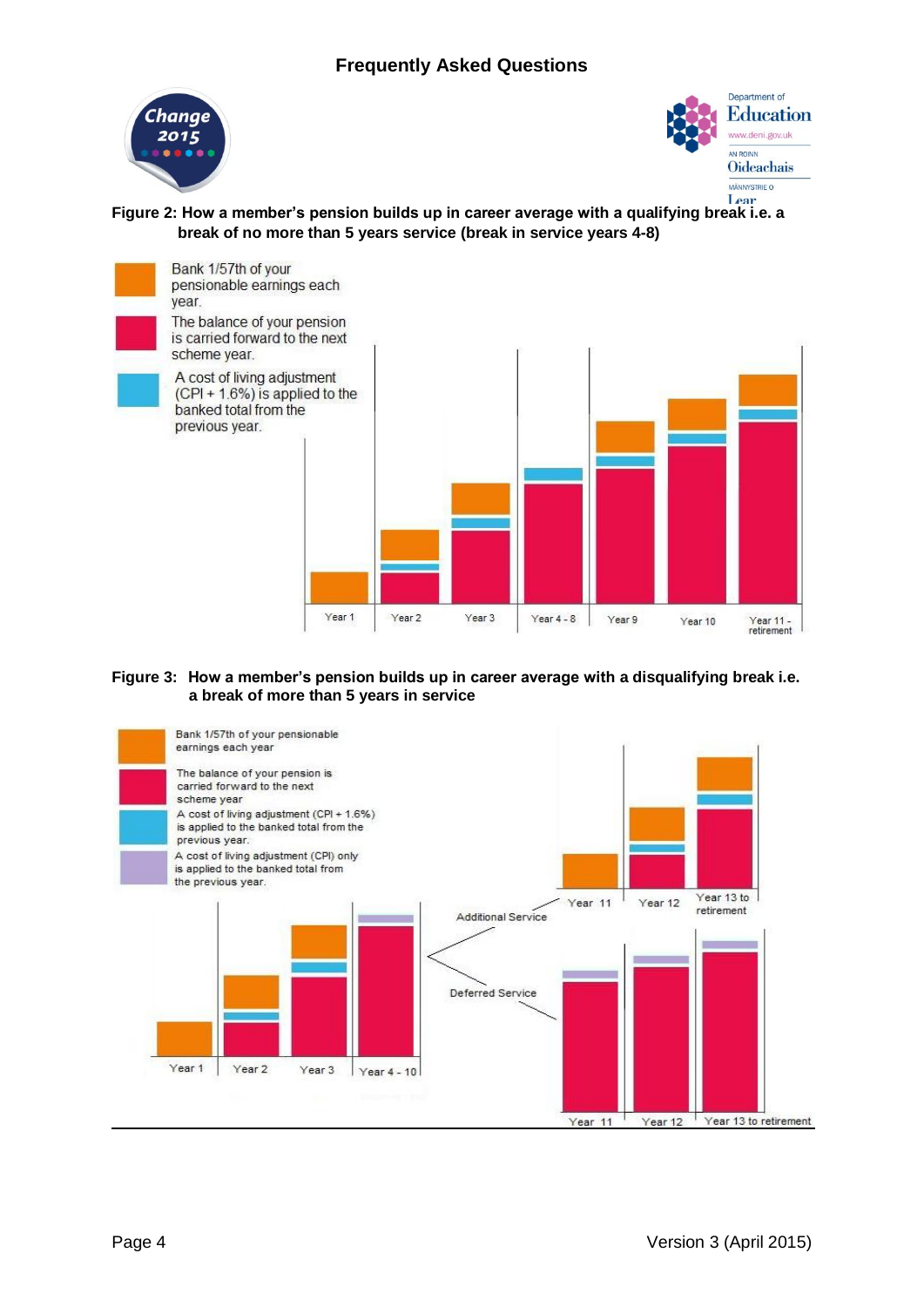Figure 2: How a member's pension builds up in career average with a qualifying break i.e. a break of no more than 5 years service (break in service years 4-8)

Bank 1/57th of your pensionable earnings each year.

The balance of your pension is carried forward to the next scheme year.

A cost of living adjustment (CPI + 1.6%) is applied to the banked total from the previous year.

Year 1 | Year 2 | Year 3 | Year 4 - 8 | Year 9 | Year 10 | Year 11 - retirement

Figure 3: How a member's pension builds up in career average with a disqualifying break i.e. a break of more than 5 years in service

Bank 1/57th of your pensionable earnings each year

The balance of your pension is carried forward to the next scheme year

A cost of living adjustment (CPI + 1.6%) is applied to the banked total from the previous year.

A cost of living adjustment (CPI) only is applied to the banked total from the previous year.

Year 1 | Year 2 | Year 3 | Year 4 - 10

Additional Service: Year 11 | Year 12 | Year 13 to retirement

Deferred Service: Year 11 | Year 12 | Year 13 to retirement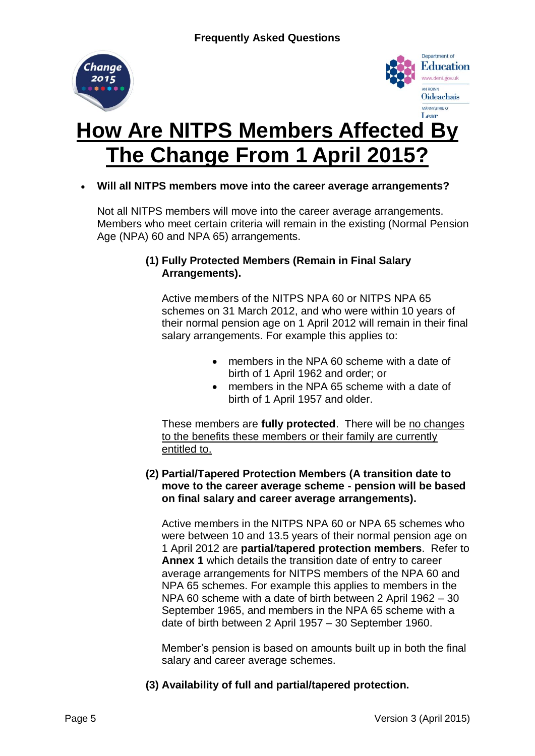# How Are NITPS Members Affected By The Change From 1 April 2015?

- **Will all NITPS members move into the career average arrangements?**

Not all NITPS members will move into the career average arrangements. Members who meet certain criteria will remain in the existing (Normal Pension Age (NPA) 60 and NPA 65) arrangements.

**(1) Fully Protected Members (Remain in Final Salary Arrangements).**

Active members of the NITPS NPA 60 or NITPS NPA 65 schemes on 31 March 2012, and who were within 10 years of their normal pension age on 1 April 2012 will remain in their final salary arrangements. For example this applies to:

- members in the NPA 60 scheme with a date of birth of 1 April 1962 and order; or
- members in the NPA 65 scheme with a date of birth of 1 April 1957 and older.

These members are **fully protected**. There will be no changes to the benefits these members or their family are currently entitled to.

**(2) Partial/Tapered Protection Members (A transition date to move to the career average scheme - pension will be based on final salary and career average arrangements).**

Active members in the NITPS NPA 60 or NPA 65 schemes who were between 10 and 13.5 years of their normal pension age on 1 April 2012 are **partial/tapered protection members**. Refer to **Annex 1** which details the transition date of entry to career average arrangements for NITPS members of the NPA 60 and NPA 65 schemes. For example this applies to members in the NPA 60 scheme with a date of birth between 2 April 1962 – 30 September 1965, and members in the NPA 65 scheme with a date of birth between 2 April 1957 – 30 September 1960.

Member's pension is based on amounts built up in both the final salary and career average schemes.

**(3) Availability of full and partial/tapered protection.**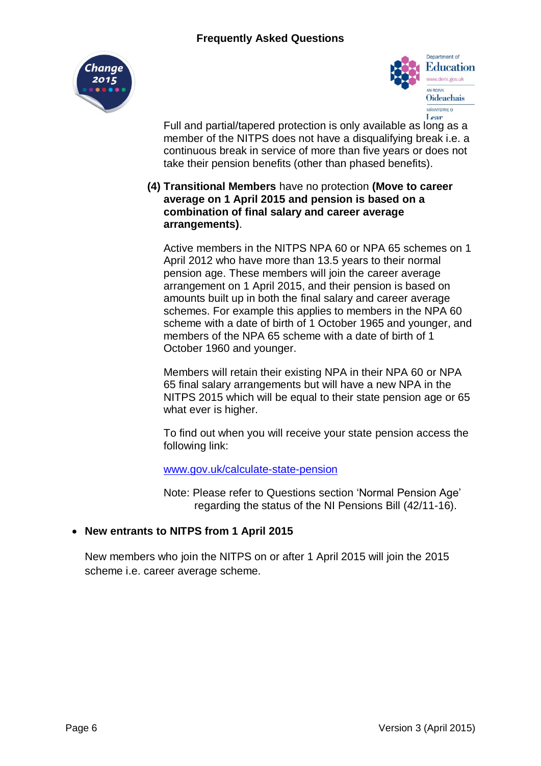Full and partial/tapered protection is only available as long as a member of the NITPS does not have a disqualifying break i.e. a continuous break in service of more than five years or does not take their pension benefits (other than phased benefits).

**(4) Transitional Members** have no protection **(Move to career average on 1 April 2015 and pension is based on a combination of final salary and career average arrangements)**.

Active members in the NITPS NPA 60 or NPA 65 schemes on 1 April 2012 who have more than 13.5 years to their normal pension age. These members will join the career average arrangement on 1 April 2015, and their pension is based on amounts built up in both the final salary and career average schemes. For example this applies to members in the NPA 60 scheme with a date of birth of 1 October 1965 and younger, and members of the NPA 65 scheme with a date of birth of 1 October 1960 and younger.

Members will retain their existing NPA in their NPA 60 or NPA 65 final salary arrangements but will have a new NPA in the NITPS 2015 which will be equal to their state pension age or 65 what ever is higher.

To find out when you will receive your state pension access the following link:

[www.gov.uk/calculate-state-pension](http://www.gov.uk/calculate-state-pension)

Note: Please refer to Questions section 'Normal Pension Age' regarding the status of the NI Pensions Bill (42/11-16).

- **New entrants to NITPS from 1 April 2015**

New members who join the NITPS on or after 1 April 2015 will join the 2015 scheme i.e. career average scheme.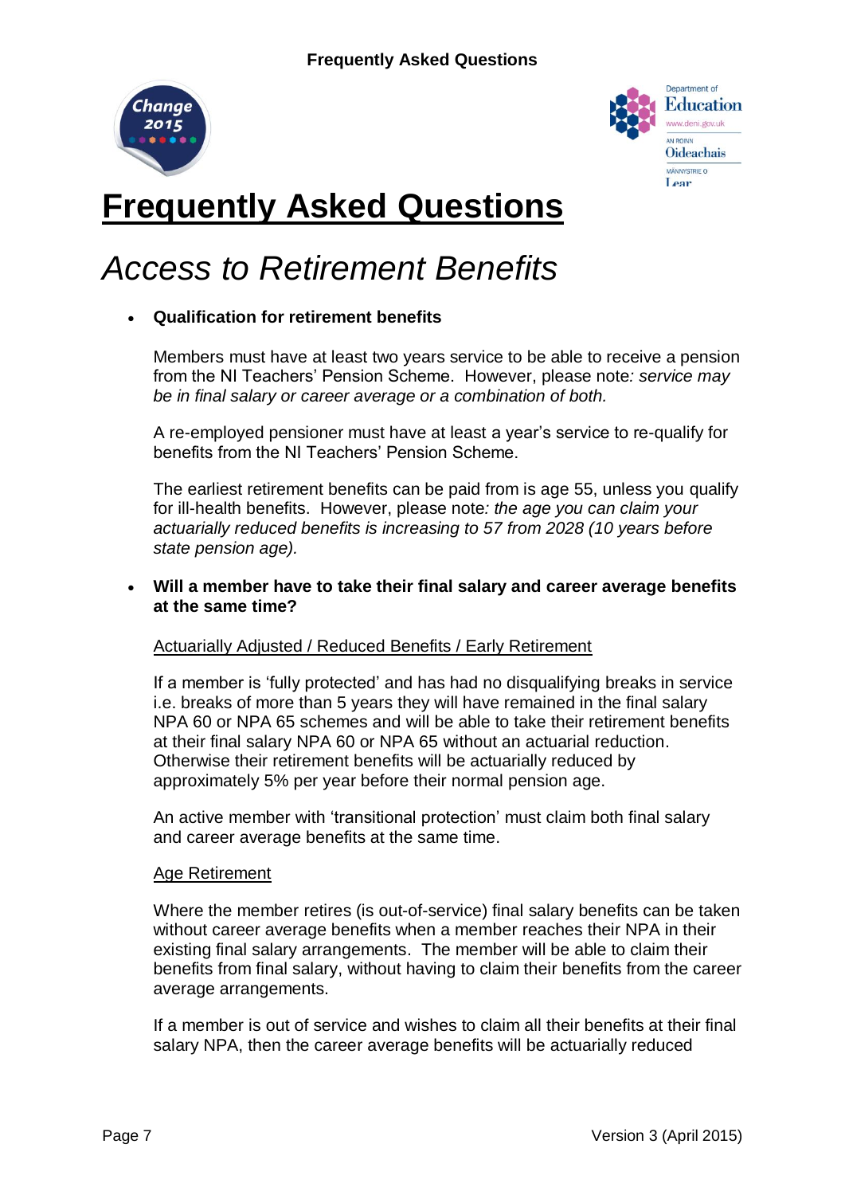# Frequently Asked Questions

## Access to Retirement Benefits

- **Qualification for retirement benefits**

  Members must have at least two years service to be able to receive a pension from the NI Teachers' Pension Scheme. However, please note*: service may be in final salary or career average or a combination of both.*

  A re-employed pensioner must have at least a year's service to re-qualify for benefits from the NI Teachers' Pension Scheme.

  The earliest retirement benefits can be paid from is age 55, unless you qualify for ill-health benefits. However, please note*: the age you can claim your actuarially reduced benefits is increasing to 57 from 2028 (10 years before state pension age).*

- **Will a member have to take their final salary and career average benefits at the same time?**

  <u>Actuarially Adjusted / Reduced Benefits / Early Retirement</u>

  If a member is 'fully protected' and has had no disqualifying breaks in service i.e. breaks of more than 5 years they will have remained in the final salary NPA 60 or NPA 65 schemes and will be able to take their retirement benefits at their final salary NPA 60 or NPA 65 without an actuarial reduction. Otherwise their retirement benefits will be actuarially reduced by approximately 5% per year before their normal pension age.

  An active member with 'transitional protection' must claim both final salary and career average benefits at the same time.

  <u>Age Retirement</u>

  Where the member retires (is out-of-service) final salary benefits can be taken without career average benefits when a member reaches their NPA in their existing final salary arrangements. The member will be able to claim their benefits from final salary, without having to claim their benefits from the career average arrangements.

  If a member is out of service and wishes to claim all their benefits at their final salary NPA, then the career average benefits will be actuarially reduced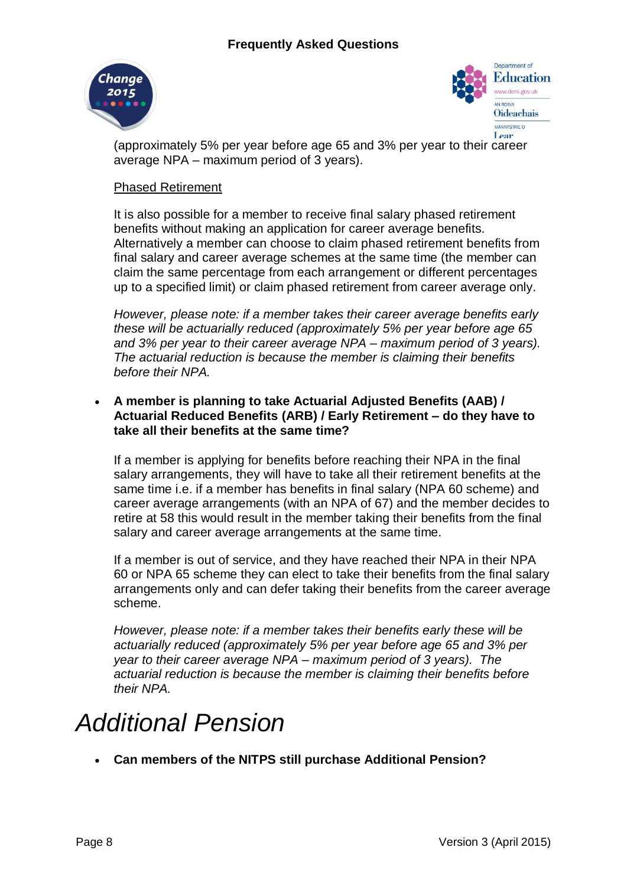(approximately 5% per year before age 65 and 3% per year to their career average NPA – maximum period of 3 years).

Phased Retirement

It is also possible for a member to receive final salary phased retirement benefits without making an application for career average benefits. Alternatively a member can choose to claim phased retirement benefits from final salary and career average schemes at the same time (the member can claim the same percentage from each arrangement or different percentages up to a specified limit) or claim phased retirement from career average only.

*However, please note: if a member takes their career average benefits early these will be actuarially reduced (approximately 5% per year before age 65 and 3% per year to their career average NPA – maximum period of 3 years). The actuarial reduction is because the member is claiming their benefits before their NPA.*

- **A member is planning to take Actuarial Adjusted Benefits (AAB) / Actuarial Reduced Benefits (ARB) / Early Retirement – do they have to take all their benefits at the same time?**

  If a member is applying for benefits before reaching their NPA in the final salary arrangements, they will have to take all their retirement benefits at the same time i.e. if a member has benefits in final salary (NPA 60 scheme) and career average arrangements (with an NPA of 67) and the member decides to retire at 58 this would result in the member taking their benefits from the final salary and career average arrangements at the same time.

  If a member is out of service, and they have reached their NPA in their NPA 60 or NPA 65 scheme they can elect to take their benefits from the final salary arrangements only and can defer taking their benefits from the career average scheme.

  *However, please note: if a member takes their benefits early these will be actuarially reduced (approximately 5% per year before age 65 and 3% per year to their career average NPA – maximum period of 3 years). The actuarial reduction is because the member is claiming their benefits before their NPA.*

# *Additional Pension*

- **Can members of the NITPS still purchase Additional Pension?**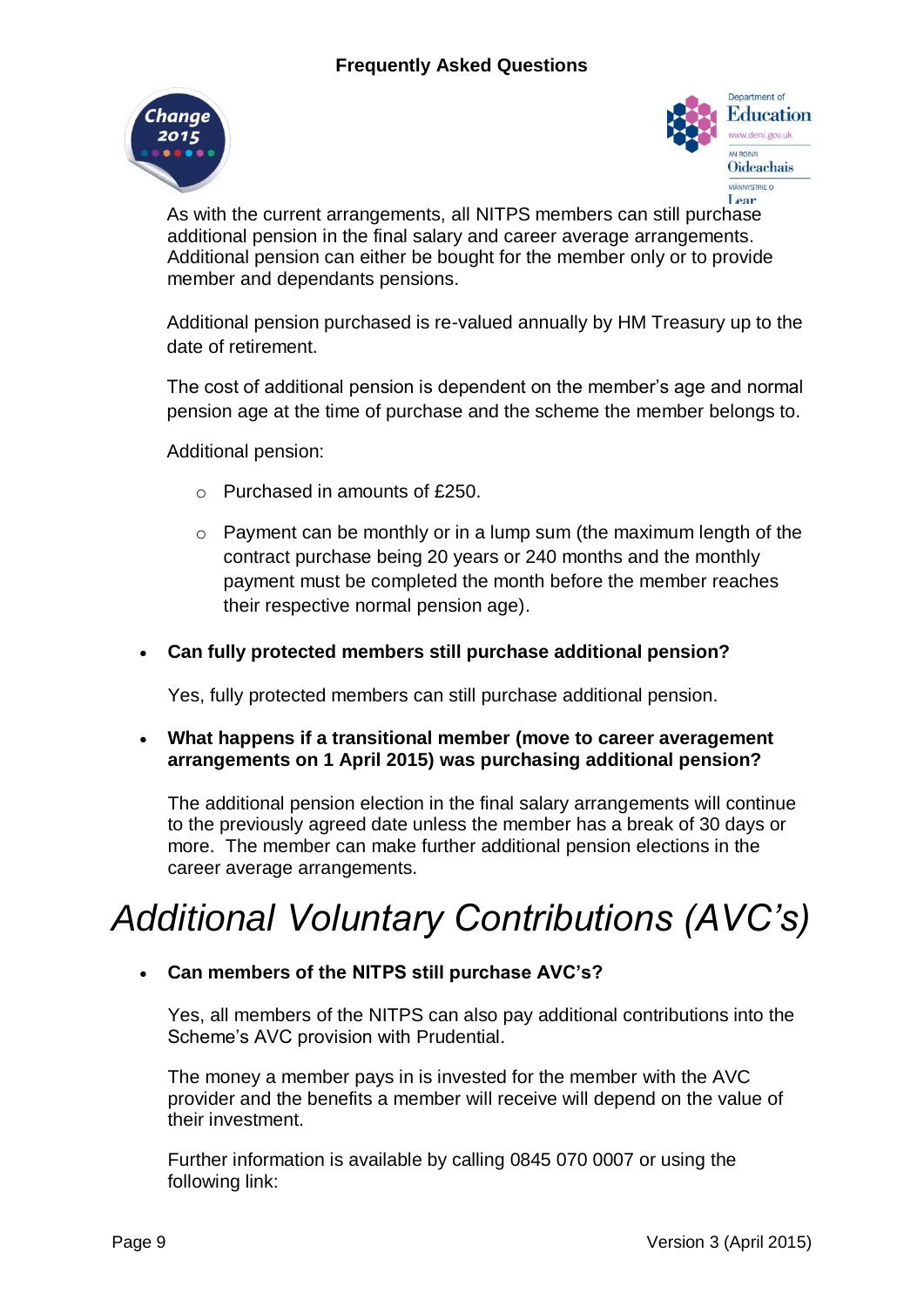As with the current arrangements, all NITPS members can still purchase additional pension in the final salary and career average arrangements. Additional pension can either be bought for the member only or to provide member and dependants pensions.

Additional pension purchased is re-valued annually by HM Treasury up to the date of retirement.

The cost of additional pension is dependent on the member's age and normal pension age at the time of purchase and the scheme the member belongs to.

Additional pension:

- Purchased in amounts of £250.
- Payment can be monthly or in a lump sum (the maximum length of the contract purchase being 20 years or 240 months and the monthly payment must be completed the month before the member reaches their respective normal pension age).

- **Can fully protected members still purchase additional pension?**

  Yes, fully protected members can still purchase additional pension.

- **What happens if a transitional member (move to career averagement arrangements on 1 April 2015) was purchasing additional pension?**

  The additional pension election in the final salary arrangements will continue to the previously agreed date unless the member has a break of 30 days or more. The member can make further additional pension elections in the career average arrangements.

# *Additional Voluntary Contributions (AVC's)*

- **Can members of the NITPS still purchase AVC's?**

  Yes, all members of the NITPS can also pay additional contributions into the Scheme's AVC provision with Prudential.

  The money a member pays in is invested for the member with the AVC provider and the benefits a member will receive will depend on the value of their investment.

  Further information is available by calling 0845 070 0007 or using the following link: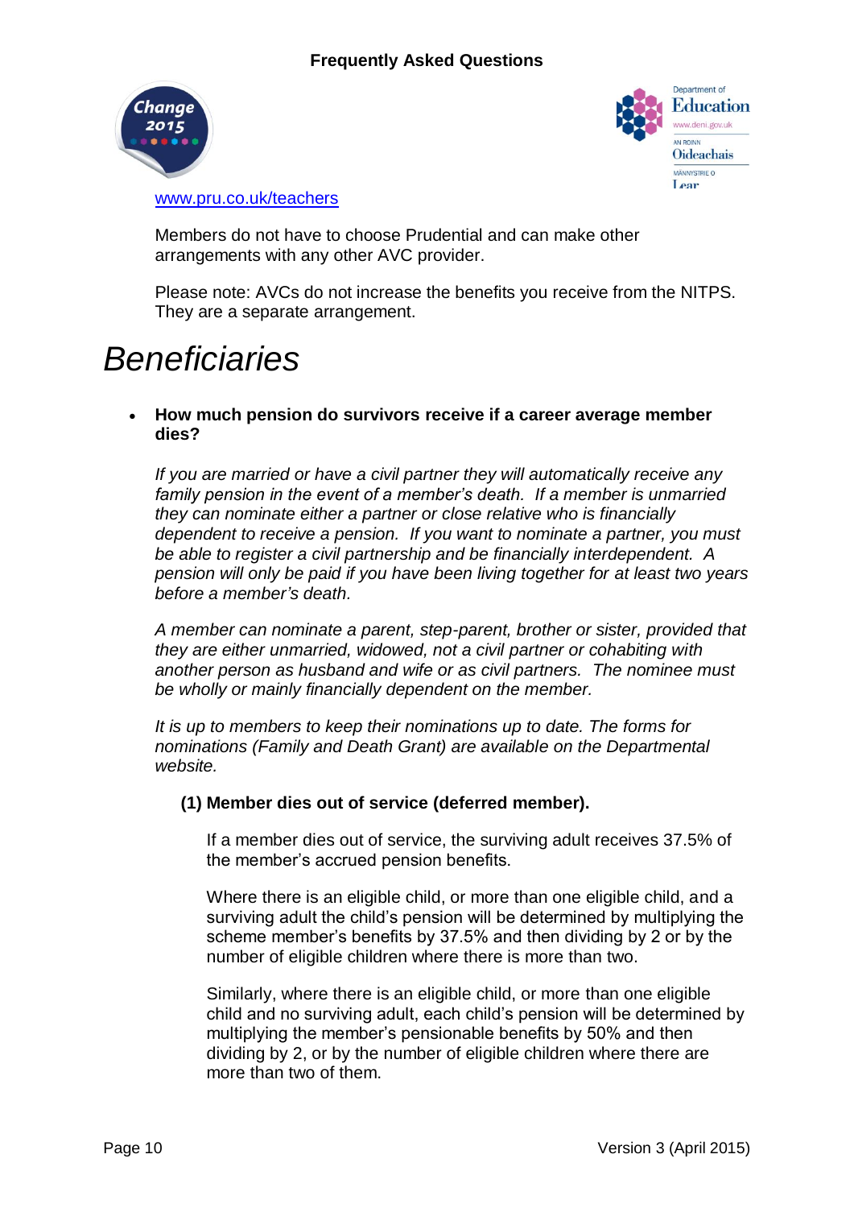[www.pru.co.uk/teachers](http://www.pru.co.uk/teachers)

Members do not have to choose Prudential and can make other arrangements with any other AVC provider.

Please note: AVCs do not increase the benefits you receive from the NITPS. They are a separate arrangement.

# *Beneficiaries*

- **How much pension do survivors receive if a career average member dies?**

  *If you are married or have a civil partner they will automatically receive any family pension in the event of a member's death. If a member is unmarried they can nominate either a partner or close relative who is financially dependent to receive a pension. If you want to nominate a partner, you must be able to register a civil partnership and be financially interdependent. A pension will only be paid if you have been living together for at least two years before a member's death.*

  *A member can nominate a parent, step-parent, brother or sister, provided that they are either unmarried, widowed, not a civil partner or cohabiting with another person as husband and wife or as civil partners. The nominee must be wholly or mainly financially dependent on the member.*

  *It is up to members to keep their nominations up to date. The forms for nominations (Family and Death Grant) are available on the Departmental website.*

  **(1) Member dies out of service (deferred member).**

  If a member dies out of service, the surviving adult receives 37.5% of the member's accrued pension benefits.

  Where there is an eligible child, or more than one eligible child, and a surviving adult the child's pension will be determined by multiplying the scheme member's benefits by 37.5% and then dividing by 2 or by the number of eligible children where there is more than two.

  Similarly, where there is an eligible child, or more than one eligible child and no surviving adult, each child's pension will be determined by multiplying the member's pensionable benefits by 50% and then dividing by 2, or by the number of eligible children where there are more than two of them.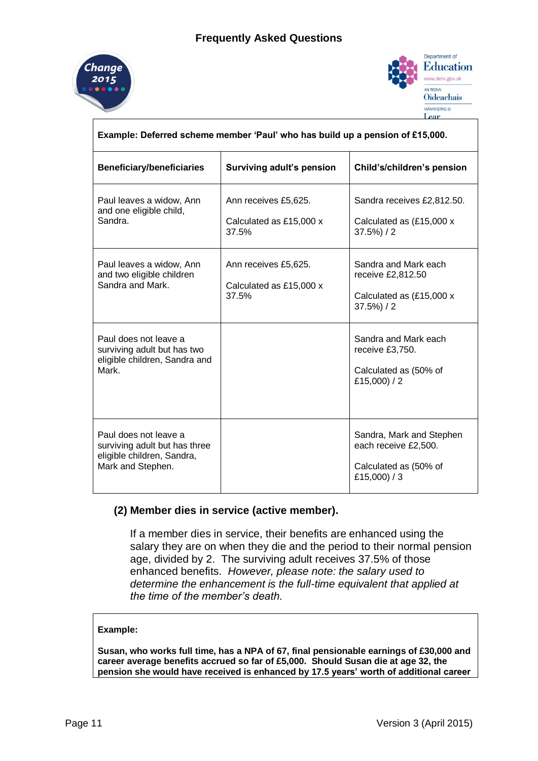| Example: Deferred scheme member 'Paul' who has build up a pension of £15,000. | | |
|---|---|---|
| **Beneficiary/beneficiaries** | **Surviving adult's pension** | **Child's/children's pension** |
| Paul leaves a widow, Ann and one eligible child, Sandra. | Ann receives £5,625.<br><br>Calculated as £15,000 x 37.5% | Sandra receives £2,812.50.<br><br>Calculated as (£15,000 x 37.5%) / 2 |
| Paul leaves a widow, Ann and two eligible children Sandra and Mark. | Ann receives £5,625.<br><br>Calculated as £15,000 x 37.5% | Sandra and Mark each receive £2,812.50<br><br>Calculated as (£15,000 x 37.5%) / 2 |
| Paul does not leave a surviving adult but has two eligible children, Sandra and Mark. | | Sandra and Mark each receive £3,750.<br><br>Calculated as (50% of £15,000) / 2 |
| Paul does not leave a surviving adult but has three eligible children, Sandra, Mark and Stephen. | | Sandra, Mark and Stephen each receive £2,500.<br><br>Calculated as (50% of £15,000) / 3 |

**(2) Member dies in service (active member).**

If a member dies in service, their benefits are enhanced using the salary they are on when they die and the period to their normal pension age, divided by 2. The surviving adult receives 37.5% of those enhanced benefits. *However, please note: the salary used to determine the enhancement is the full-time equivalent that applied at the time of the member's death.*

**Example:**

**Susan, who works full time, has a NPA of 67, final pensionable earnings of £30,000 and career average benefits accrued so far of £5,000. Should Susan die at age 32, the pension she would have received is enhanced by 17.5 years' worth of additional career**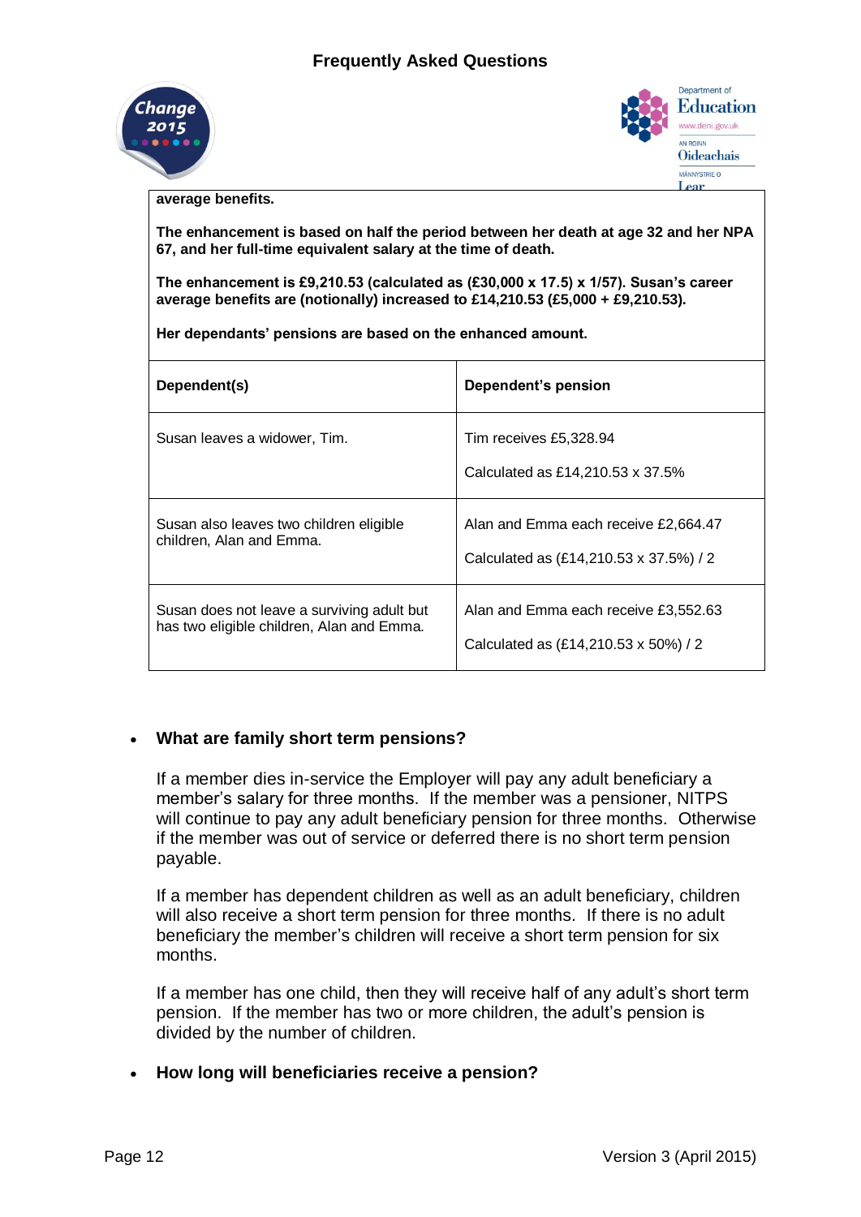**average benefits.**

**The enhancement is based on half the period between her death at age 32 and her NPA 67, and her full-time equivalent salary at the time of death.**

**The enhancement is £9,210.53 (calculated as (£30,000 x 17.5) x 1/57). Susan's career average benefits are (notionally) increased to £14,210.53 (£5,000 + £9,210.53).**

**Her dependants' pensions are based on the enhanced amount.**

| **Dependent(s)** | **Dependent's pension** |
|---|---|
| Susan leaves a widower, Tim. | Tim receives £5,328.94<br><br>Calculated as £14,210.53 x 37.5% |
| Susan also leaves two children eligible children, Alan and Emma. | Alan and Emma each receive £2,664.47<br><br>Calculated as (£14,210.53 x 37.5%) / 2 |
| Susan does not leave a surviving adult but has two eligible children, Alan and Emma. | Alan and Emma each receive £3,552.63<br><br>Calculated as (£14,210.53 x 50%) / 2 |

- **What are family short term pensions?**

  If a member dies in-service the Employer will pay any adult beneficiary a member's salary for three months. If the member was a pensioner, NITPS will continue to pay any adult beneficiary pension for three months. Otherwise if the member was out of service or deferred there is no short term pension payable.

  If a member has dependent children as well as an adult beneficiary, children will also receive a short term pension for three months. If there is no adult beneficiary the member's children will receive a short term pension for six months.

  If a member has one child, then they will receive half of any adult's short term pension. If the member has two or more children, the adult's pension is divided by the number of children.

- **How long will beneficiaries receive a pension?**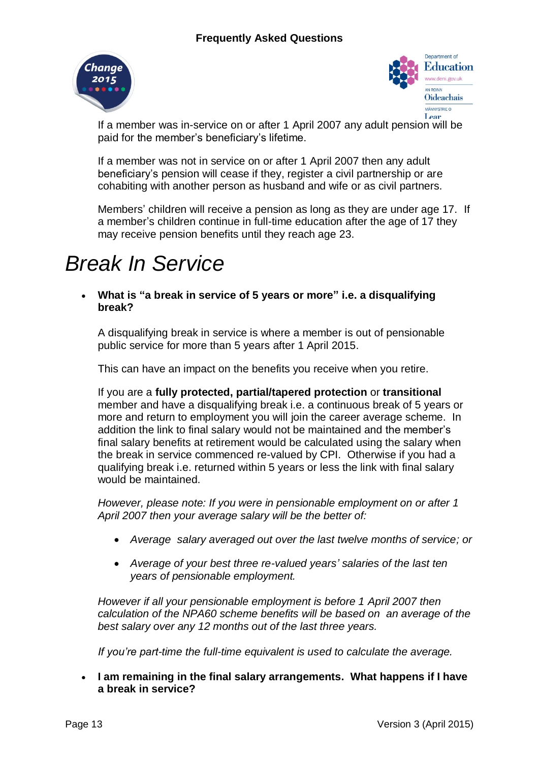If a member was in-service on or after 1 April 2007 any adult pension will be paid for the member's beneficiary's lifetime.

If a member was not in service on or after 1 April 2007 then any adult beneficiary's pension will cease if they, register a civil partnership or are cohabiting with another person as husband and wife or as civil partners.

Members' children will receive a pension as long as they are under age 17. If a member's children continue in full-time education after the age of 17 they may receive pension benefits until they reach age 23.

# *Break In Service*

- **What is "a break in service of 5 years or more" i.e. a disqualifying break?**

  A disqualifying break in service is where a member is out of pensionable public service for more than 5 years after 1 April 2015.

  This can have an impact on the benefits you receive when you retire.

  If you are a **fully protected, partial/tapered protection** or **transitional** member and have a disqualifying break i.e. a continuous break of 5 years or more and return to employment you will join the career average scheme. In addition the link to final salary would not be maintained and the member's final salary benefits at retirement would be calculated using the salary when the break in service commenced re-valued by CPI. Otherwise if you had a qualifying break i.e. returned within 5 years or less the link with final salary would be maintained.

  *However, please note: If you were in pensionable employment on or after 1 April 2007 then your average salary will be the better of:*

  - *Average salary averaged out over the last twelve months of service; or*
  - *Average of your best three re-valued years' salaries of the last ten years of pensionable employment.*

  *However if all your pensionable employment is before 1 April 2007 then calculation of the NPA60 scheme benefits will be based on an average of the best salary over any 12 months out of the last three years.*

  *If you're part-time the full-time equivalent is used to calculate the average.*

- **I am remaining in the final salary arrangements. What happens if I have a break in service?**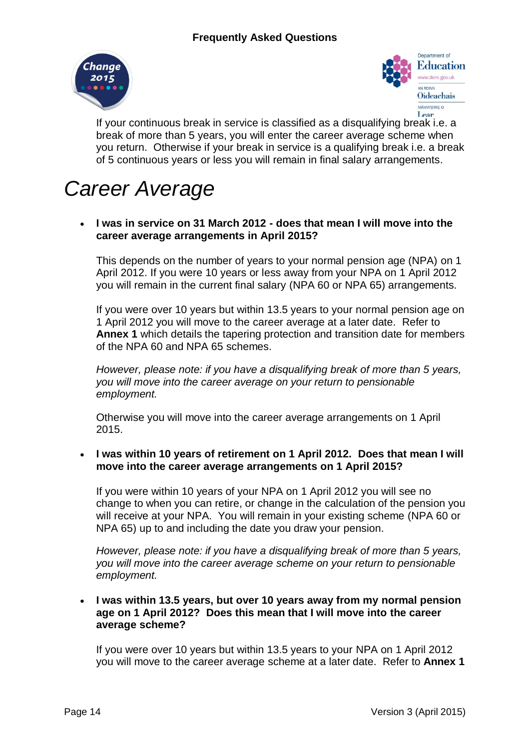If your continuous break in service is classified as a disqualifying break i.e. a break of more than 5 years, you will enter the career average scheme when you return. Otherwise if your break in service is a qualifying break i.e. a break of 5 continuous years or less you will remain in final salary arrangements.

# *Career Average*

- **I was in service on 31 March 2012 - does that mean I will move into the career average arrangements in April 2015?**

  This depends on the number of years to your normal pension age (NPA) on 1 April 2012. If you were 10 years or less away from your NPA on 1 April 2012 you will remain in the current final salary (NPA 60 or NPA 65) arrangements.

  If you were over 10 years but within 13.5 years to your normal pension age on 1 April 2012 you will move to the career average at a later date. Refer to **Annex 1** which details the tapering protection and transition date for members of the NPA 60 and NPA 65 schemes.

  *However, please note: if you have a disqualifying break of more than 5 years, you will move into the career average on your return to pensionable employment.*

  Otherwise you will move into the career average arrangements on 1 April 2015.

- **I was within 10 years of retirement on 1 April 2012. Does that mean I will move into the career average arrangements on 1 April 2015?**

  If you were within 10 years of your NPA on 1 April 2012 you will see no change to when you can retire, or change in the calculation of the pension you will receive at your NPA. You will remain in your existing scheme (NPA 60 or NPA 65) up to and including the date you draw your pension.

  *However, please note: if you have a disqualifying break of more than 5 years, you will move into the career average scheme on your return to pensionable employment.*

- **I was within 13.5 years, but over 10 years away from my normal pension age on 1 April 2012? Does this mean that I will move into the career average scheme?**

  If you were over 10 years but within 13.5 years to your NPA on 1 April 2012 you will move to the career average scheme at a later date. Refer to **Annex 1**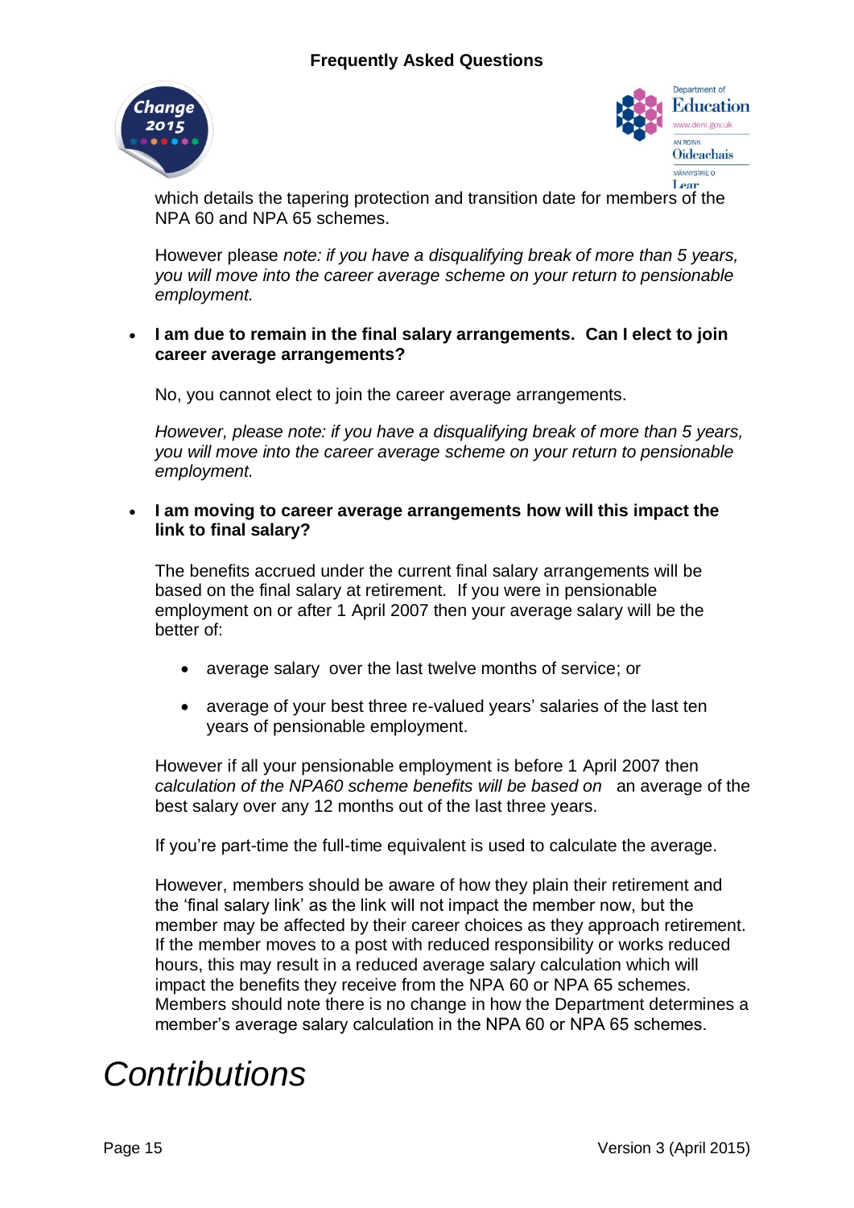which details the tapering protection and transition date for members of the NPA 60 and NPA 65 schemes.

However please *note: if you have a disqualifying break of more than 5 years, you will move into the career average scheme on your return to pensionable employment.*

- **I am due to remain in the final salary arrangements. Can I elect to join career average arrangements?**

  No, you cannot elect to join the career average arrangements.

  *However, please note: if you have a disqualifying break of more than 5 years, you will move into the career average scheme on your return to pensionable employment.*

- **I am moving to career average arrangements how will this impact the link to final salary?**

  The benefits accrued under the current final salary arrangements will be based on the final salary at retirement. If you were in pensionable employment on or after 1 April 2007 then your average salary will be the better of:

  - average salary over the last twelve months of service; or
  - average of your best three re-valued years' salaries of the last ten years of pensionable employment.

  However if all your pensionable employment is before 1 April 2007 then *calculation of the NPA60 scheme benefits will be based on* an average of the best salary over any 12 months out of the last three years.

  If you're part-time the full-time equivalent is used to calculate the average.

  However, members should be aware of how they plain their retirement and the 'final salary link' as the link will not impact the member now, but the member may be affected by their career choices as they approach retirement. If the member moves to a post with reduced responsibility or works reduced hours, this may result in a reduced average salary calculation which will impact the benefits they receive from the NPA 60 or NPA 65 schemes. Members should note there is no change in how the Department determines a member's average salary calculation in the NPA 60 or NPA 65 schemes.

# *Contributions*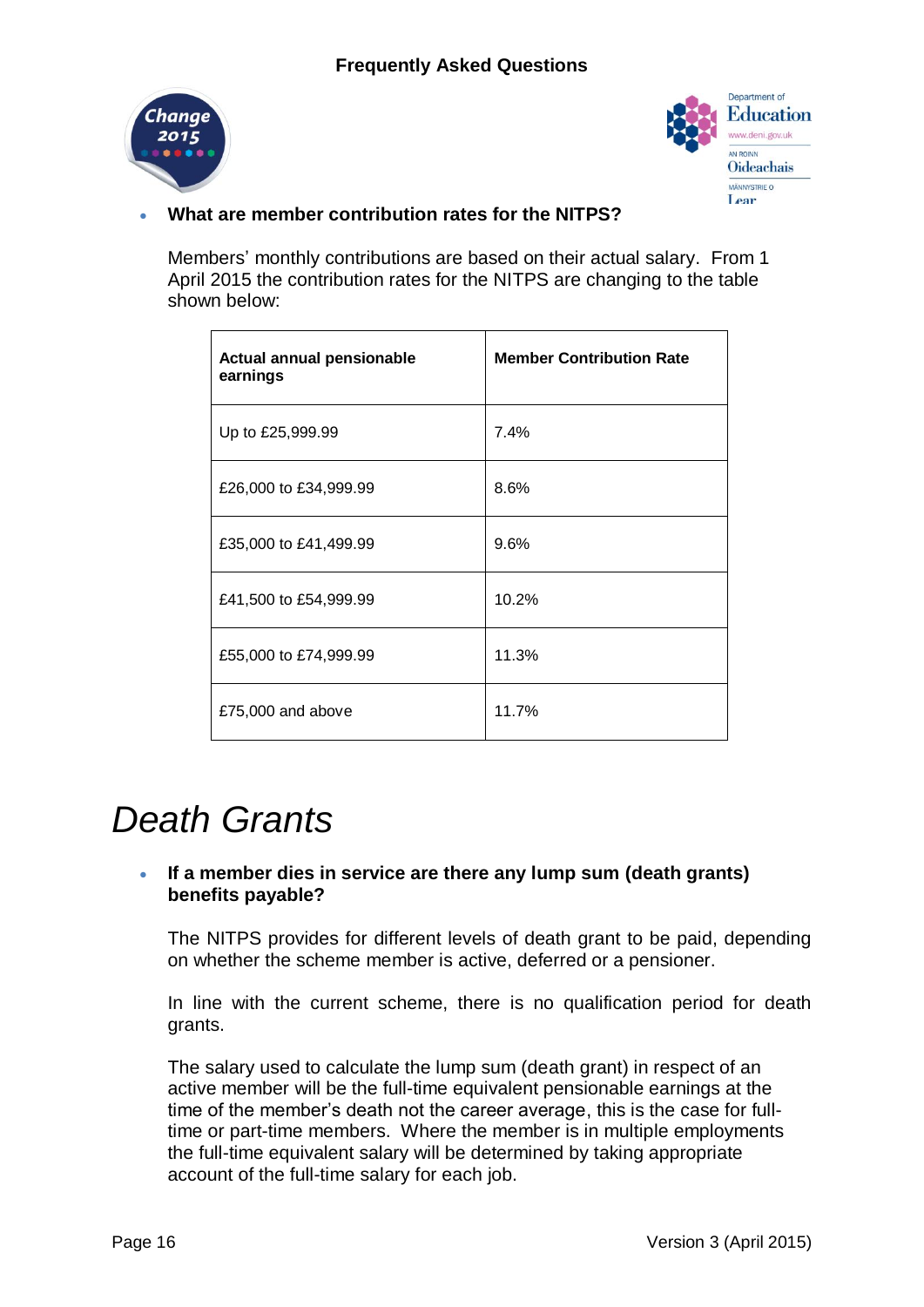- **What are member contribution rates for the NITPS?**

  Members' monthly contributions are based on their actual salary. From 1 April 2015 the contribution rates for the NITPS are changing to the table shown below:

| Actual annual pensionable earnings | Member Contribution Rate |
|---|---|
| Up to £25,999.99 | 7.4% |
| £26,000 to £34,999.99 | 8.6% |
| £35,000 to £41,499.99 | 9.6% |
| £41,500 to £54,999.99 | 10.2% |
| £55,000 to £74,999.99 | 11.3% |
| £75,000 and above | 11.7% |

# *Death Grants*

- **If a member dies in service are there any lump sum (death grants) benefits payable?**

  The NITPS provides for different levels of death grant to be paid, depending on whether the scheme member is active, deferred or a pensioner.

  In line with the current scheme, there is no qualification period for death grants.

  The salary used to calculate the lump sum (death grant) in respect of an active member will be the full-time equivalent pensionable earnings at the time of the member's death not the career average, this is the case for full-time or part-time members. Where the member is in multiple employments the full-time equivalent salary will be determined by taking appropriate account of the full-time salary for each job.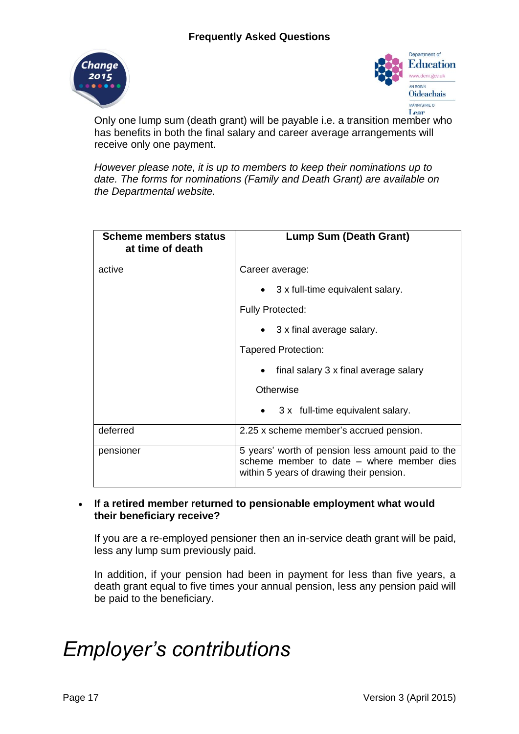Only one lump sum (death grant) will be payable i.e. a transition member who has benefits in both the final salary and career average arrangements will receive only one payment.

*However please note, it is up to members to keep their nominations up to date. The forms for nominations (Family and Death Grant) are available on the Departmental website.*

| Scheme members status at time of death | Lump Sum (Death Grant) |
|---|---|
| active | Career average:<br>• 3 x full-time equivalent salary.<br>Fully Protected:<br>• 3 x final average salary.<br>Tapered Protection:<br>• final salary 3 x final average salary<br>Otherwise<br>• 3 x full-time equivalent salary. |
| deferred | 2.25 x scheme member's accrued pension. |
| pensioner | 5 years' worth of pension less amount paid to the scheme member to date – where member dies within 5 years of drawing their pension. |

- **If a retired member returned to pensionable employment what would their beneficiary receive?**

  If you are a re-employed pensioner then an in-service death grant will be paid, less any lump sum previously paid.

  In addition, if your pension had been in payment for less than five years, a death grant equal to five times your annual pension, less any pension paid will be paid to the beneficiary.

# *Employer's contributions*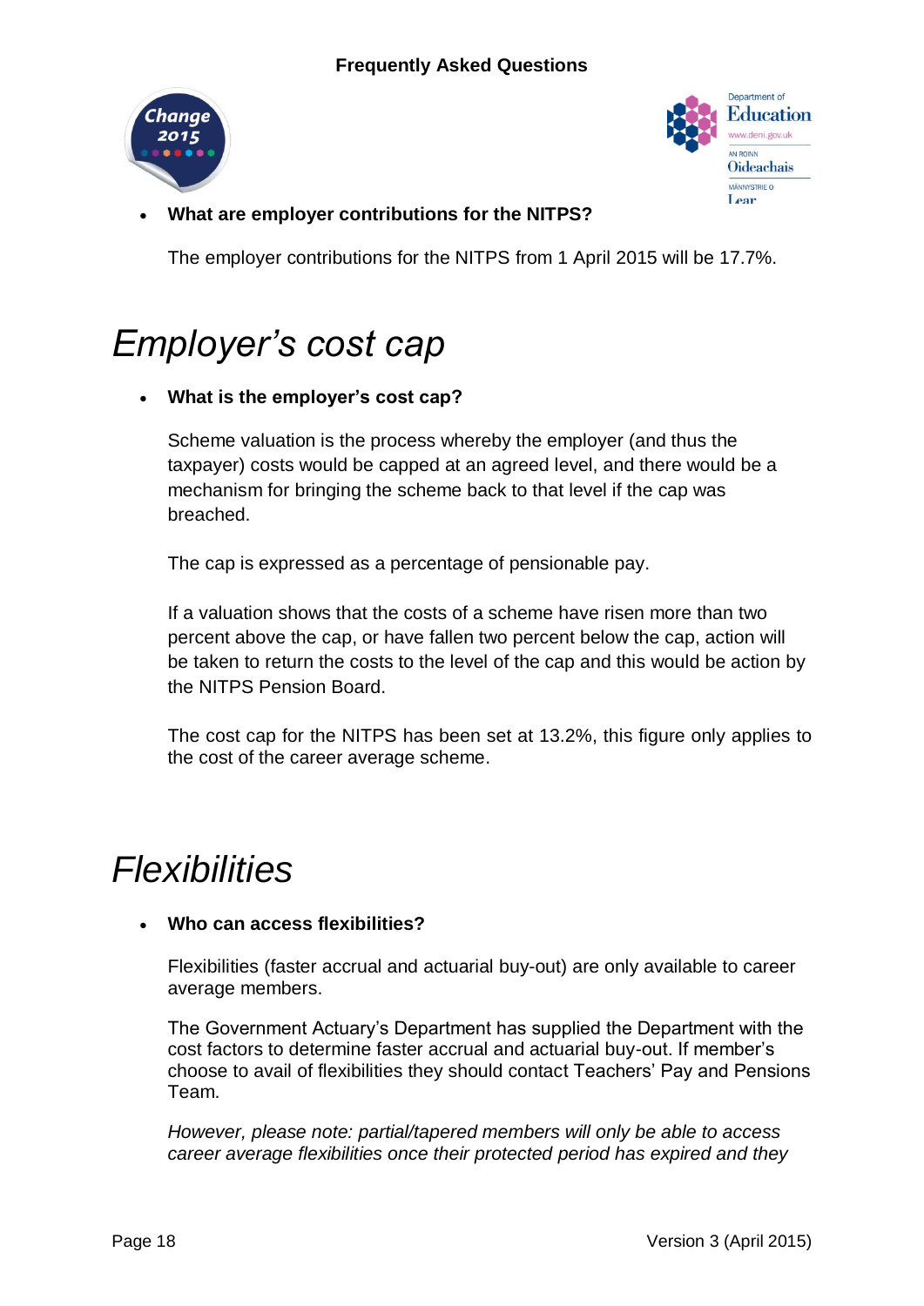- **What are employer contributions for the NITPS?**

  The employer contributions for the NITPS from 1 April 2015 will be 17.7%.

# *Employer's cost cap*

- **What is the employer's cost cap?**

  Scheme valuation is the process whereby the employer (and thus the taxpayer) costs would be capped at an agreed level, and there would be a mechanism for bringing the scheme back to that level if the cap was breached.

  The cap is expressed as a percentage of pensionable pay.

  If a valuation shows that the costs of a scheme have risen more than two percent above the cap, or have fallen two percent below the cap, action will be taken to return the costs to the level of the cap and this would be action by the NITPS Pension Board.

  The cost cap for the NITPS has been set at 13.2%, this figure only applies to the cost of the career average scheme.

# *Flexibilities*

- **Who can access flexibilities?**

  Flexibilities (faster accrual and actuarial buy-out) are only available to career average members.

  The Government Actuary's Department has supplied the Department with the cost factors to determine faster accrual and actuarial buy-out. If member's choose to avail of flexibilities they should contact Teachers' Pay and Pensions Team.

  *However, please note: partial/tapered members will only be able to access career average flexibilities once their protected period has expired and they*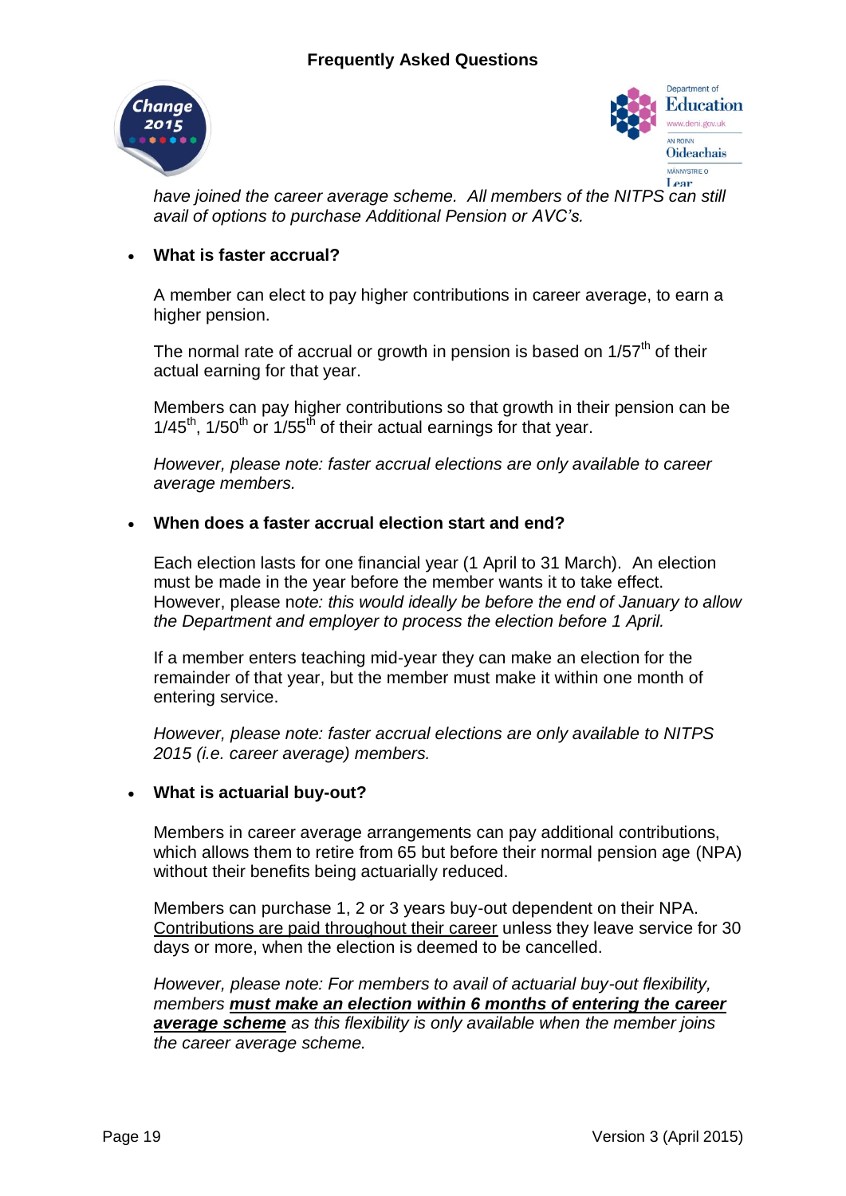*have joined the career average scheme. All members of the NITPS can still avail of options to purchase Additional Pension or AVC's.*

- **What is faster accrual?**

  A member can elect to pay higher contributions in career average, to earn a higher pension.

  The normal rate of accrual or growth in pension is based on 1/57th of their actual earning for that year.

  Members can pay higher contributions so that growth in their pension can be 1/45th, 1/50th or 1/55th of their actual earnings for that year.

  *However, please note: faster accrual elections are only available to career average members.*

- **When does a faster accrual election start and end?**

  Each election lasts for one financial year (1 April to 31 March). An election must be made in the year before the member wants it to take effect. However, please no*te: this would ideally be before the end of January to allow the Department and employer to process the election before 1 April.*

  If a member enters teaching mid-year they can make an election for the remainder of that year, but the member must make it within one month of entering service.

  *However, please note: faster accrual elections are only available to NITPS 2015 (i.e. career average) members.*

- **What is actuarial buy-out?**

  Members in career average arrangements can pay additional contributions, which allows them to retire from 65 but before their normal pension age (NPA) without their benefits being actuarially reduced.

  Members can purchase 1, 2 or 3 years buy-out dependent on their NPA. <u>Contributions are paid throughout their career</u> unless they leave service for 30 days or more, when the election is deemed to be cancelled.

  *However, please note: For members to avail of actuarial buy-out flexibility, members* ***<u>must make an election within 6 months of entering the career average scheme</u>*** *as this flexibility is only available when the member joins the career average scheme.*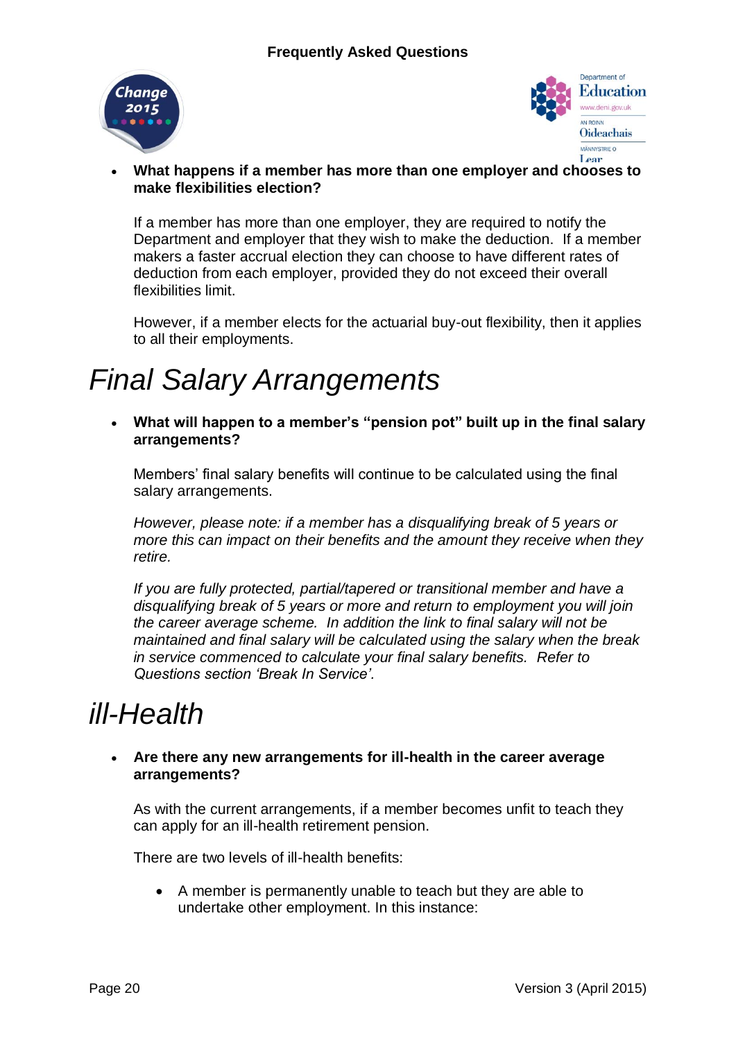- **What happens if a member has more than one employer and chooses to make flexibilities election?**

  If a member has more than one employer, they are required to notify the Department and employer that they wish to make the deduction. If a member makers a faster accrual election they can choose to have different rates of deduction from each employer, provided they do not exceed their overall flexibilities limit.

  However, if a member elects for the actuarial buy-out flexibility, then it applies to all their employments.

# *Final Salary Arrangements*

- **What will happen to a member's "pension pot" built up in the final salary arrangements?**

  Members' final salary benefits will continue to be calculated using the final salary arrangements.

  *However, please note: if a member has a disqualifying break of 5 years or more this can impact on their benefits and the amount they receive when they retire.*

  *If you are fully protected, partial/tapered or transitional member and have a disqualifying break of 5 years or more and return to employment you will join the career average scheme. In addition the link to final salary will not be maintained and final salary will be calculated using the salary when the break in service commenced to calculate your final salary benefits. Refer to Questions section 'Break In Service'.*

# *ill-Health*

- **Are there any new arrangements for ill-health in the career average arrangements?**

  As with the current arrangements, if a member becomes unfit to teach they can apply for an ill-health retirement pension.

  There are two levels of ill-health benefits:

  - A member is permanently unable to teach but they are able to undertake other employment. In this instance: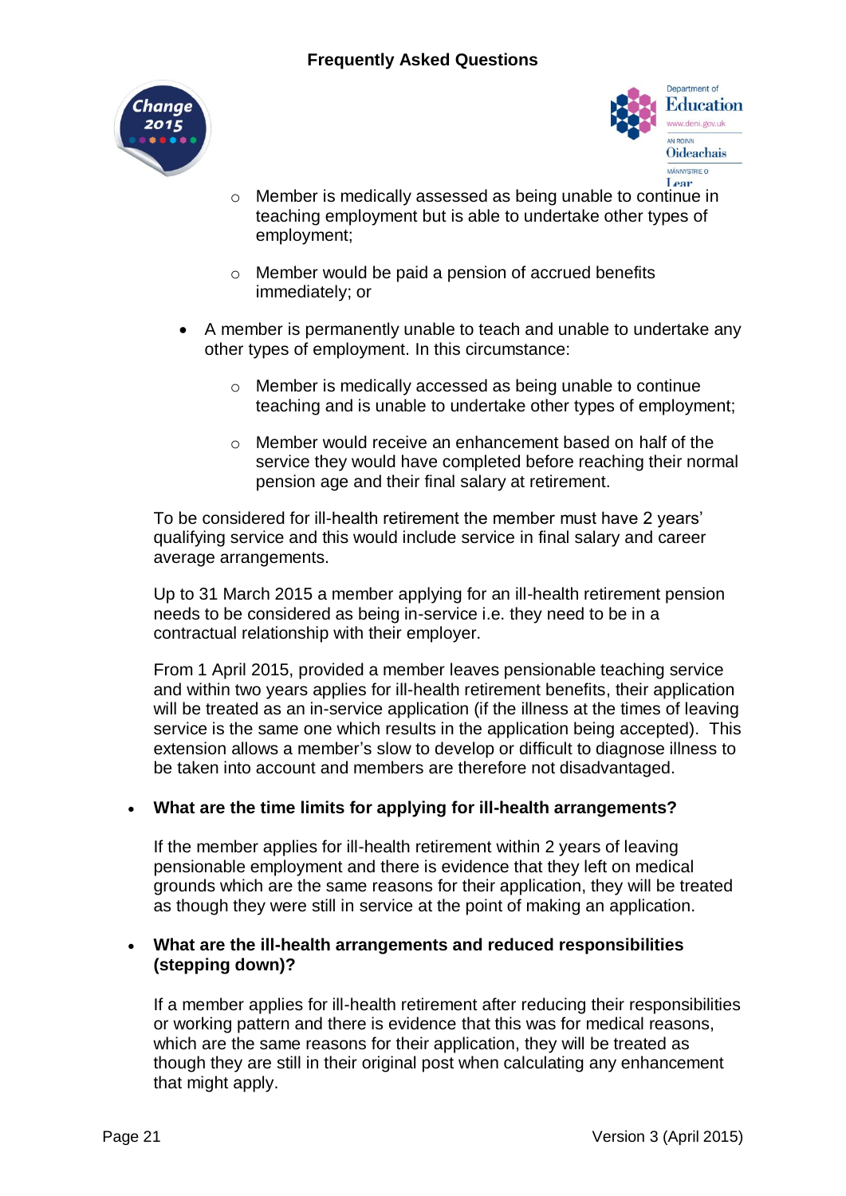- Member is medically assessed as being unable to continue in teaching employment but is able to undertake other types of employment;

  - Member would be paid a pension of accrued benefits immediately; or

- A member is permanently unable to teach and unable to undertake any other types of employment. In this circumstance:

  - Member is medically accessed as being unable to continue teaching and is unable to undertake other types of employment;

  - Member would receive an enhancement based on half of the service they would have completed before reaching their normal pension age and their final salary at retirement.

To be considered for ill-health retirement the member must have 2 years' qualifying service and this would include service in final salary and career average arrangements.

Up to 31 March 2015 a member applying for an ill-health retirement pension needs to be considered as being in-service i.e. they need to be in a contractual relationship with their employer.

From 1 April 2015, provided a member leaves pensionable teaching service and within two years applies for ill-health retirement benefits, their application will be treated as an in-service application (if the illness at the times of leaving service is the same one which results in the application being accepted). This extension allows a member's slow to develop or difficult to diagnose illness to be taken into account and members are therefore not disadvantaged.

- **What are the time limits for applying for ill-health arrangements?**

  If the member applies for ill-health retirement within 2 years of leaving pensionable employment and there is evidence that they left on medical grounds which are the same reasons for their application, they will be treated as though they were still in service at the point of making an application.

- **What are the ill-health arrangements and reduced responsibilities (stepping down)?**

  If a member applies for ill-health retirement after reducing their responsibilities or working pattern and there is evidence that this was for medical reasons, which are the same reasons for their application, they will be treated as though they are still in their original post when calculating any enhancement that might apply.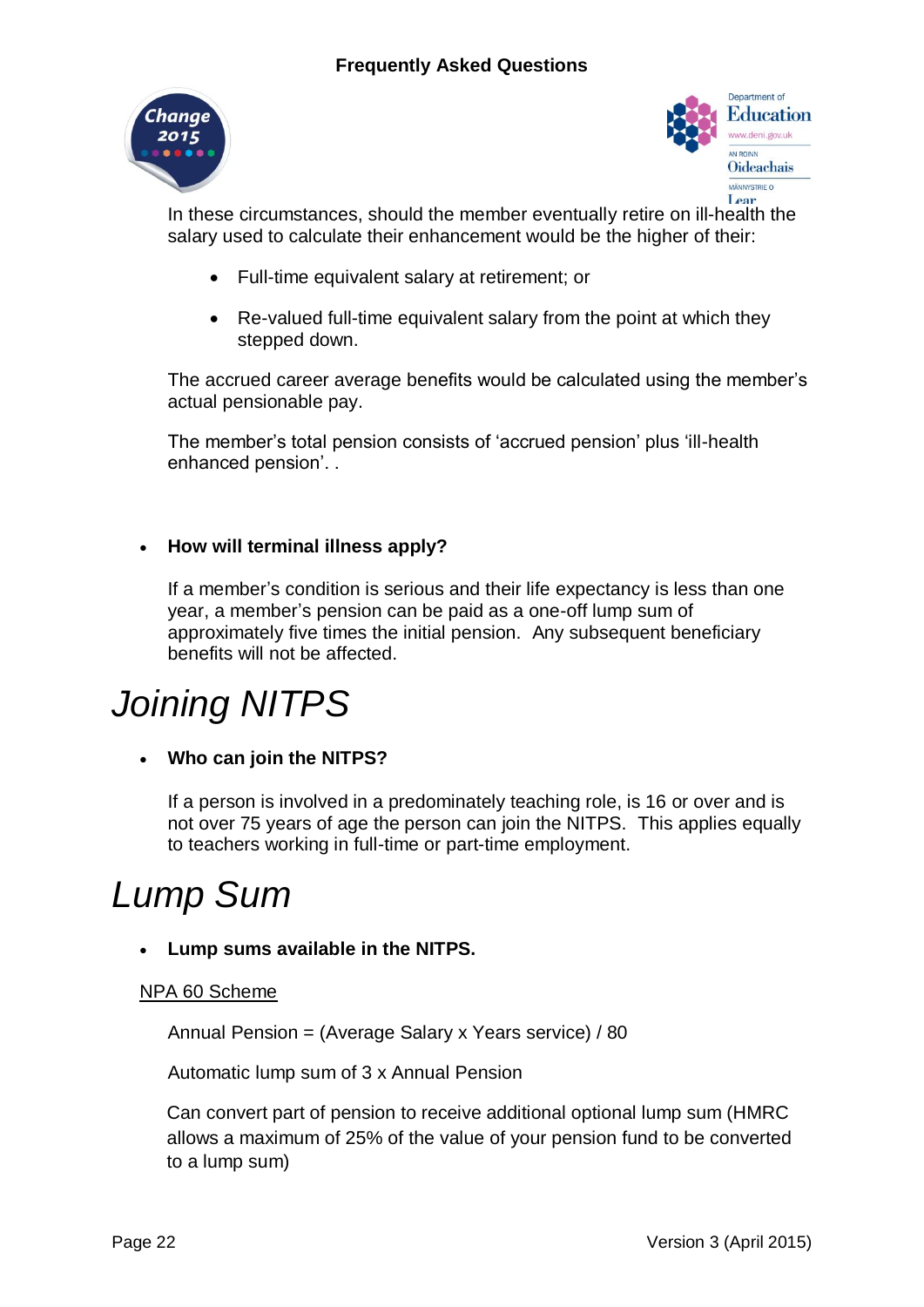In these circumstances, should the member eventually retire on ill-health the salary used to calculate their enhancement would be the higher of their:

- Full-time equivalent salary at retirement; or
- Re-valued full-time equivalent salary from the point at which they stepped down.

The accrued career average benefits would be calculated using the member's actual pensionable pay.

The member's total pension consists of 'accrued pension' plus 'ill-health enhanced pension'. .

- **How will terminal illness apply?**

  If a member's condition is serious and their life expectancy is less than one year, a member's pension can be paid as a one-off lump sum of approximately five times the initial pension. Any subsequent beneficiary benefits will not be affected.

# *Joining NITPS*

- **Who can join the NITPS?**

  If a person is involved in a predominately teaching role, is 16 or over and is not over 75 years of age the person can join the NITPS. This applies equally to teachers working in full-time or part-time employment.

# *Lump Sum*

- **Lump sums available in the NITPS.**

<u>NPA 60 Scheme</u>

Annual Pension = (Average Salary x Years service) / 80

Automatic lump sum of 3 x Annual Pension

Can convert part of pension to receive additional optional lump sum (HMRC allows a maximum of 25% of the value of your pension fund to be converted to a lump sum)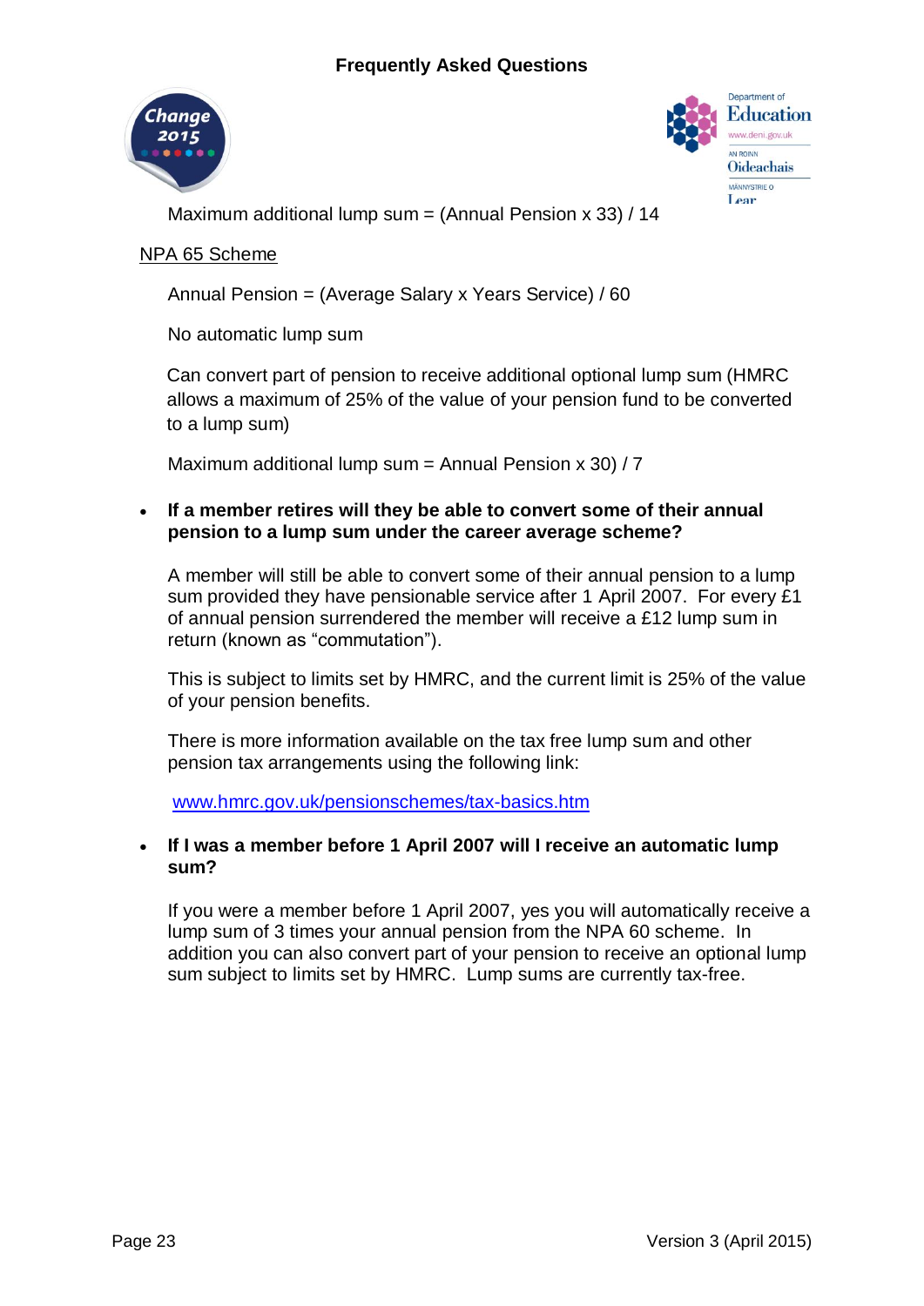Maximum additional lump sum = (Annual Pension x 33) / 14

NPA 65 Scheme

Annual Pension = (Average Salary x Years Service) / 60

No automatic lump sum

Can convert part of pension to receive additional optional lump sum (HMRC allows a maximum of 25% of the value of your pension fund to be converted to a lump sum)

Maximum additional lump sum = Annual Pension x 30) / 7

- **If a member retires will they be able to convert some of their annual pension to a lump sum under the career average scheme?**

  A member will still be able to convert some of their annual pension to a lump sum provided they have pensionable service after 1 April 2007. For every £1 of annual pension surrendered the member will receive a £12 lump sum in return (known as "commutation").

  This is subject to limits set by HMRC, and the current limit is 25% of the value of your pension benefits.

  There is more information available on the tax free lump sum and other pension tax arrangements using the following link:

  [www.hmrc.gov.uk/pensionschemes/tax-basics.htm](www.hmrc.gov.uk/pensionschemes/tax-basics.htm)

- **If I was a member before 1 April 2007 will I receive an automatic lump sum?**

  If you were a member before 1 April 2007, yes you will automatically receive a lump sum of 3 times your annual pension from the NPA 60 scheme. In addition you can also convert part of your pension to receive an optional lump sum subject to limits set by HMRC. Lump sums are currently tax-free.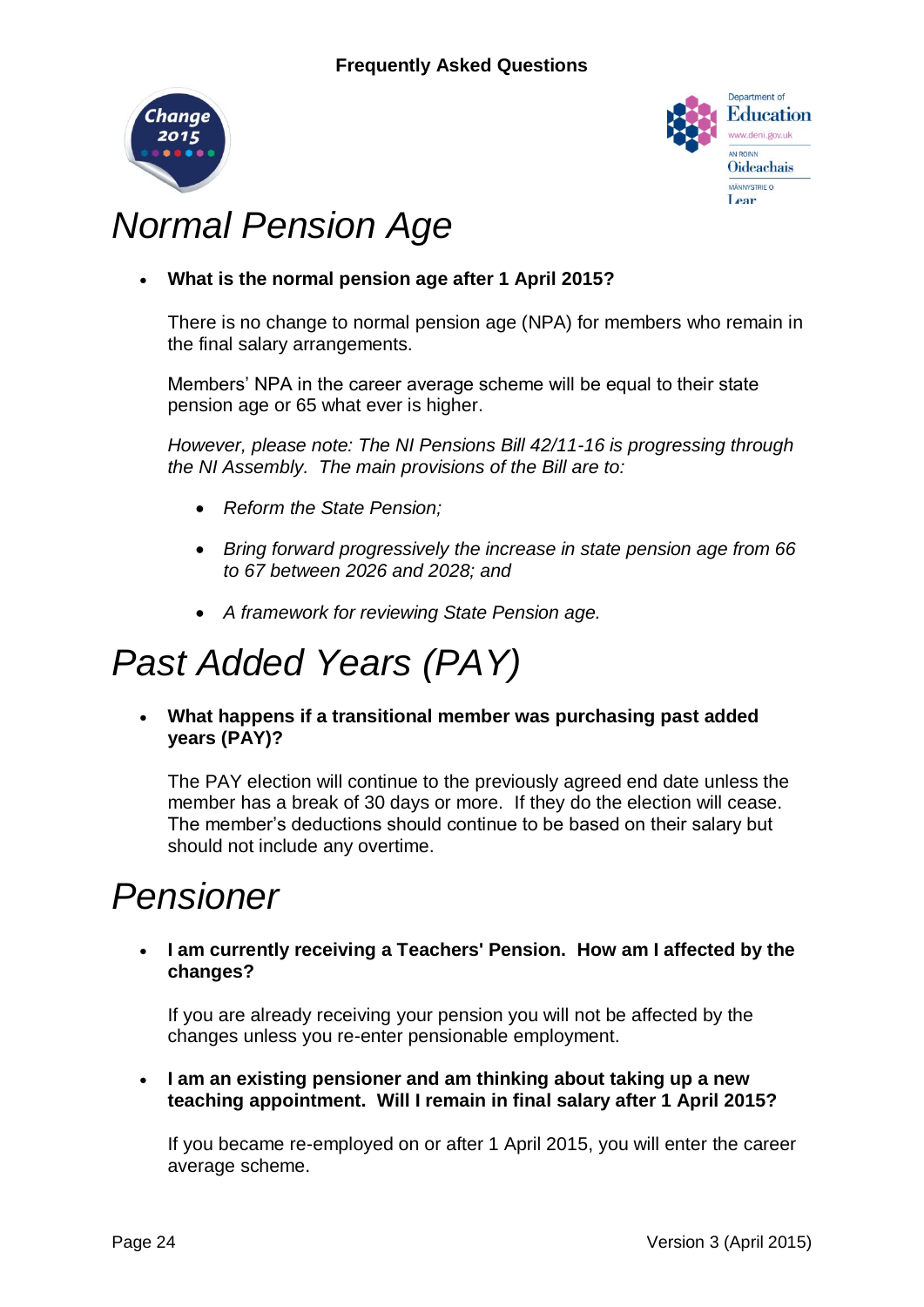# Normal Pension Age

- **What is the normal pension age after 1 April 2015?**

  There is no change to normal pension age (NPA) for members who remain in the final salary arrangements.

  Members' NPA in the career average scheme will be equal to their state pension age or 65 what ever is higher.

  *However, please note: The NI Pensions Bill 42/11-16 is progressing through the NI Assembly. The main provisions of the Bill are to:*

  - *Reform the State Pension;*
  - *Bring forward progressively the increase in state pension age from 66 to 67 between 2026 and 2028; and*
  - *A framework for reviewing State Pension age.*

# Past Added Years (PAY)

- **What happens if a transitional member was purchasing past added years (PAY)?**

  The PAY election will continue to the previously agreed end date unless the member has a break of 30 days or more. If they do the election will cease. The member's deductions should continue to be based on their salary but should not include any overtime.

# Pensioner

- **I am currently receiving a Teachers' Pension. How am I affected by the changes?**

  If you are already receiving your pension you will not be affected by the changes unless you re-enter pensionable employment.

- **I am an existing pensioner and am thinking about taking up a new teaching appointment. Will I remain in final salary after 1 April 2015?**

  If you became re-employed on or after 1 April 2015, you will enter the career average scheme.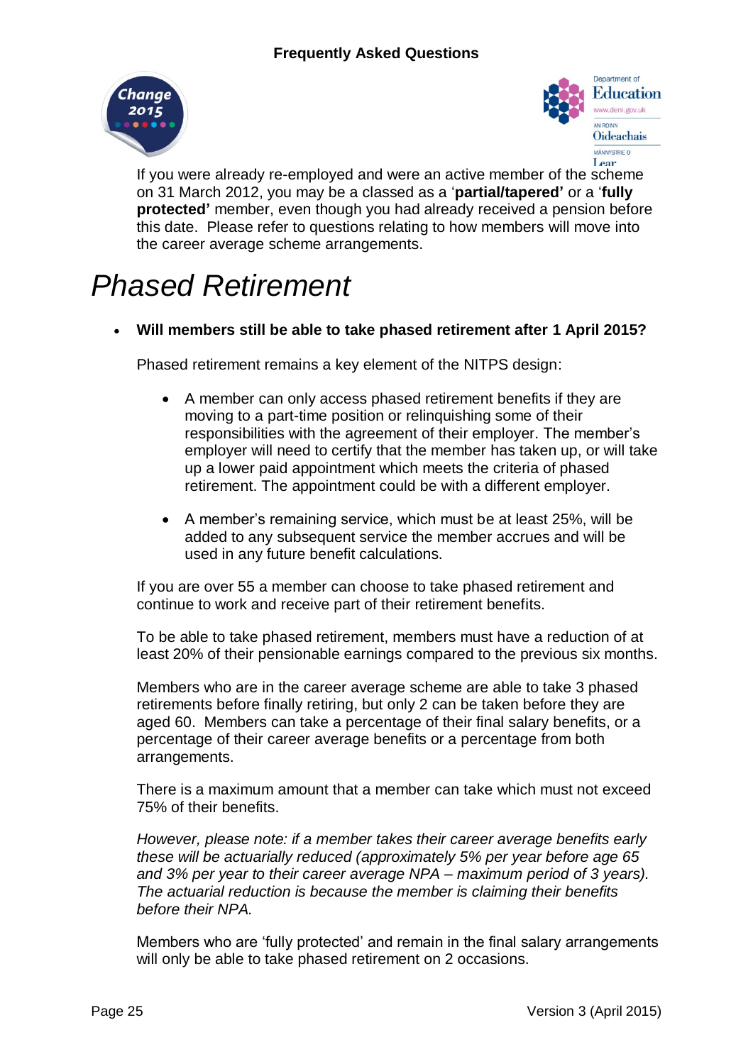If you were already re-employed and were an active member of the scheme on 31 March 2012, you may be a classed as a '**partial/tapered'** or a '**fully protected'** member, even though you had already received a pension before this date. Please refer to questions relating to how members will move into the career average scheme arrangements.

# *Phased Retirement*

- **Will members still be able to take phased retirement after 1 April 2015?**

  Phased retirement remains a key element of the NITPS design:

  - A member can only access phased retirement benefits if they are moving to a part-time position or relinquishing some of their responsibilities with the agreement of their employer. The member's employer will need to certify that the member has taken up, or will take up a lower paid appointment which meets the criteria of phased retirement. The appointment could be with a different employer.

  - A member's remaining service, which must be at least 25%, will be added to any subsequent service the member accrues and will be used in any future benefit calculations.

  If you are over 55 a member can choose to take phased retirement and continue to work and receive part of their retirement benefits.

  To be able to take phased retirement, members must have a reduction of at least 20% of their pensionable earnings compared to the previous six months.

  Members who are in the career average scheme are able to take 3 phased retirements before finally retiring, but only 2 can be taken before they are aged 60. Members can take a percentage of their final salary benefits, or a percentage of their career average benefits or a percentage from both arrangements.

  There is a maximum amount that a member can take which must not exceed 75% of their benefits.

  *However, please note: if a member takes their career average benefits early these will be actuarially reduced (approximately 5% per year before age 65 and 3% per year to their career average NPA – maximum period of 3 years). The actuarial reduction is because the member is claiming their benefits before their NPA.*

  Members who are 'fully protected' and remain in the final salary arrangements will only be able to take phased retirement on 2 occasions.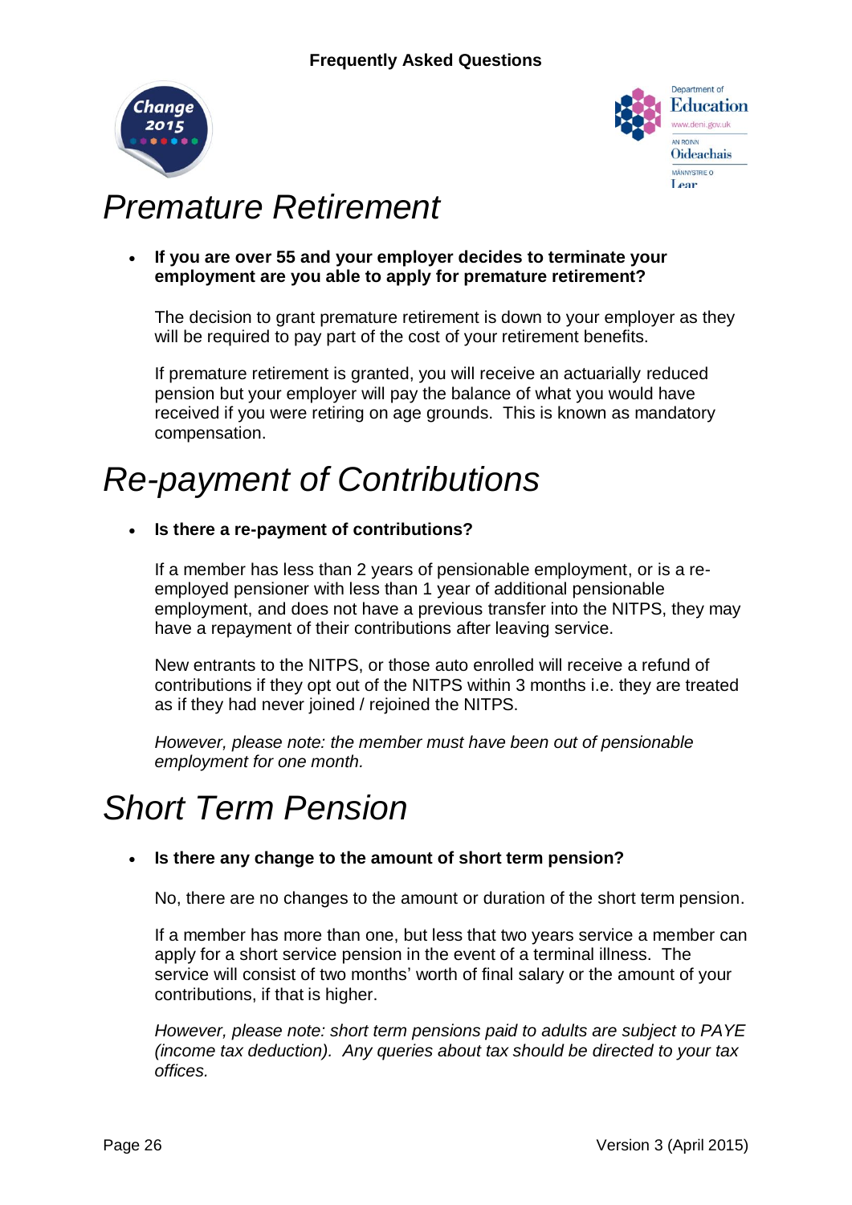# Premature Retirement

- **If you are over 55 and your employer decides to terminate your employment are you able to apply for premature retirement?**

  The decision to grant premature retirement is down to your employer as they will be required to pay part of the cost of your retirement benefits.

  If premature retirement is granted, you will receive an actuarially reduced pension but your employer will pay the balance of what you would have received if you were retiring on age grounds. This is known as mandatory compensation.

# Re-payment of Contributions

- **Is there a re-payment of contributions?**

  If a member has less than 2 years of pensionable employment, or is a re-employed pensioner with less than 1 year of additional pensionable employment, and does not have a previous transfer into the NITPS, they may have a repayment of their contributions after leaving service.

  New entrants to the NITPS, or those auto enrolled will receive a refund of contributions if they opt out of the NITPS within 3 months i.e. they are treated as if they had never joined / rejoined the NITPS.

  *However, please note: the member must have been out of pensionable employment for one month.*

# Short Term Pension

- **Is there any change to the amount of short term pension?**

  No, there are no changes to the amount or duration of the short term pension.

  If a member has more than one, but less that two years service a member can apply for a short service pension in the event of a terminal illness. The service will consist of two months' worth of final salary or the amount of your contributions, if that is higher.

  *However, please note: short term pensions paid to adults are subject to PAYE (income tax deduction). Any queries about tax should be directed to your tax offices.*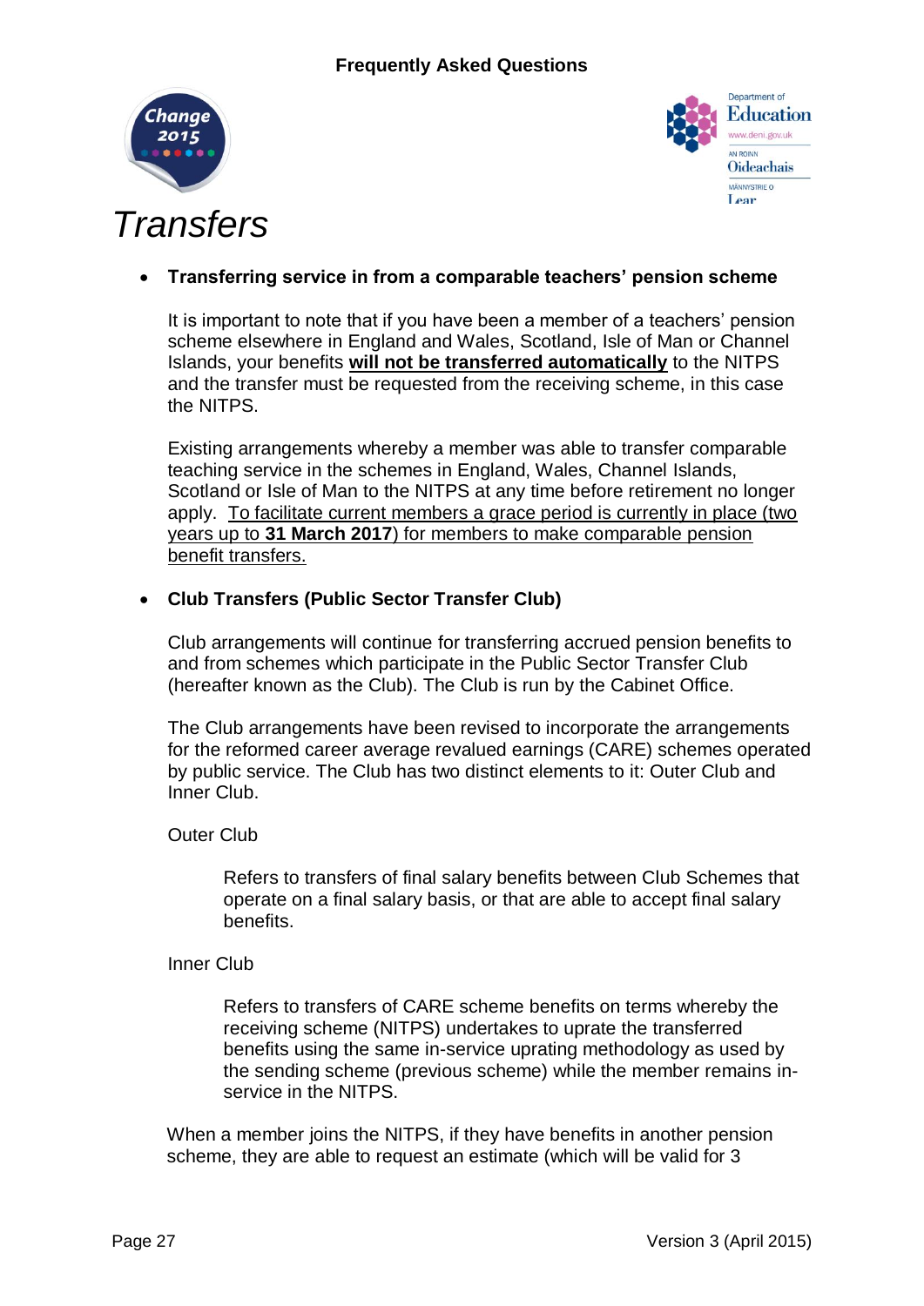# Transfers

- **Transferring service in from a comparable teachers' pension scheme**

  It is important to note that if you have been a member of a teachers' pension scheme elsewhere in England and Wales, Scotland, Isle of Man or Channel Islands, your benefits <u>**will not be transferred automatically**</u> to the NITPS and the transfer must be requested from the receiving scheme, in this case the NITPS.

  Existing arrangements whereby a member was able to transfer comparable teaching service in the schemes in England, Wales, Channel Islands, Scotland or Isle of Man to the NITPS at any time before retirement no longer apply. <u>To facilitate current members a grace period is currently in place (two years up to **31 March 2017**) for members to make comparable pension benefit transfers.</u>

- **Club Transfers (Public Sector Transfer Club)**

  Club arrangements will continue for transferring accrued pension benefits to and from schemes which participate in the Public Sector Transfer Club (hereafter known as the Club). The Club is run by the Cabinet Office.

  The Club arrangements have been revised to incorporate the arrangements for the reformed career average revalued earnings (CARE) schemes operated by public service. The Club has two distinct elements to it: Outer Club and Inner Club.

  Outer Club

  > Refers to transfers of final salary benefits between Club Schemes that operate on a final salary basis, or that are able to accept final salary benefits.

  Inner Club

  > Refers to transfers of CARE scheme benefits on terms whereby the receiving scheme (NITPS) undertakes to uprate the transferred benefits using the same in-service uprating methodology as used by the sending scheme (previous scheme) while the member remains in-service in the NITPS.

  When a member joins the NITPS, if they have benefits in another pension scheme, they are able to request an estimate (which will be valid for 3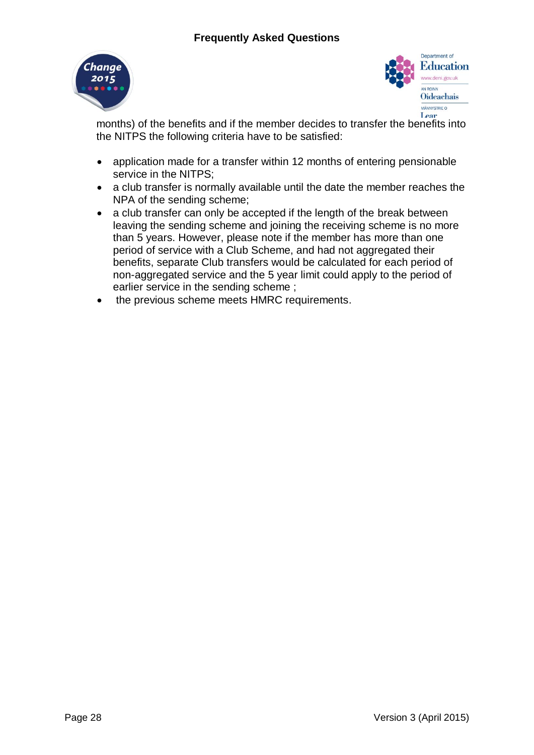months) of the benefits and if the member decides to transfer the benefits into the NITPS the following criteria have to be satisfied:

- application made for a transfer within 12 months of entering pensionable service in the NITPS;
- a club transfer is normally available until the date the member reaches the NPA of the sending scheme;
- a club transfer can only be accepted if the length of the break between leaving the sending scheme and joining the receiving scheme is no more than 5 years. However, please note if the member has more than one period of service with a Club Scheme, and had not aggregated their benefits, separate Club transfers would be calculated for each period of non-aggregated service and the 5 year limit could apply to the period of earlier service in the sending scheme ;
- the previous scheme meets HMRC requirements.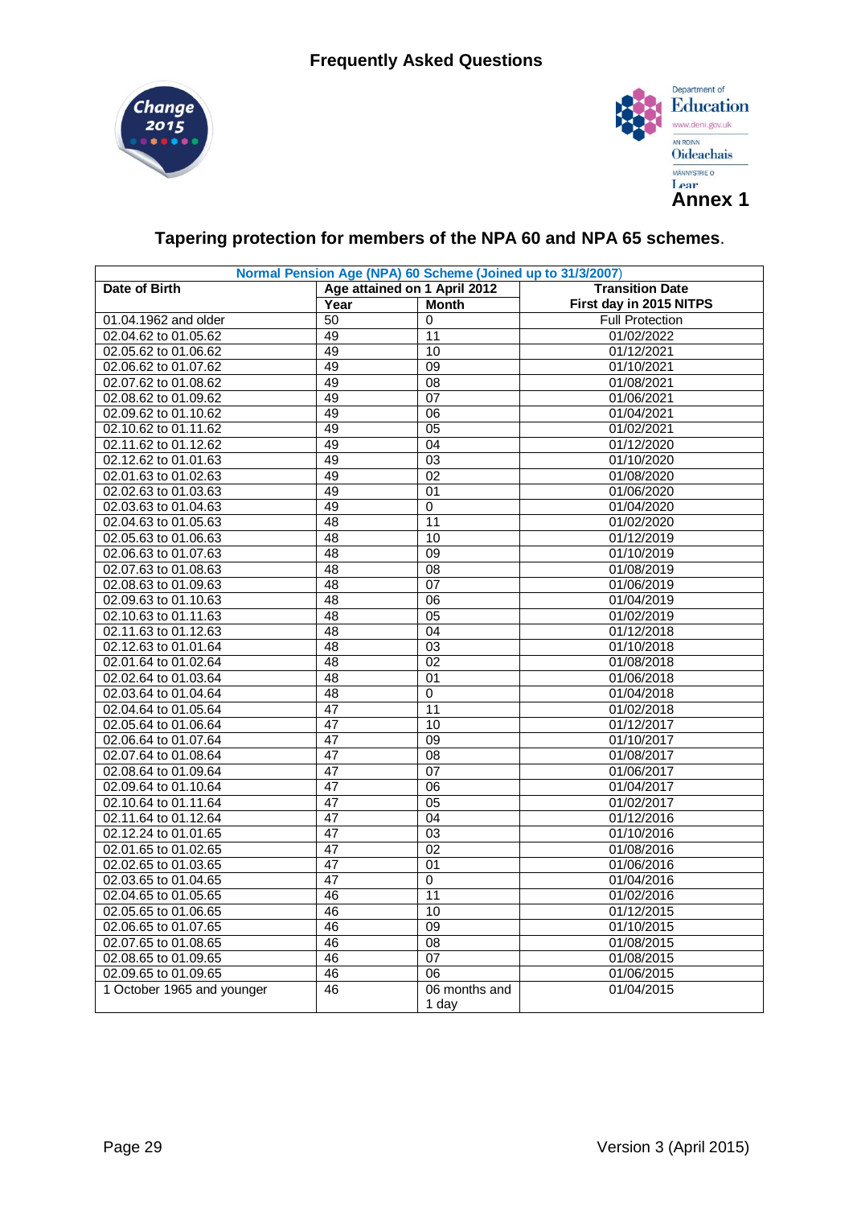Frequently Asked Questions

Department of Education
www.deni.gov.uk
AN ROINN Oideachais
MÄNNYSTRIE O Lear

**Annex 1**

## Tapering protection for members of the NPA 60 and NPA 65 schemes.

| Normal Pension Age (NPA) 60 Scheme (Joined up to 31/3/2007) | | | |
|---|---|---|---|
| **Date of Birth** | **Age attained on 1 April 2012** | | **Transition Date** |
| | **Year** | **Month** | **First day in 2015 NITPS** |
| 01.04.1962 and older | 50 | 0 | Full Protection |
| 02.04.62 to 01.05.62 | 49 | 11 | 01/02/2022 |
| 02.05.62 to 01.06.62 | 49 | 10 | 01/12/2021 |
| 02.06.62 to 01.07.62 | 49 | 09 | 01/10/2021 |
| 02.07.62 to 01.08.62 | 49 | 08 | 01/08/2021 |
| 02.08.62 to 01.09.62 | 49 | 07 | 01/06/2021 |
| 02.09.62 to 01.10.62 | 49 | 06 | 01/04/2021 |
| 02.10.62 to 01.11.62 | 49 | 05 | 01/02/2021 |
| 02.11.62 to 01.12.62 | 49 | 04 | 01/12/2020 |
| 02.12.62 to 01.01.63 | 49 | 03 | 01/10/2020 |
| 02.01.63 to 01.02.63 | 49 | 02 | 01/08/2020 |
| 02.02.63 to 01.03.63 | 49 | 01 | 01/06/2020 |
| 02.03.63 to 01.04.63 | 49 | 0 | 01/04/2020 |
| 02.04.63 to 01.05.63 | 48 | 11 | 01/02/2020 |
| 02.05.63 to 01.06.63 | 48 | 10 | 01/12/2019 |
| 02.06.63 to 01.07.63 | 48 | 09 | 01/10/2019 |
| 02.07.63 to 01.08.63 | 48 | 08 | 01/08/2019 |
| 02.08.63 to 01.09.63 | 48 | 07 | 01/06/2019 |
| 02.09.63 to 01.10.63 | 48 | 06 | 01/04/2019 |
| 02.10.63 to 01.11.63 | 48 | 05 | 01/02/2019 |
| 02.11.63 to 01.12.63 | 48 | 04 | 01/12/2018 |
| 02.12.63 to 01.01.64 | 48 | 03 | 01/10/2018 |
| 02.01.64 to 01.02.64 | 48 | 02 | 01/08/2018 |
| 02.02.64 to 01.03.64 | 48 | 01 | 01/06/2018 |
| 02.03.64 to 01.04.64 | 48 | 0 | 01/04/2018 |
| 02.04.64 to 01.05.64 | 47 | 11 | 01/02/2018 |
| 02.05.64 to 01.06.64 | 47 | 10 | 01/12/2017 |
| 02.06.64 to 01.07.64 | 47 | 09 | 01/10/2017 |
| 02.07.64 to 01.08.64 | 47 | 08 | 01/08/2017 |
| 02.08.64 to 01.09.64 | 47 | 07 | 01/06/2017 |
| 02.09.64 to 01.10.64 | 47 | 06 | 01/04/2017 |
| 02.10.64 to 01.11.64 | 47 | 05 | 01/02/2017 |
| 02.11.64 to 01.12.64 | 47 | 04 | 01/12/2016 |
| 02.12.24 to 01.01.65 | 47 | 03 | 01/10/2016 |
| 02.01.65 to 01.02.65 | 47 | 02 | 01/08/2016 |
| 02.02.65 to 01.03.65 | 47 | 01 | 01/06/2016 |
| 02.03.65 to 01.04.65 | 47 | 0 | 01/04/2016 |
| 02.04.65 to 01.05.65 | 46 | 11 | 01/02/2016 |
| 02.05.65 to 01.06.65 | 46 | 10 | 01/12/2015 |
| 02.06.65 to 01.07.65 | 46 | 09 | 01/10/2015 |
| 02.07.65 to 01.08.65 | 46 | 08 | 01/08/2015 |
| 02.08.65 to 01.09.65 | 46 | 07 | 01/08/2015 |
| 02.09.65 to 01.09.65 | 46 | 06 | 01/06/2015 |
| 1 October 1965 and younger | 46 | 06 months and 1 day | 01/04/2015 |

Version 3 (April 2015)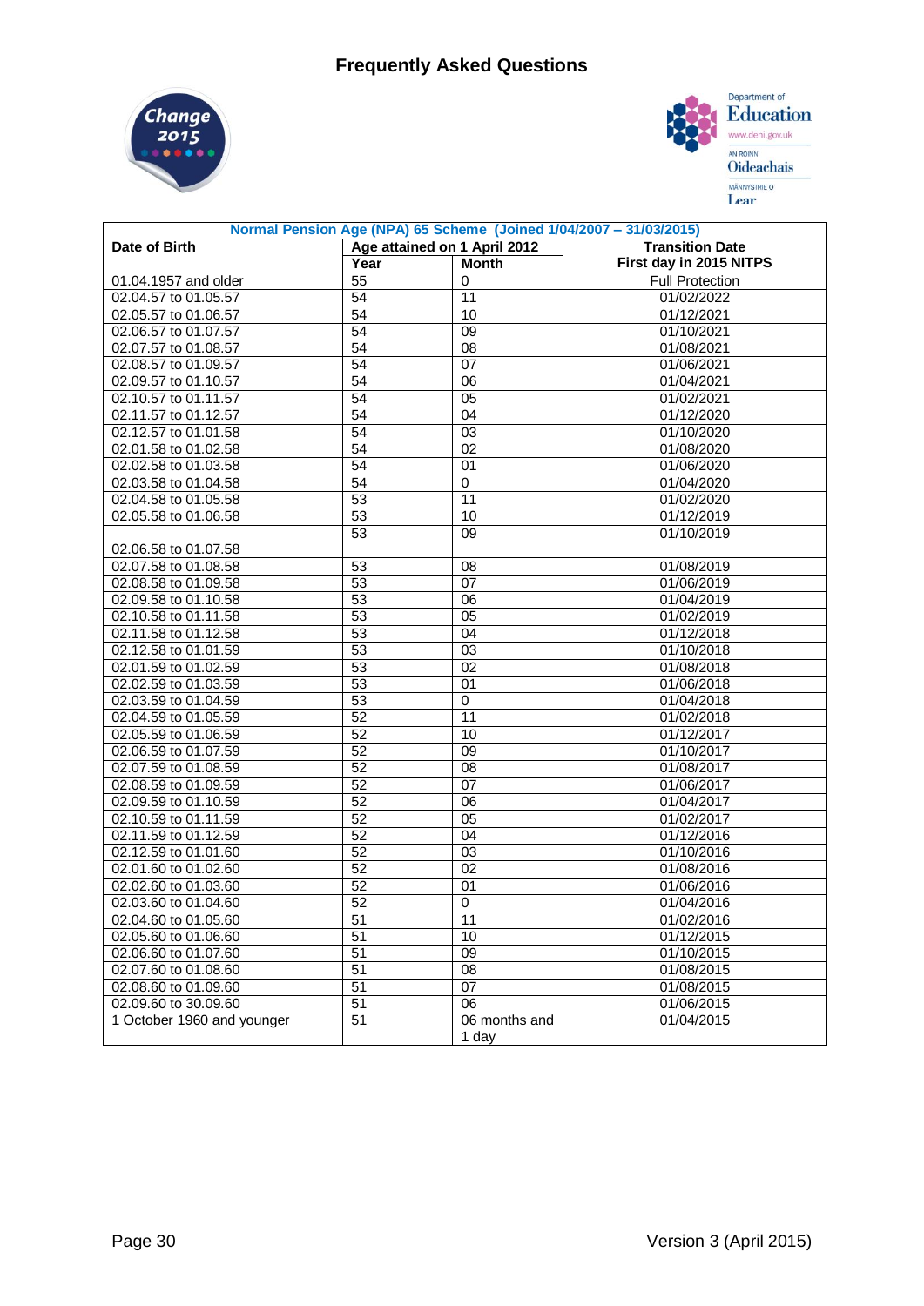## Frequently Asked Questions

| Normal Pension Age (NPA) 65 Scheme (Joined 1/04/2007 – 31/03/2015) | | | |
|---|---|---|---|
| **Date of Birth** | **Age attained on 1 April 2012** | | **Transition Date** |
| | **Year** | **Month** | **First day in 2015 NITPS** |
| 01.04.1957 and older | 55 | 0 | Full Protection |
| 02.04.57 to 01.05.57 | 54 | 11 | 01/02/2022 |
| 02.05.57 to 01.06.57 | 54 | 10 | 01/12/2021 |
| 02.06.57 to 01.07.57 | 54 | 09 | 01/10/2021 |
| 02.07.57 to 01.08.57 | 54 | 08 | 01/08/2021 |
| 02.08.57 to 01.09.57 | 54 | 07 | 01/06/2021 |
| 02.09.57 to 01.10.57 | 54 | 06 | 01/04/2021 |
| 02.10.57 to 01.11.57 | 54 | 05 | 01/02/2021 |
| 02.11.57 to 01.12.57 | 54 | 04 | 01/12/2020 |
| 02.12.57 to 01.01.58 | 54 | 03 | 01/10/2020 |
| 02.01.58 to 01.02.58 | 54 | 02 | 01/08/2020 |
| 02.02.58 to 01.03.58 | 54 | 01 | 01/06/2020 |
| 02.03.58 to 01.04.58 | 54 | 0 | 01/04/2020 |
| 02.04.58 to 01.05.58 | 53 | 11 | 01/02/2020 |
| 02.05.58 to 01.06.58 | 53 | 10 | 01/12/2019 |
| 02.06.58 to 01.07.58 | 53 | 09 | 01/10/2019 |
| 02.07.58 to 01.08.58 | 53 | 08 | 01/08/2019 |
| 02.08.58 to 01.09.58 | 53 | 07 | 01/06/2019 |
| 02.09.58 to 01.10.58 | 53 | 06 | 01/04/2019 |
| 02.10.58 to 01.11.58 | 53 | 05 | 01/02/2019 |
| 02.11.58 to 01.12.58 | 53 | 04 | 01/12/2018 |
| 02.12.58 to 01.01.59 | 53 | 03 | 01/10/2018 |
| 02.01.59 to 01.02.59 | 53 | 02 | 01/08/2018 |
| 02.02.59 to 01.03.59 | 53 | 01 | 01/06/2018 |
| 02.03.59 to 01.04.59 | 53 | 0 | 01/04/2018 |
| 02.04.59 to 01.05.59 | 52 | 11 | 01/02/2018 |
| 02.05.59 to 01.06.59 | 52 | 10 | 01/12/2017 |
| 02.06.59 to 01.07.59 | 52 | 09 | 01/10/2017 |
| 02.07.59 to 01.08.59 | 52 | 08 | 01/08/2017 |
| 02.08.59 to 01.09.59 | 52 | 07 | 01/06/2017 |
| 02.09.59 to 01.10.59 | 52 | 06 | 01/04/2017 |
| 02.10.59 to 01.11.59 | 52 | 05 | 01/02/2017 |
| 02.11.59 to 01.12.59 | 52 | 04 | 01/12/2016 |
| 02.12.59 to 01.01.60 | 52 | 03 | 01/10/2016 |
| 02.01.60 to 01.02.60 | 52 | 02 | 01/08/2016 |
| 02.02.60 to 01.03.60 | 52 | 01 | 01/06/2016 |
| 02.03.60 to 01.04.60 | 52 | 0 | 01/04/2016 |
| 02.04.60 to 01.05.60 | 51 | 11 | 01/02/2016 |
| 02.05.60 to 01.06.60 | 51 | 10 | 01/12/2015 |
| 02.06.60 to 01.07.60 | 51 | 09 | 01/10/2015 |
| 02.07.60 to 01.08.60 | 51 | 08 | 01/08/2015 |
| 02.08.60 to 01.09.60 | 51 | 07 | 01/08/2015 |
| 02.09.60 to 30.09.60 | 51 | 06 | 01/06/2015 |
| 1 October 1960 and younger | 51 | 06 months and 1 day | 01/04/2015 |

Version 3 (April 2015)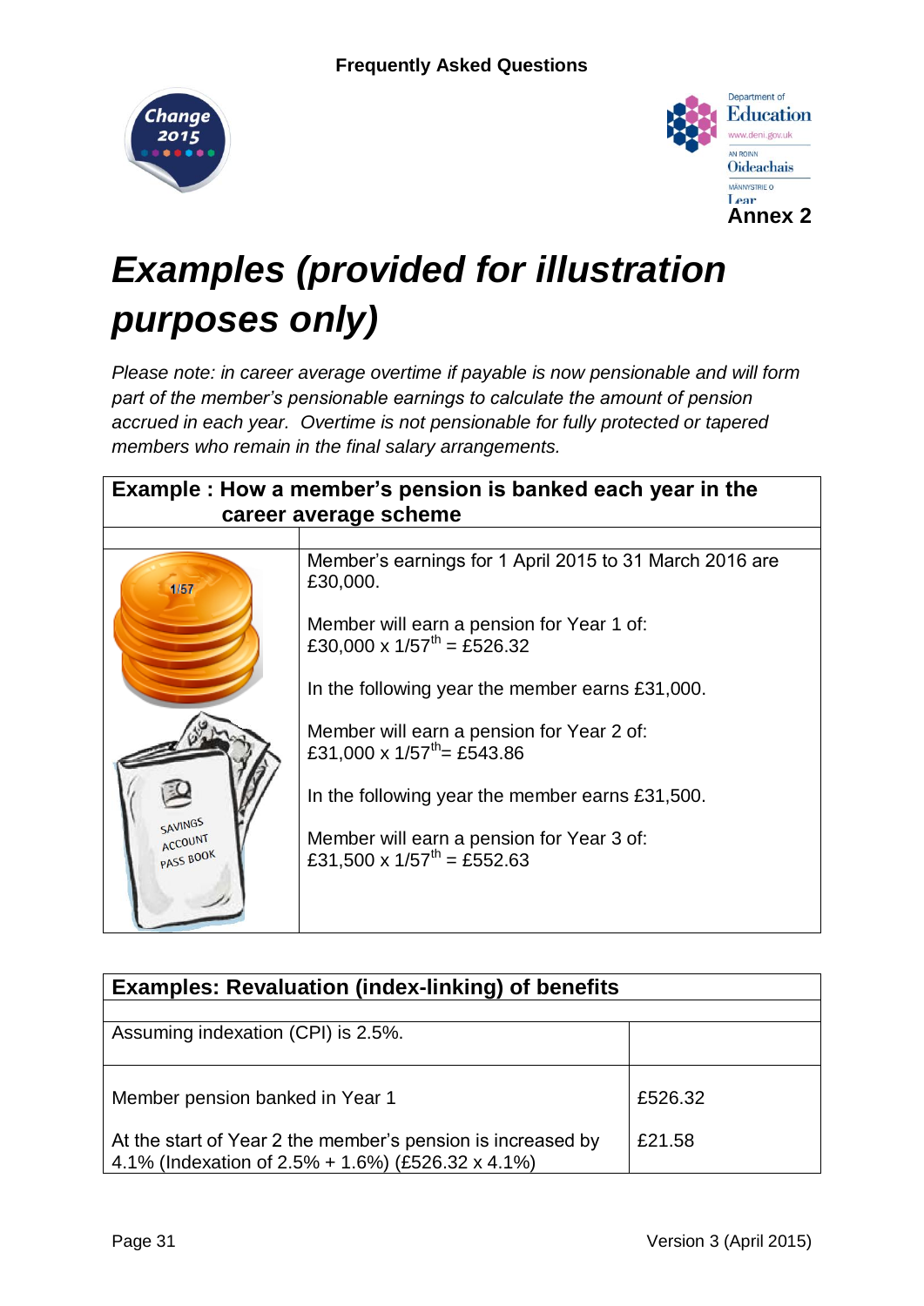Annex 2

# *Examples (provided for illustration purposes only)*

*Please note: in career average overtime if payable is now pensionable and will form part of the member's pensionable earnings to calculate the amount of pension accrued in each year. Overtime is not pensionable for fully protected or tapered members who remain in the final salary arrangements.*

**Example : How a member's pension is banked each year in the career average scheme**

Member's earnings for 1 April 2015 to 31 March 2016 are £30,000.

Member will earn a pension for Year 1 of:
£30,000 x 1/57th = £526.32

In the following year the member earns £31,000.

Member will earn a pension for Year 2 of:
£31,000 x 1/57th= £543.86

In the following year the member earns £31,500.

Member will earn a pension for Year 3 of:
£31,500 x 1/57th = £552.63

| Examples: Revaluation (index-linking) of benefits | |
|---|---|
| Assuming indexation (CPI) is 2.5%. | |
| Member pension banked in Year 1 | £526.32 |
| At the start of Year 2 the member's pension is increased by 4.1% (Indexation of 2.5% + 1.6%) (£526.32 x 4.1%) | £21.58 |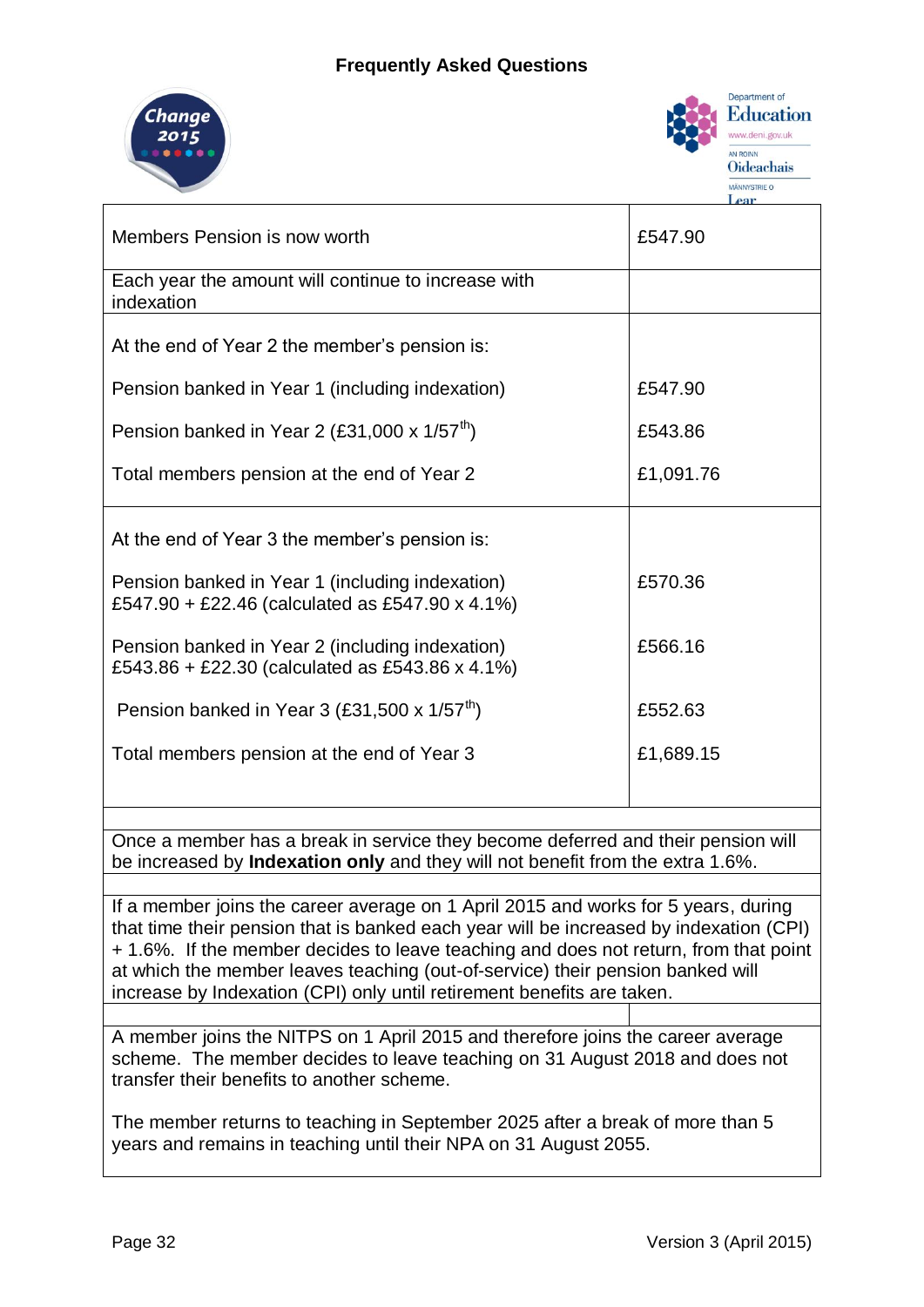| | |
|---|---|
| Members Pension is now worth | £547.90 |
| Each year the amount will continue to increase with indexation | |
| At the end of Year 2 the member's pension is: | |
| Pension banked in Year 1 (including indexation) | £547.90 |
| Pension banked in Year 2 (£31,000 x 1/57th) | £543.86 |
| Total members pension at the end of Year 2 | £1,091.76 |
| At the end of Year 3 the member's pension is: | |
| Pension banked in Year 1 (including indexation) £547.90 + £22.46 (calculated as £547.90 x 4.1%) | £570.36 |
| Pension banked in Year 2 (including indexation) £543.86 + £22.30 (calculated as £543.86 x 4.1%) | £566.16 |
| Pension banked in Year 3 (£31,500 x 1/57th) | £552.63 |
| Total members pension at the end of Year 3 | £1,689.15 |

Once a member has a break in service they become deferred and their pension will be increased by **Indexation only** and they will not benefit from the extra 1.6%.

If a member joins the career average on 1 April 2015 and works for 5 years, during that time their pension that is banked each year will be increased by indexation (CPI) + 1.6%. If the member decides to leave teaching and does not return, from that point at which the member leaves teaching (out-of-service) their pension banked will increase by Indexation (CPI) only until retirement benefits are taken.

A member joins the NITPS on 1 April 2015 and therefore joins the career average scheme. The member decides to leave teaching on 31 August 2018 and does not transfer their benefits to another scheme.

The member returns to teaching in September 2025 after a break of more than 5 years and remains in teaching until their NPA on 31 August 2055.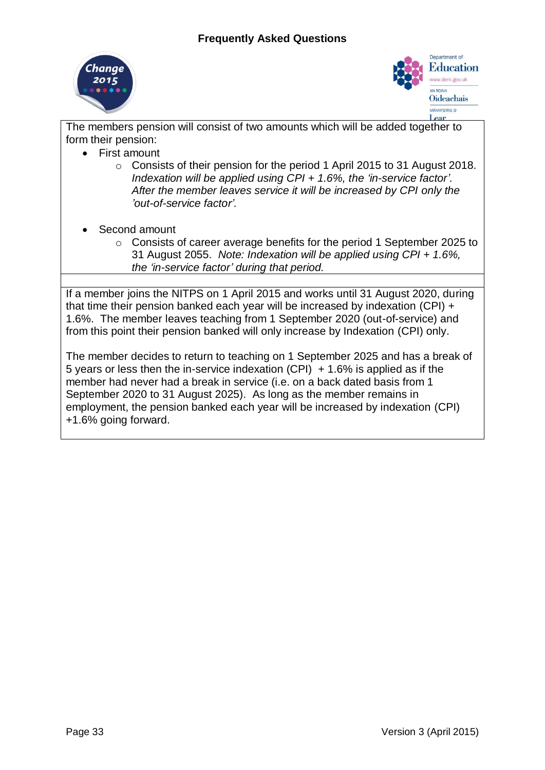The members pension will consist of two amounts which will be added together to form their pension:

- First amount
  - Consists of their pension for the period 1 April 2015 to 31 August 2018. *Indexation will be applied using CPI + 1.6%, the 'in-service factor'. After the member leaves service it will be increased by CPI only the 'out-of-service factor'.*

- Second amount
  - Consists of career average benefits for the period 1 September 2025 to 31 August 2055. *Note: Indexation will be applied using CPI + 1.6%, the 'in-service factor' during that period.*

If a member joins the NITPS on 1 April 2015 and works until 31 August 2020, during that time their pension banked each year will be increased by indexation (CPI) + 1.6%. The member leaves teaching from 1 September 2020 (out-of-service) and from this point their pension banked will only increase by Indexation (CPI) only.

The member decides to return to teaching on 1 September 2025 and has a break of 5 years or less then the in-service indexation (CPI) + 1.6% is applied as if the member had never had a break in service (i.e. on a back dated basis from 1 September 2020 to 31 August 2025). As long as the member remains in employment, the pension banked each year will be increased by indexation (CPI) +1.6% going forward.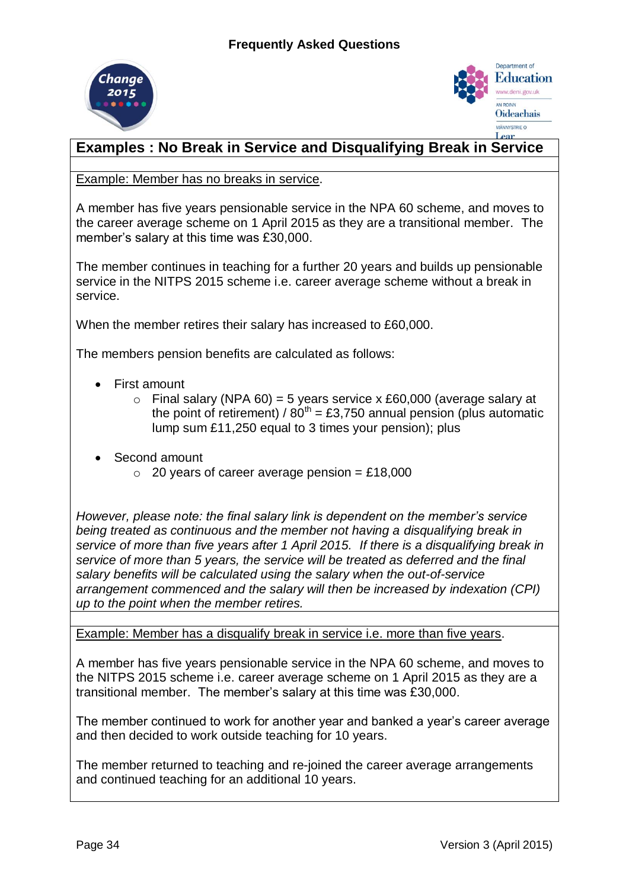## Examples : No Break in Service and Disqualifying Break in Service

Example: Member has no breaks in service.

A member has five years pensionable service in the NPA 60 scheme, and moves to the career average scheme on 1 April 2015 as they are a transitional member. The member's salary at this time was £30,000.

The member continues in teaching for a further 20 years and builds up pensionable service in the NITPS 2015 scheme i.e. career average scheme without a break in service.

When the member retires their salary has increased to £60,000.

The members pension benefits are calculated as follows:

- First amount
  - Final salary (NPA 60) = 5 years service x £60,000 (average salary at the point of retirement) / 80$^{th}$ = £3,750 annual pension (plus automatic lump sum £11,250 equal to 3 times your pension); plus
- Second amount
  - 20 years of career average pension = £18,000

*However, please note: the final salary link is dependent on the member's service being treated as continuous and the member not having a disqualifying break in service of more than five years after 1 April 2015. If there is a disqualifying break in service of more than 5 years, the service will be treated as deferred and the final salary benefits will be calculated using the salary when the out-of-service arrangement commenced and the salary will then be increased by indexation (CPI) up to the point when the member retires.*

Example: Member has a disqualify break in service i.e. more than five years.

A member has five years pensionable service in the NPA 60 scheme, and moves to the NITPS 2015 scheme i.e. career average scheme on 1 April 2015 as they are a transitional member. The member's salary at this time was £30,000.

The member continued to work for another year and banked a year's career average and then decided to work outside teaching for 10 years.

The member returned to teaching and re-joined the career average arrangements and continued teaching for an additional 10 years.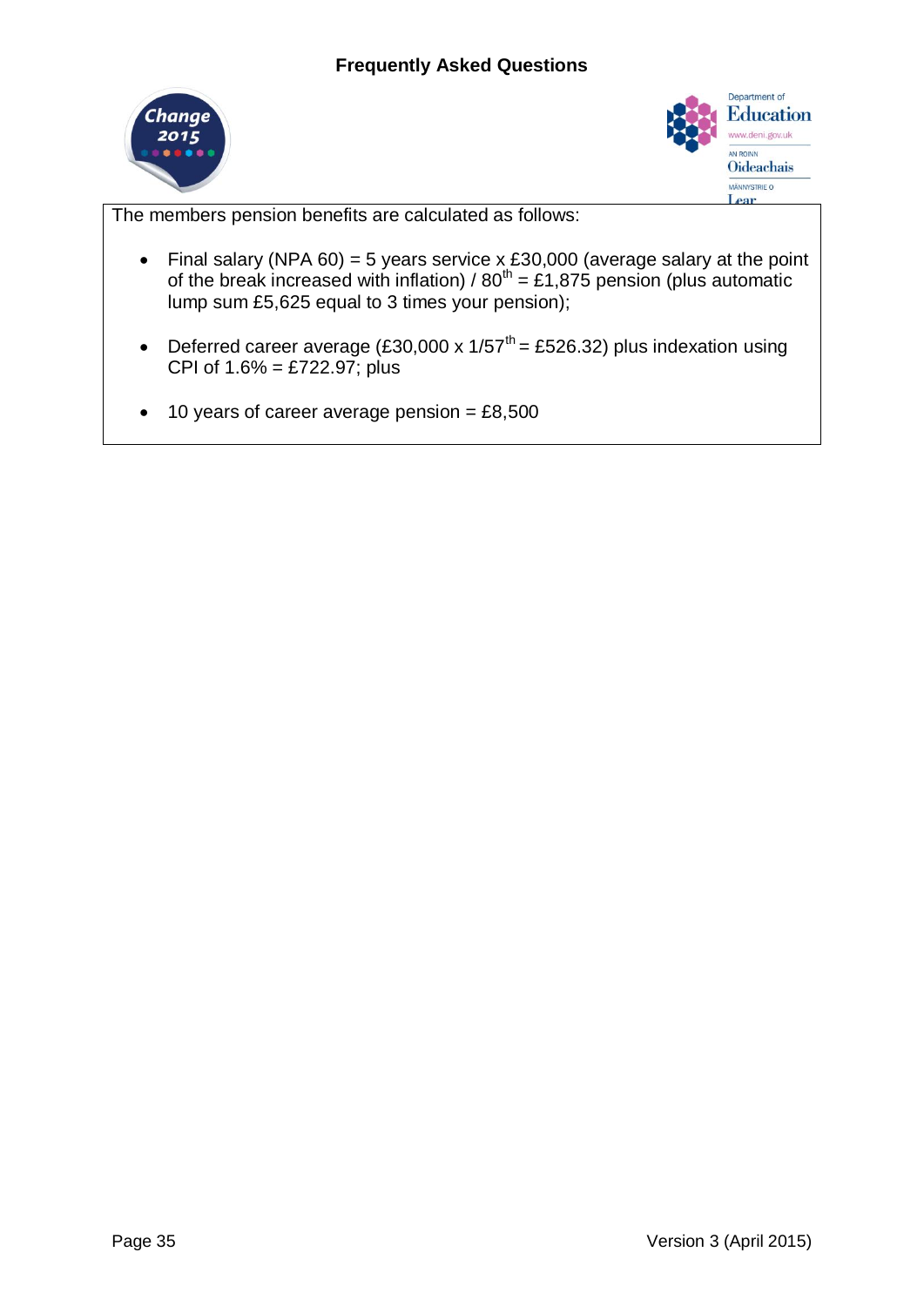The members pension benefits are calculated as follows:

- Final salary (NPA 60) = 5 years service x £30,000 (average salary at the point of the break increased with inflation) / 80th = £1,875 pension (plus automatic lump sum £5,625 equal to 3 times your pension);
- Deferred career average (£30,000 x 1/57th = £526.32) plus indexation using CPI of 1.6% = £722.97; plus
- 10 years of career average pension = £8,500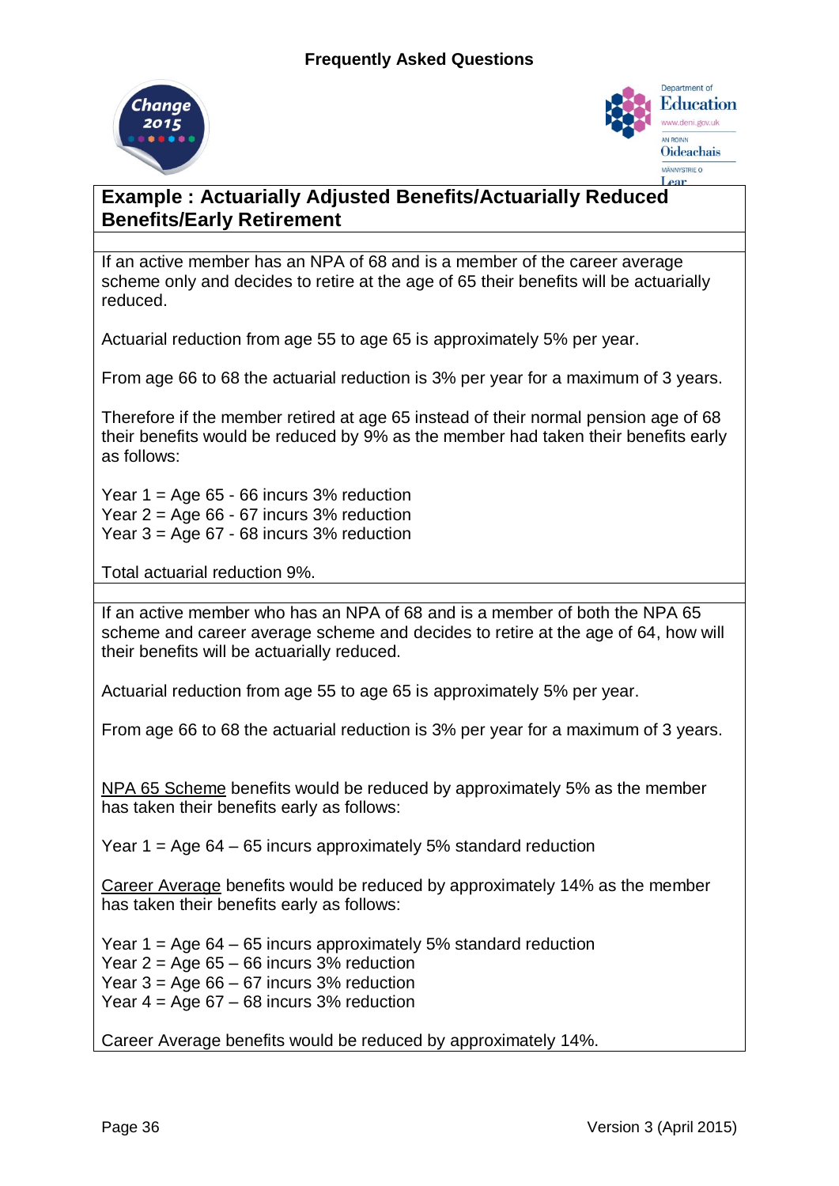## Example : Actuarially Adjusted Benefits/Actuarially Reduced Benefits/Early Retirement

If an active member has an NPA of 68 and is a member of the career average scheme only and decides to retire at the age of 65 their benefits will be actuarially reduced.

Actuarial reduction from age 55 to age 65 is approximately 5% per year.

From age 66 to 68 the actuarial reduction is 3% per year for a maximum of 3 years.

Therefore if the member retired at age 65 instead of their normal pension age of 68 their benefits would be reduced by 9% as the member had taken their benefits early as follows:

Year 1 = Age 65 - 66 incurs 3% reduction
Year 2 = Age 66 - 67 incurs 3% reduction
Year 3 = Age 67 - 68 incurs 3% reduction

Total actuarial reduction 9%.

If an active member who has an NPA of 68 and is a member of both the NPA 65 scheme and career average scheme and decides to retire at the age of 64, how will their benefits will be actuarially reduced.

Actuarial reduction from age 55 to age 65 is approximately 5% per year.

From age 66 to 68 the actuarial reduction is 3% per year for a maximum of 3 years.

NPA 65 Scheme benefits would be reduced by approximately 5% as the member has taken their benefits early as follows:

Year 1 = Age 64 – 65 incurs approximately 5% standard reduction

Career Average benefits would be reduced by approximately 14% as the member has taken their benefits early as follows:

Year 1 = Age 64 – 65 incurs approximately 5% standard reduction
Year 2 = Age 65 – 66 incurs 3% reduction
Year 3 = Age 66 – 67 incurs 3% reduction
Year 4 = Age 67 – 68 incurs 3% reduction

Career Average benefits would be reduced by approximately 14%.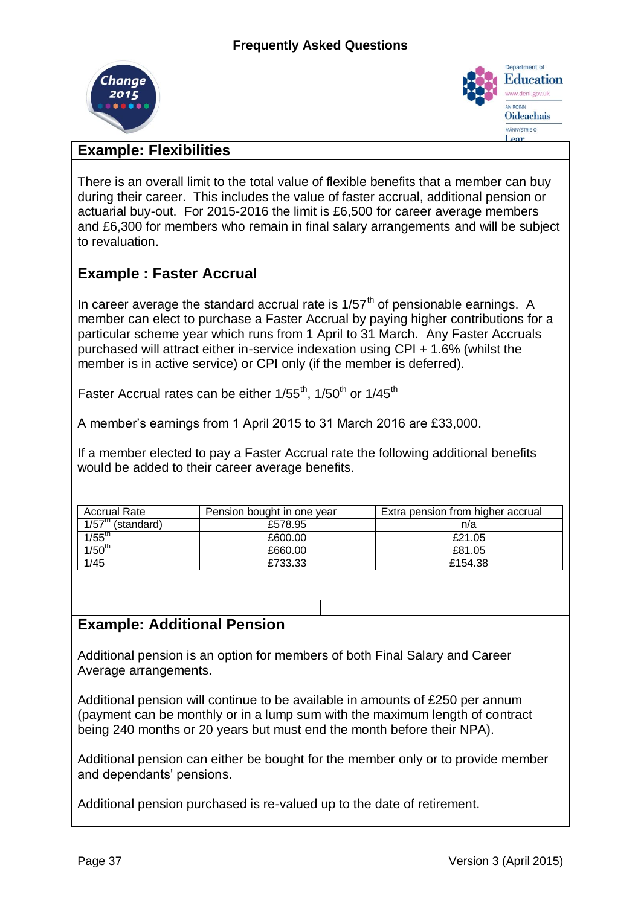## Example: Flexibilities

There is an overall limit to the total value of flexible benefits that a member can buy during their career. This includes the value of faster accrual, additional pension or actuarial buy-out. For 2015-2016 the limit is £6,500 for career average members and £6,300 for members who remain in final salary arrangements and will be subject to revaluation.

## Example : Faster Accrual

In career average the standard accrual rate is 1/57th of pensionable earnings. A member can elect to purchase a Faster Accrual by paying higher contributions for a particular scheme year which runs from 1 April to 31 March. Any Faster Accruals purchased will attract either in-service indexation using CPI + 1.6% (whilst the member is in active service) or CPI only (if the member is deferred).

Faster Accrual rates can be either 1/55th, 1/50th or 1/45th

A member's earnings from 1 April 2015 to 31 March 2016 are £33,000.

If a member elected to pay a Faster Accrual rate the following additional benefits would be added to their career average benefits.

| Accrual Rate | Pension bought in one year | Extra pension from higher accrual |
|---|---|---|
| 1/57th (standard) | £578.95 | n/a |
| 1/55th | £600.00 | £21.05 |
| 1/50th | £660.00 | £81.05 |
| 1/45 | £733.33 | £154.38 |

## Example: Additional Pension

Additional pension is an option for members of both Final Salary and Career Average arrangements.

Additional pension will continue to be available in amounts of £250 per annum (payment can be monthly or in a lump sum with the maximum length of contract being 240 months or 20 years but must end the month before their NPA).

Additional pension can either be bought for the member only or to provide member and dependants' pensions.

Additional pension purchased is re-valued up to the date of retirement.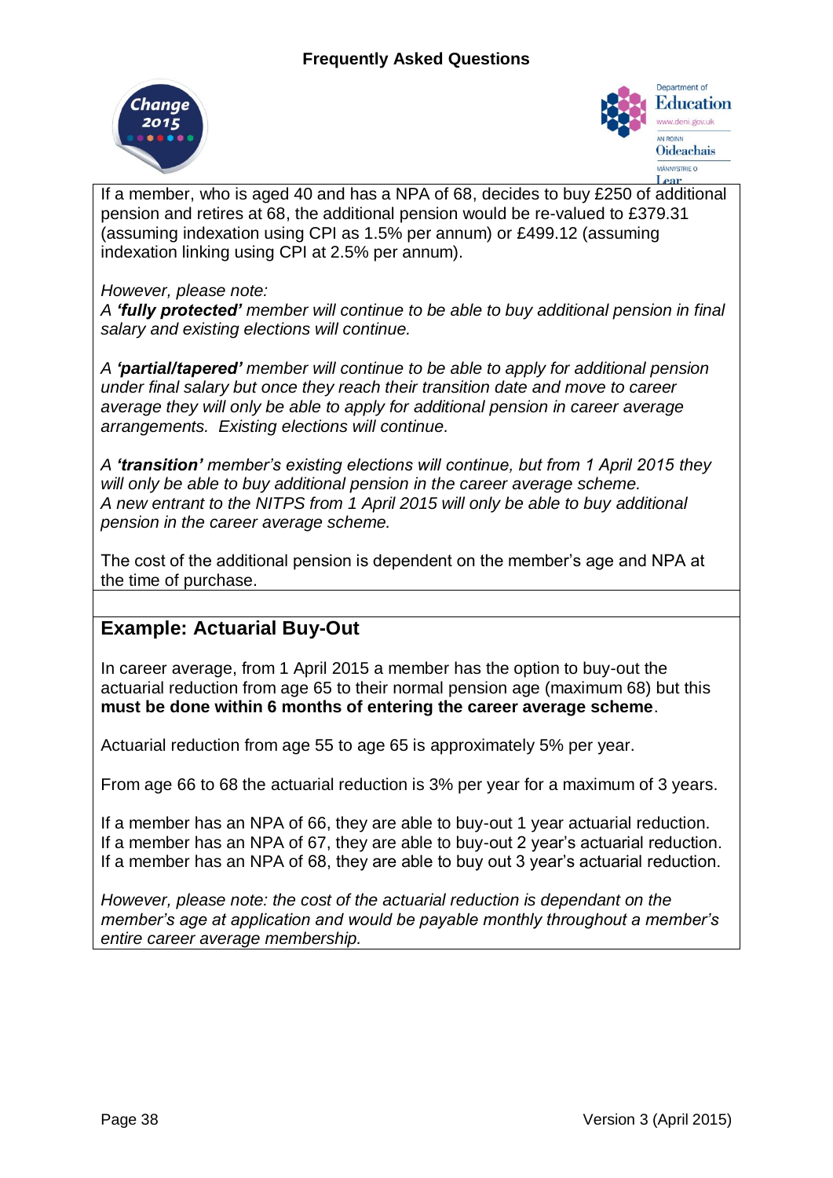If a member, who is aged 40 and has a NPA of 68, decides to buy £250 of additional pension and retires at 68, the additional pension would be re-valued to £379.31 (assuming indexation using CPI as 1.5% per annum) or £499.12 (assuming indexation linking using CPI at 2.5% per annum).

*However, please note:*
*A **'fully protected'** member will continue to be able to buy additional pension in final salary and existing elections will continue.*

*A **'partial/tapered'** member will continue to be able to apply for additional pension under final salary but once they reach their transition date and move to career average they will only be able to apply for additional pension in career average arrangements. Existing elections will continue.*

*A **'transition'** member's existing elections will continue, but from 1 April 2015 they will only be able to buy additional pension in the career average scheme.*
*A new entrant to the NITPS from 1 April 2015 will only be able to buy additional pension in the career average scheme.*

The cost of the additional pension is dependent on the member's age and NPA at the time of purchase.

## Example: Actuarial Buy-Out

In career average, from 1 April 2015 a member has the option to buy-out the actuarial reduction from age 65 to their normal pension age (maximum 68) but this **must be done within 6 months of entering the career average scheme**.

Actuarial reduction from age 55 to age 65 is approximately 5% per year.

From age 66 to 68 the actuarial reduction is 3% per year for a maximum of 3 years.

If a member has an NPA of 66, they are able to buy-out 1 year actuarial reduction.
If a member has an NPA of 67, they are able to buy-out 2 year's actuarial reduction.
If a member has an NPA of 68, they are able to buy out 3 year's actuarial reduction.

*However, please note: the cost of the actuarial reduction is dependant on the member's age at application and would be payable monthly throughout a member's entire career average membership.*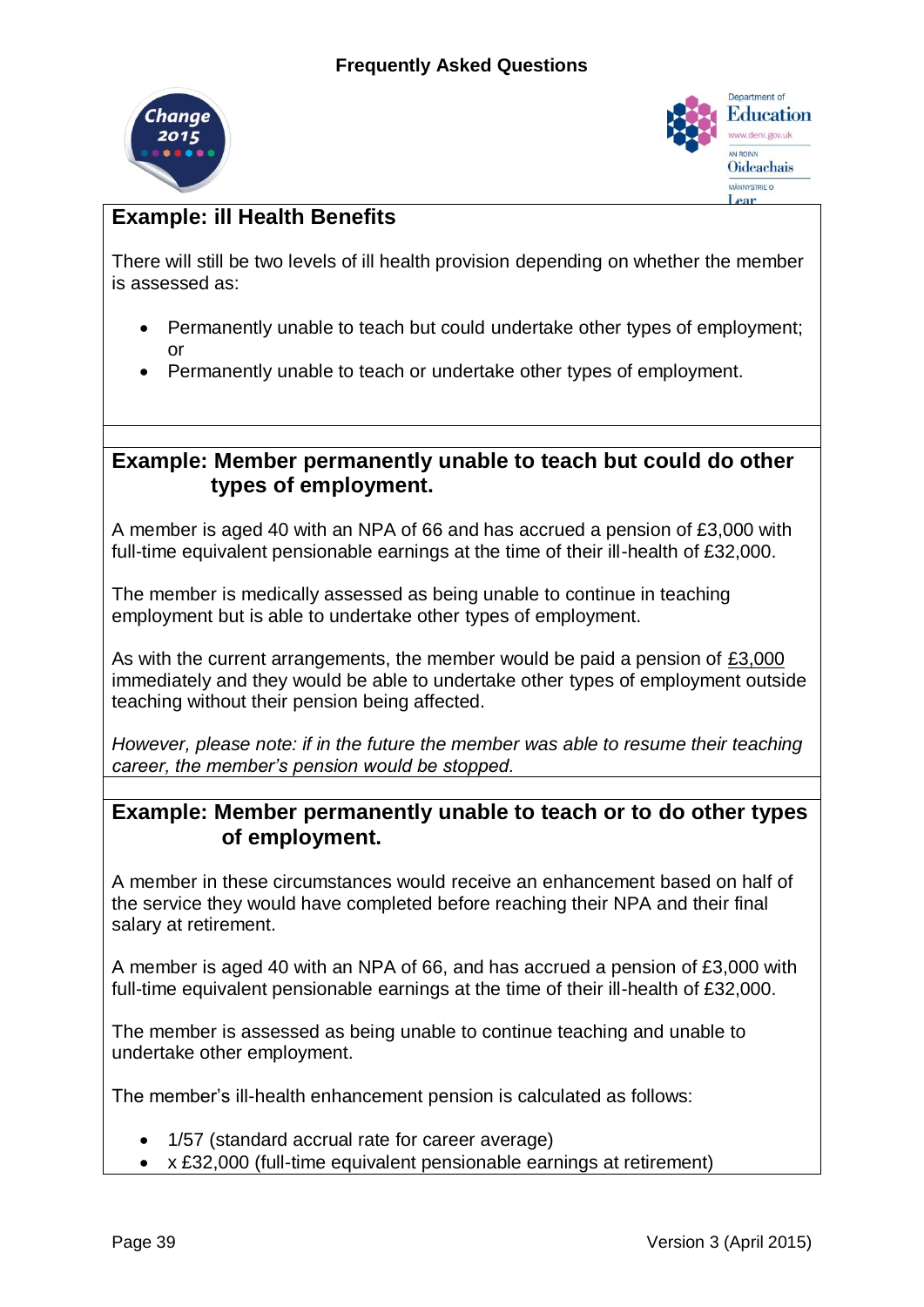## Example: ill Health Benefits

There will still be two levels of ill health provision depending on whether the member is assessed as:

- Permanently unable to teach but could undertake other types of employment; or
- Permanently unable to teach or undertake other types of employment.

## Example: Member permanently unable to teach but could do other types of employment.

A member is aged 40 with an NPA of 66 and has accrued a pension of £3,000 with full-time equivalent pensionable earnings at the time of their ill-health of £32,000.

The member is medically assessed as being unable to continue in teaching employment but is able to undertake other types of employment.

As with the current arrangements, the member would be paid a pension of <u>£3,000</u> immediately and they would be able to undertake other types of employment outside teaching without their pension being affected.

*However, please note: if in the future the member was able to resume their teaching career, the member's pension would be stopped.*

## Example: Member permanently unable to teach or to do other types of employment.

A member in these circumstances would receive an enhancement based on half of the service they would have completed before reaching their NPA and their final salary at retirement.

A member is aged 40 with an NPA of 66, and has accrued a pension of £3,000 with full-time equivalent pensionable earnings at the time of their ill-health of £32,000.

The member is assessed as being unable to continue teaching and unable to undertake other employment.

The member's ill-health enhancement pension is calculated as follows:

- 1/57 (standard accrual rate for career average)
- x £32,000 (full-time equivalent pensionable earnings at retirement)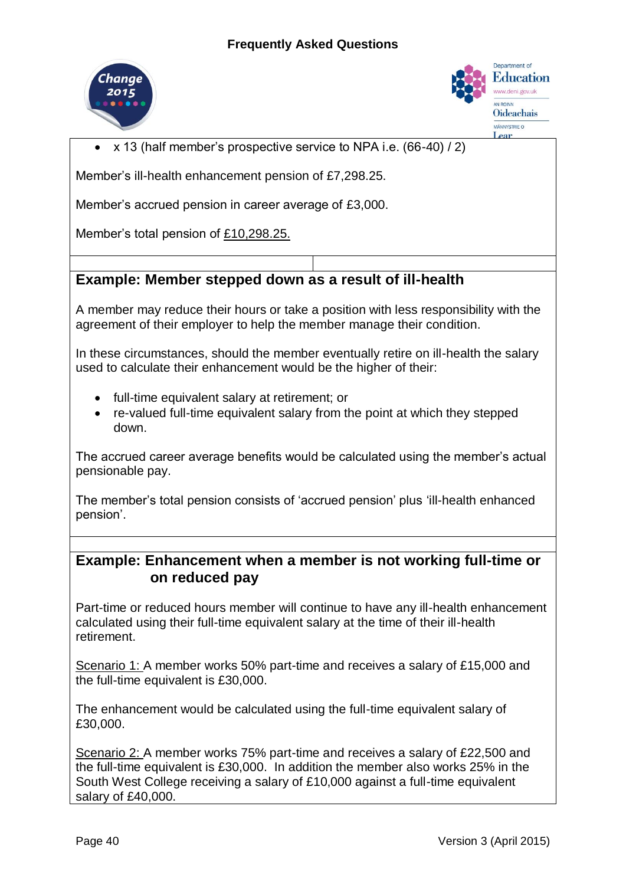- x 13 (half member's prospective service to NPA i.e. (66-40) / 2)

Member's ill-health enhancement pension of £7,298.25.

Member's accrued pension in career average of £3,000.

Member's total pension of £10,298.25.

## Example: Member stepped down as a result of ill-health

A member may reduce their hours or take a position with less responsibility with the agreement of their employer to help the member manage their condition.

In these circumstances, should the member eventually retire on ill-health the salary used to calculate their enhancement would be the higher of their:

- full-time equivalent salary at retirement; or
- re-valued full-time equivalent salary from the point at which they stepped down.

The accrued career average benefits would be calculated using the member's actual pensionable pay.

The member's total pension consists of 'accrued pension' plus 'ill-health enhanced pension'.

## Example: Enhancement when a member is not working full-time or on reduced pay

Part-time or reduced hours member will continue to have any ill-health enhancement calculated using their full-time equivalent salary at the time of their ill-health retirement.

Scenario 1: A member works 50% part-time and receives a salary of £15,000 and the full-time equivalent is £30,000.

The enhancement would be calculated using the full-time equivalent salary of £30,000.

Scenario 2: A member works 75% part-time and receives a salary of £22,500 and the full-time equivalent is £30,000. In addition the member also works 25% in the South West College receiving a salary of £10,000 against a full-time equivalent salary of £40,000.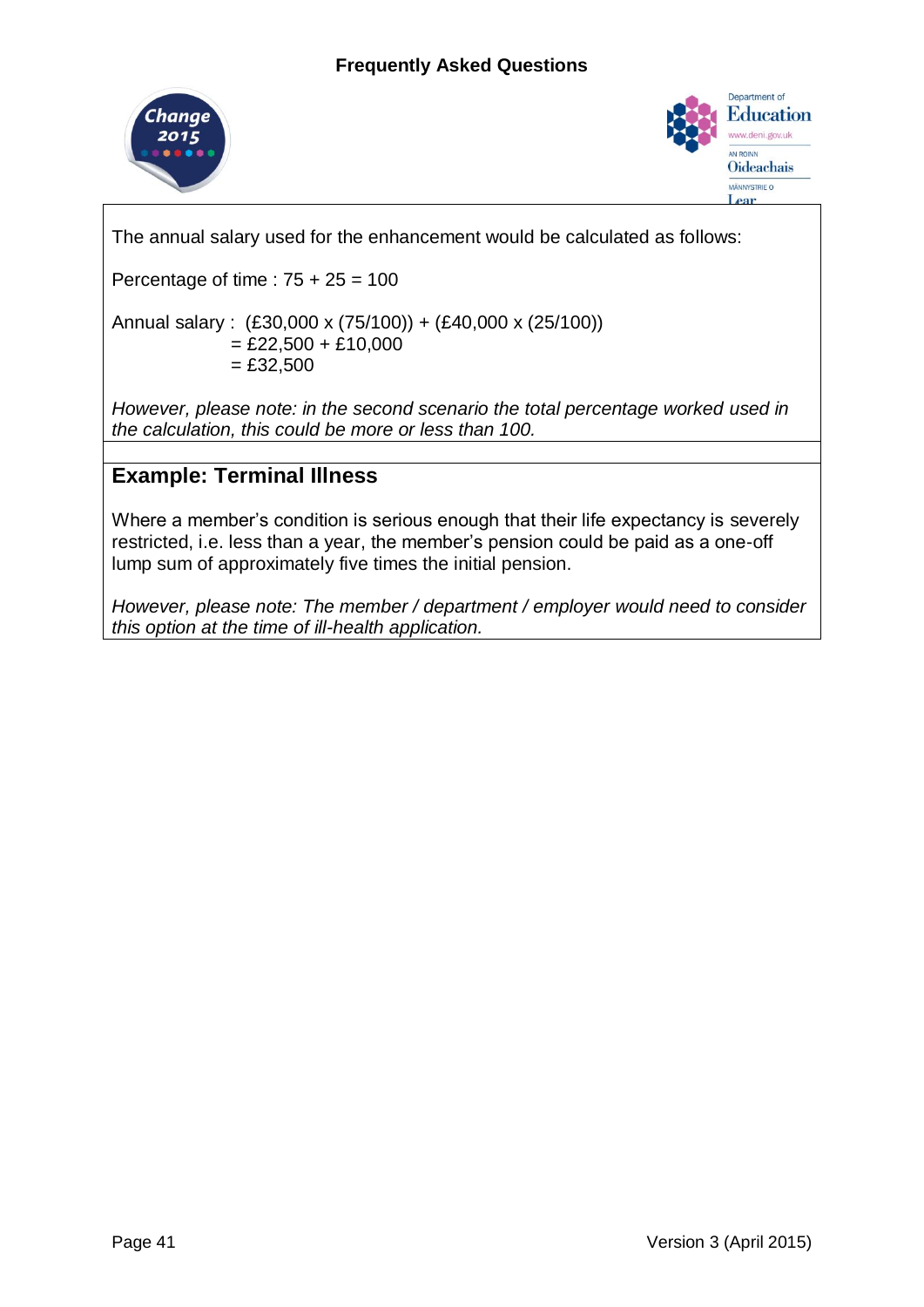The annual salary used for the enhancement would be calculated as follows:

Percentage of time : 75 + 25 = 100

Annual salary : (£30,000 x (75/100)) + (£40,000 x (25/100))
= £22,500 + £10,000
= £32,500

*However, please note: in the second scenario the total percentage worked used in the calculation, this could be more or less than 100.*

## Example: Terminal Illness

Where a member's condition is serious enough that their life expectancy is severely restricted, i.e. less than a year, the member's pension could be paid as a one-off lump sum of approximately five times the initial pension.

*However, please note: The member / department / employer would need to consider this option at the time of ill-health application.*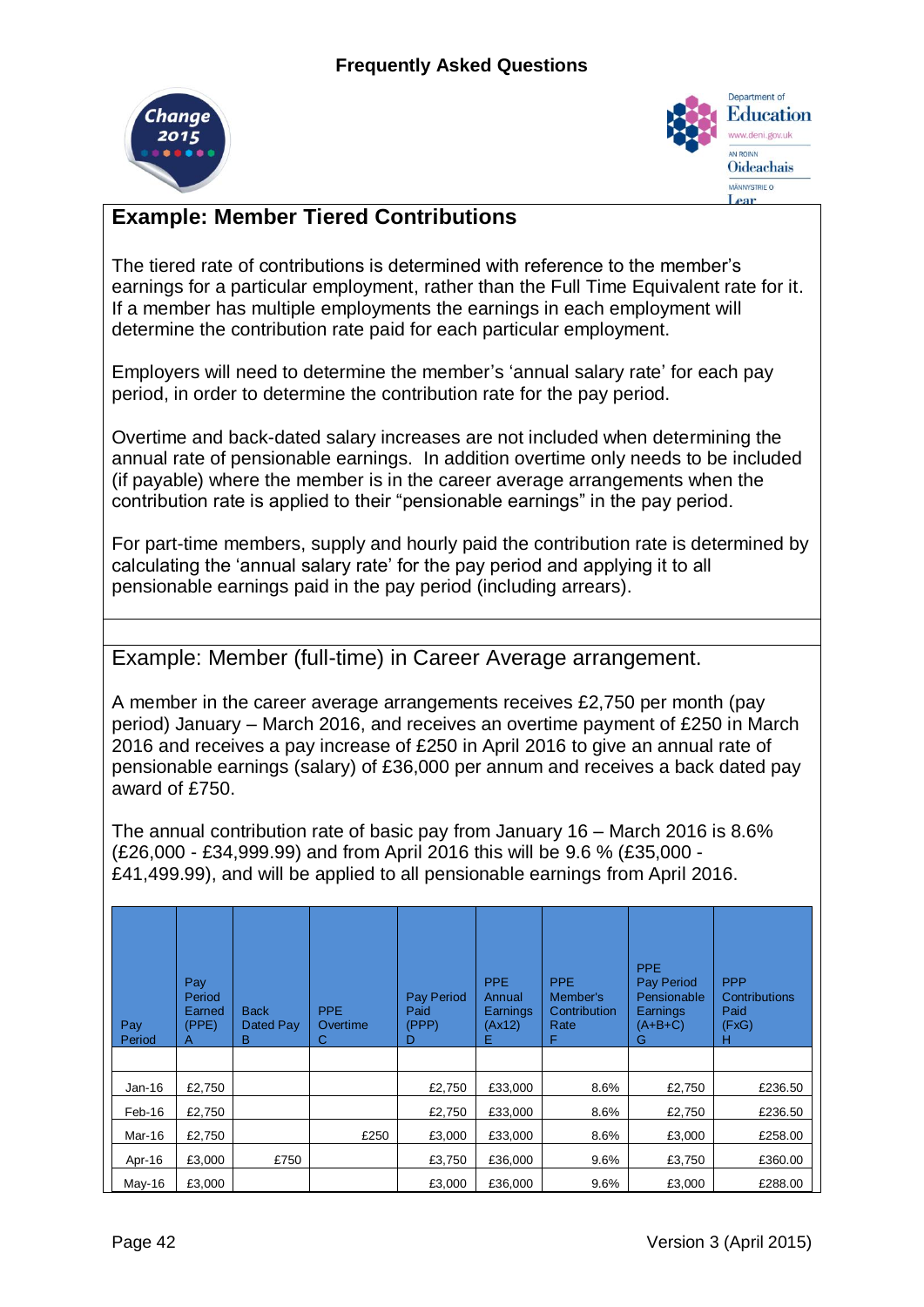## Example: Member Tiered Contributions

The tiered rate of contributions is determined with reference to the member's earnings for a particular employment, rather than the Full Time Equivalent rate for it. If a member has multiple employments the earnings in each employment will determine the contribution rate paid for each particular employment.

Employers will need to determine the member's 'annual salary rate' for each pay period, in order to determine the contribution rate for the pay period.

Overtime and back-dated salary increases are not included when determining the annual rate of pensionable earnings. In addition overtime only needs to be included (if payable) where the member is in the career average arrangements when the contribution rate is applied to their "pensionable earnings" in the pay period.

For part-time members, supply and hourly paid the contribution rate is determined by calculating the 'annual salary rate' for the pay period and applying it to all pensionable earnings paid in the pay period (including arrears).

Example: Member (full-time) in Career Average arrangement.

A member in the career average arrangements receives £2,750 per month (pay period) January – March 2016, and receives an overtime payment of £250 in March 2016 and receives a pay increase of £250 in April 2016 to give an annual rate of pensionable earnings (salary) of £36,000 per annum and receives a back dated pay award of £750.

The annual contribution rate of basic pay from January 16 – March 2016 is 8.6% (£26,000 - £34,999.99) and from April 2016 this will be 9.6 % (£35,000 - £41,499.99), and will be applied to all pensionable earnings from April 2016.

| Pay Period | Pay Period Earned (PPE) A | Back Dated Pay B | PPE Overtime C | Pay Period Paid (PPP) D | PPE Annual Earnings (Ax12) E | PPE Member's Contribution Rate F | PPE Pay Period Pensionable Earnings (A+B+C) G | PPP Contributions Paid (FxG) H |
|---|---|---|---|---|---|---|---|---|
| | | | | | | | | |
| Jan-16 | £2,750 | | | £2,750 | £33,000 | 8.6% | £2,750 | £236.50 |
| Feb-16 | £2,750 | | | £2,750 | £33,000 | 8.6% | £2,750 | £236.50 |
| Mar-16 | £2,750 | | £250 | £3,000 | £33,000 | 8.6% | £3,000 | £258.00 |
| Apr-16 | £3,000 | £750 | | £3,750 | £36,000 | 9.6% | £3,750 | £360.00 |
| May-16 | £3,000 | | | £3,000 | £36,000 | 9.6% | £3,000 | £288.00 |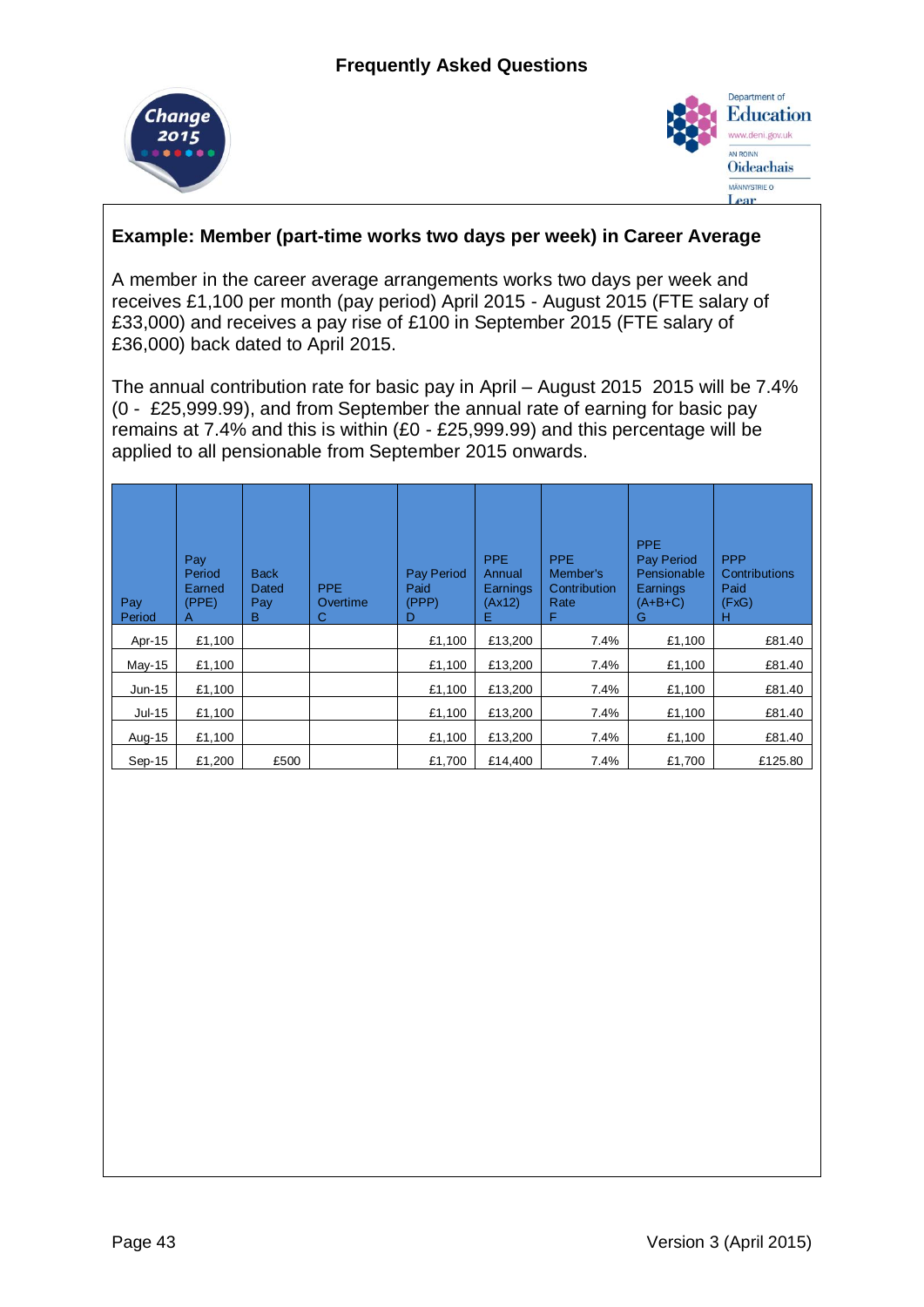### Example: Member (part-time works two days per week) in Career Average

A member in the career average arrangements works two days per week and receives £1,100 per month (pay period) April 2015 - August 2015 (FTE salary of £33,000) and receives a pay rise of £100 in September 2015 (FTE salary of £36,000) back dated to April 2015.

The annual contribution rate for basic pay in April – August 2015 2015 will be 7.4% (0 - £25,999.99), and from September the annual rate of earning for basic pay remains at 7.4% and this is within (£0 - £25,999.99) and this percentage will be applied to all pensionable from September 2015 onwards.

| Pay Period | Pay Period Earned (PPE) A | Back Dated Pay B | PPE Overtime C | Pay Period Paid (PPP) D | PPE Annual Earnings (Ax12) E | PPE Member's Contribution Rate F | PPE Pay Period Pensionable Earnings (A+B+C) G | PPP Contributions Paid (FxG) H |
|---|---|---|---|---|---|---|---|---|
| Apr-15 | £1,100 | | | £1,100 | £13,200 | 7.4% | £1,100 | £81.40 |
| May-15 | £1,100 | | | £1,100 | £13,200 | 7.4% | £1,100 | £81.40 |
| Jun-15 | £1,100 | | | £1,100 | £13,200 | 7.4% | £1,100 | £81.40 |
| Jul-15 | £1,100 | | | £1,100 | £13,200 | 7.4% | £1,100 | £81.40 |
| Aug-15 | £1,100 | | | £1,100 | £13,200 | 7.4% | £1,100 | £81.40 |
| Sep-15 | £1,200 | £500 | | £1,700 | £14,400 | 7.4% | £1,700 | £125.80 |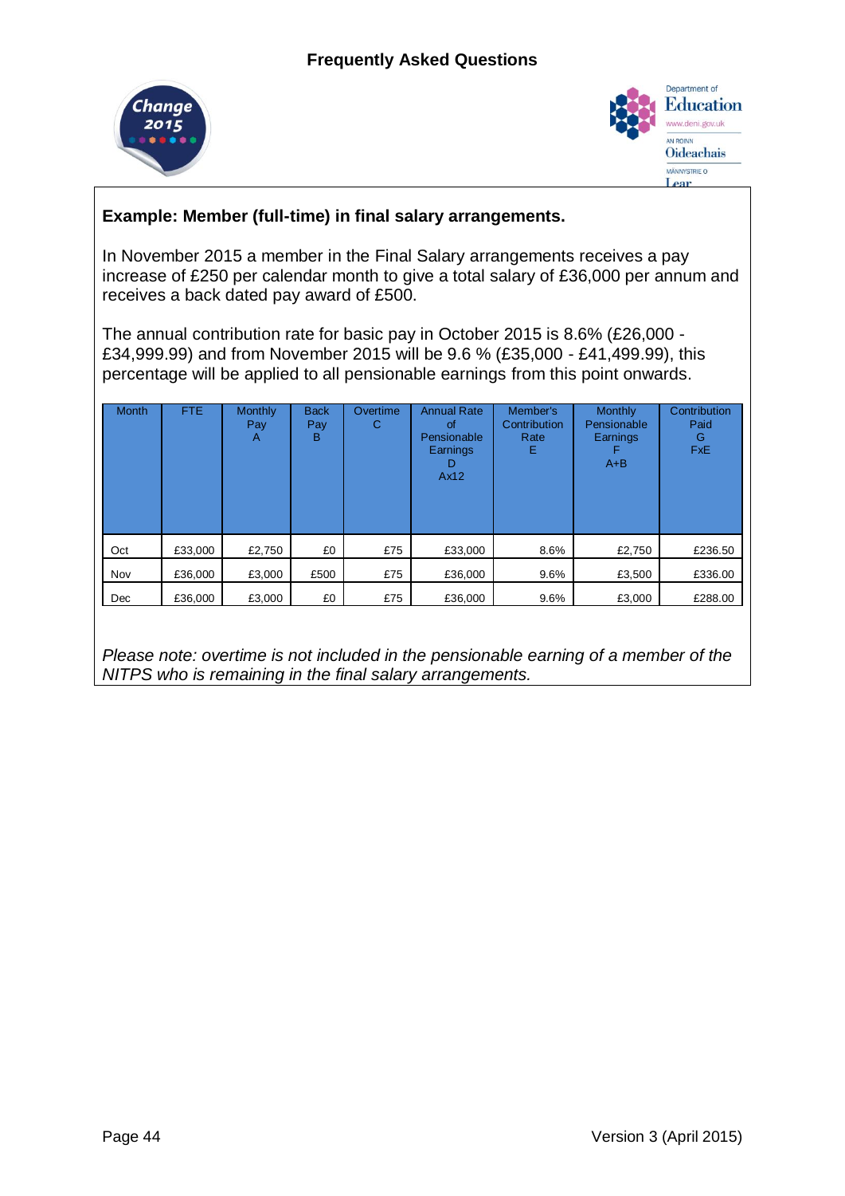**Example: Member (full-time) in final salary arrangements.**

In November 2015 a member in the Final Salary arrangements receives a pay increase of £250 per calendar month to give a total salary of £36,000 per annum and receives a back dated pay award of £500.

The annual contribution rate for basic pay in October 2015 is 8.6% (£26,000 - £34,999.99) and from November 2015 will be 9.6 % (£35,000 - £41,499.99), this percentage will be applied to all pensionable earnings from this point onwards.

| Month | FTE | Monthly Pay A | Back Pay B | Overtime C | Annual Rate of Pensionable Earnings D Ax12 | Member's Contribution Rate E | Monthly Pensionable Earnings F A+B | Contribution Paid G FxE |
|---|---|---|---|---|---|---|---|---|
| Oct | £33,000 | £2,750 | £0 | £75 | £33,000 | 8.6% | £2,750 | £236.50 |
| Nov | £36,000 | £3,000 | £500 | £75 | £36,000 | 9.6% | £3,500 | £336.00 |
| Dec | £36,000 | £3,000 | £0 | £75 | £36,000 | 9.6% | £3,000 | £288.00 |

*Please note: overtime is not included in the pensionable earning of a member of the NITPS who is remaining in the final salary arrangements.*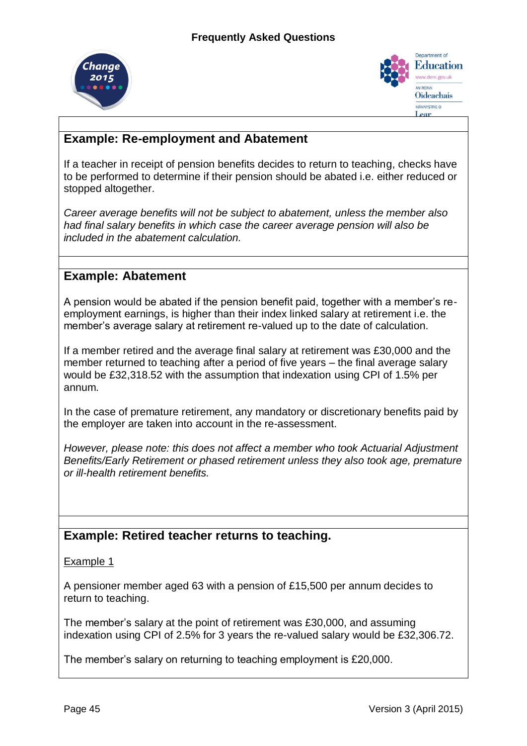## Example: Re-employment and Abatement

If a teacher in receipt of pension benefits decides to return to teaching, checks have to be performed to determine if their pension should be abated i.e. either reduced or stopped altogether.

*Career average benefits will not be subject to abatement, unless the member also had final salary benefits in which case the career average pension will also be included in the abatement calculation.*

## Example: Abatement

A pension would be abated if the pension benefit paid, together with a member's re-employment earnings, is higher than their index linked salary at retirement i.e. the member's average salary at retirement re-valued up to the date of calculation.

If a member retired and the average final salary at retirement was £30,000 and the member returned to teaching after a period of five years – the final average salary would be £32,318.52 with the assumption that indexation using CPI of 1.5% per annum.

In the case of premature retirement, any mandatory or discretionary benefits paid by the employer are taken into account in the re-assessment.

*However, please note: this does not affect a member who took Actuarial Adjustment Benefits/Early Retirement or phased retirement unless they also took age, premature or ill-health retirement benefits.*

## Example: Retired teacher returns to teaching.

Example 1

A pensioner member aged 63 with a pension of £15,500 per annum decides to return to teaching.

The member's salary at the point of retirement was £30,000, and assuming indexation using CPI of 2.5% for 3 years the re-valued salary would be £32,306.72.

The member's salary on returning to teaching employment is £20,000.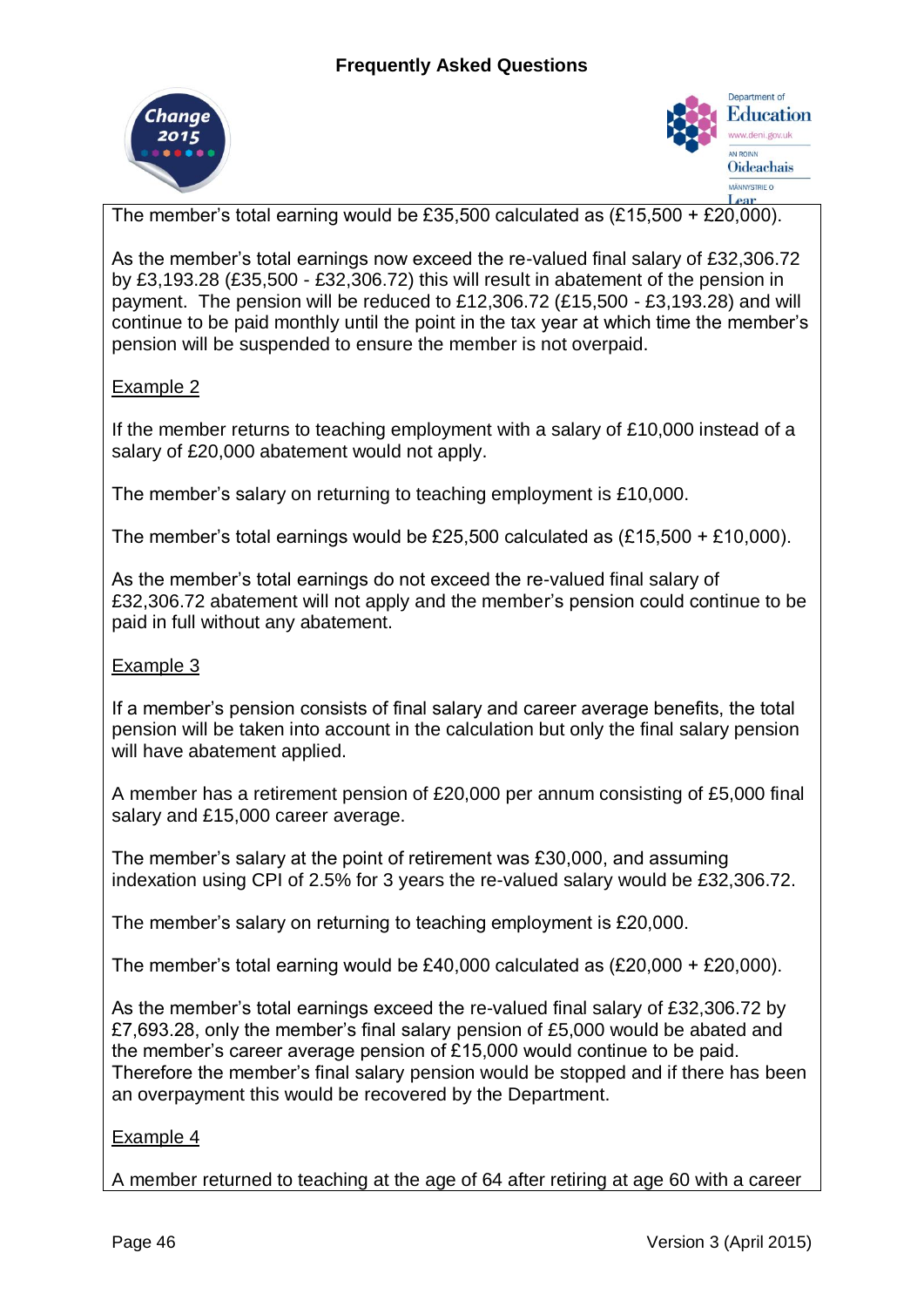The member's total earning would be £35,500 calculated as (£15,500 + £20,000).

As the member's total earnings now exceed the re-valued final salary of £32,306.72 by £3,193.28 (£35,500 - £32,306.72) this will result in abatement of the pension in payment. The pension will be reduced to £12,306.72 (£15,500 - £3,193.28) and will continue to be paid monthly until the point in the tax year at which time the member's pension will be suspended to ensure the member is not overpaid.

<u>Example 2</u>

If the member returns to teaching employment with a salary of £10,000 instead of a salary of £20,000 abatement would not apply.

The member's salary on returning to teaching employment is £10,000.

The member's total earnings would be £25,500 calculated as (£15,500 + £10,000).

As the member's total earnings do not exceed the re-valued final salary of £32,306.72 abatement will not apply and the member's pension could continue to be paid in full without any abatement.

<u>Example 3</u>

If a member's pension consists of final salary and career average benefits, the total pension will be taken into account in the calculation but only the final salary pension will have abatement applied.

A member has a retirement pension of £20,000 per annum consisting of £5,000 final salary and £15,000 career average.

The member's salary at the point of retirement was £30,000, and assuming indexation using CPI of 2.5% for 3 years the re-valued salary would be £32,306.72.

The member's salary on returning to teaching employment is £20,000.

The member's total earning would be £40,000 calculated as (£20,000 + £20,000).

As the member's total earnings exceed the re-valued final salary of £32,306.72 by £7,693.28, only the member's final salary pension of £5,000 would be abated and the member's career average pension of £15,000 would continue to be paid. Therefore the member's final salary pension would be stopped and if there has been an overpayment this would be recovered by the Department.

<u>Example 4</u>

A member returned to teaching at the age of 64 after retiring at age 60 with a career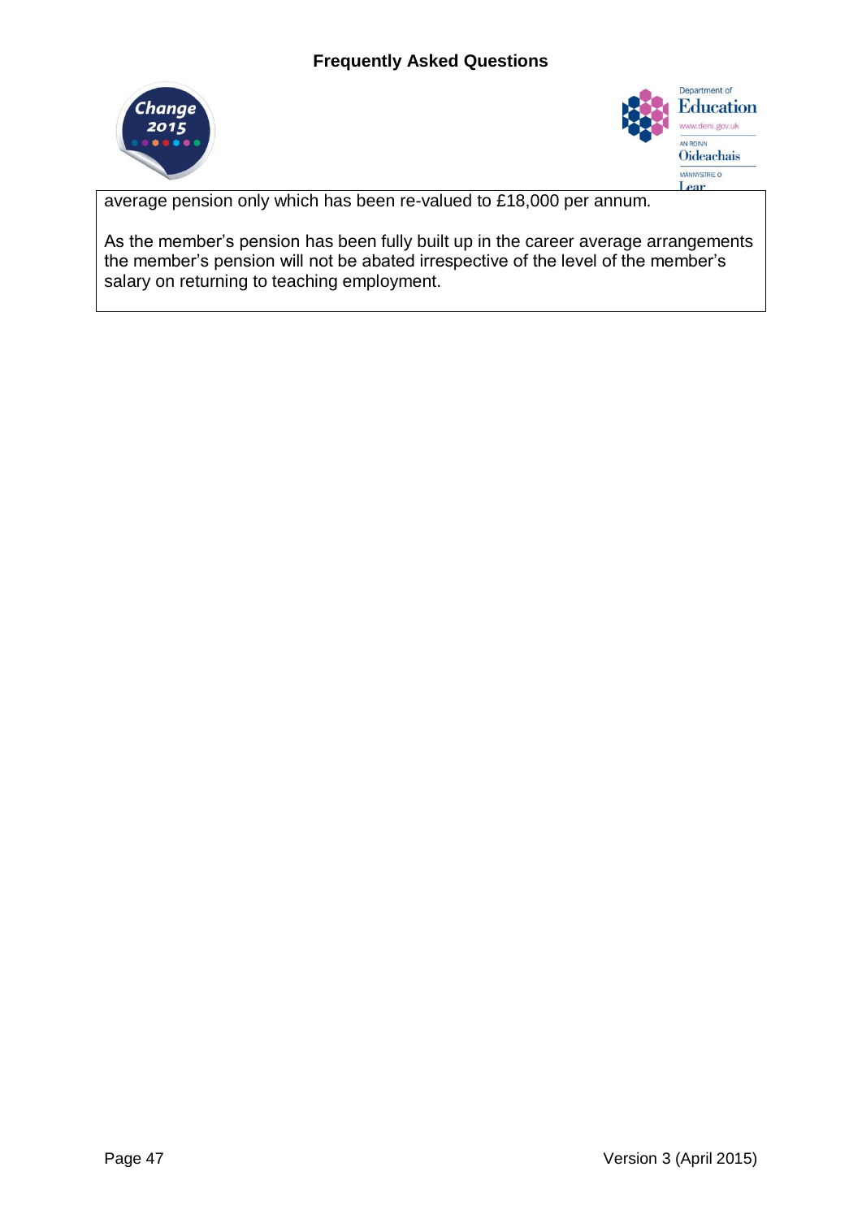average pension only which has been re-valued to £18,000 per annum.

As the member's pension has been fully built up in the career average arrangements the member's pension will not be abated irrespective of the level of the member's salary on returning to teaching employment.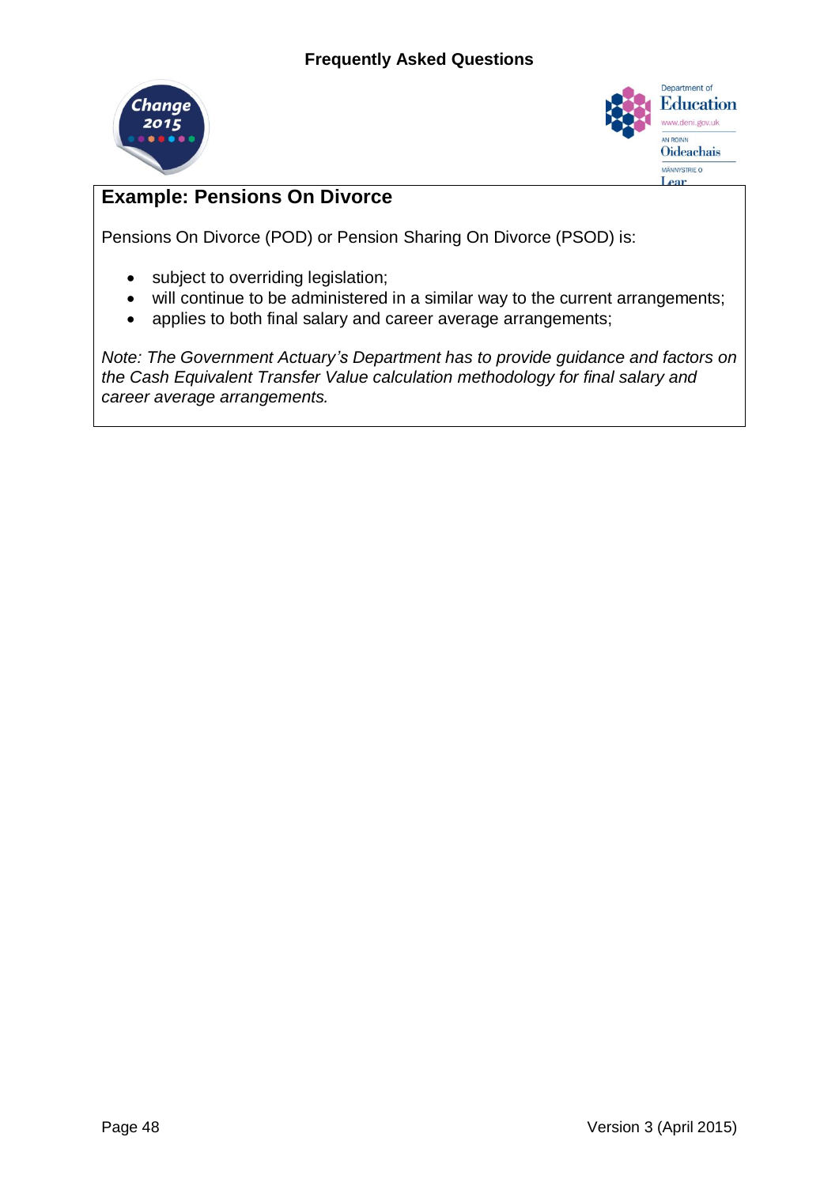## Example: Pensions On Divorce

Pensions On Divorce (POD) or Pension Sharing On Divorce (PSOD) is:

- subject to overriding legislation;
- will continue to be administered in a similar way to the current arrangements;
- applies to both final salary and career average arrangements;

*Note: The Government Actuary's Department has to provide guidance and factors on the Cash Equivalent Transfer Value calculation methodology for final salary and career average arrangements.*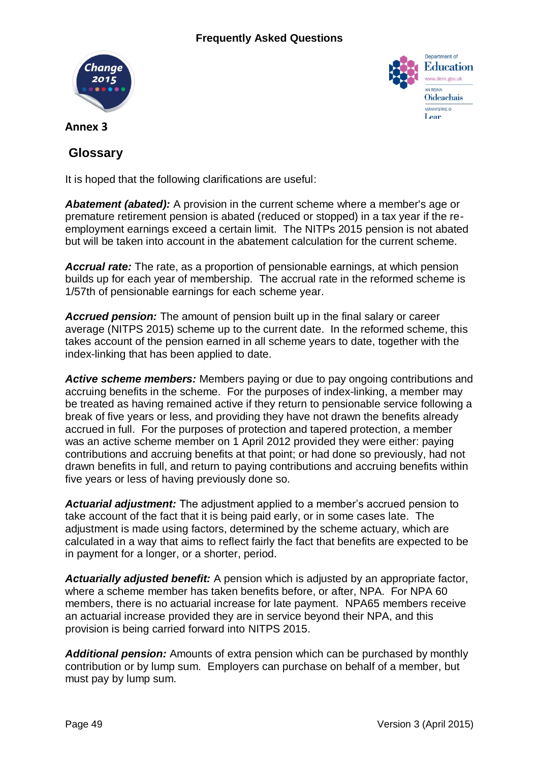## Annex 3

## Glossary

It is hoped that the following clarifications are useful:

***Abatement (abated):*** A provision in the current scheme where a member's age or premature retirement pension is abated (reduced or stopped) in a tax year if the re-employment earnings exceed a certain limit. The NITPs 2015 pension is not abated but will be taken into account in the abatement calculation for the current scheme.

***Accrual rate:*** The rate, as a proportion of pensionable earnings, at which pension builds up for each year of membership. The accrual rate in the reformed scheme is 1/57th of pensionable earnings for each scheme year.

***Accrued pension:*** The amount of pension built up in the final salary or career average (NITPS 2015) scheme up to the current date. In the reformed scheme, this takes account of the pension earned in all scheme years to date, together with the index-linking that has been applied to date.

***Active scheme members:*** Members paying or due to pay ongoing contributions and accruing benefits in the scheme. For the purposes of index-linking, a member may be treated as having remained active if they return to pensionable service following a break of five years or less, and providing they have not drawn the benefits already accrued in full. For the purposes of protection and tapered protection, a member was an active scheme member on 1 April 2012 provided they were either: paying contributions and accruing benefits at that point; or had done so previously, had not drawn benefits in full, and return to paying contributions and accruing benefits within five years or less of having previously done so.

***Actuarial adjustment:*** The adjustment applied to a member's accrued pension to take account of the fact that it is being paid early, or in some cases late. The adjustment is made using factors, determined by the scheme actuary, which are calculated in a way that aims to reflect fairly the fact that benefits are expected to be in payment for a longer, or a shorter, period.

***Actuarially adjusted benefit:*** A pension which is adjusted by an appropriate factor, where a scheme member has taken benefits before, or after, NPA. For NPA 60 members, there is no actuarial increase for late payment. NPA65 members receive an actuarial increase provided they are in service beyond their NPA, and this provision is being carried forward into NITPS 2015.

***Additional pension:*** Amounts of extra pension which can be purchased by monthly contribution or by lump sum. Employers can purchase on behalf of a member, but must pay by lump sum.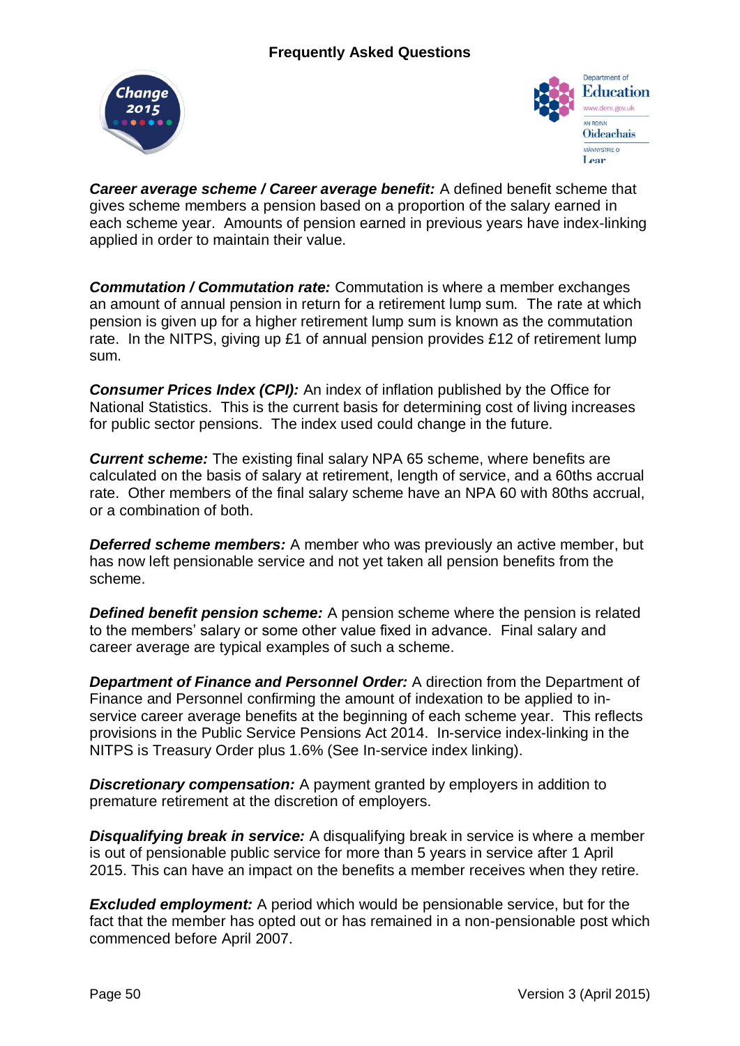***Career average scheme / Career average benefit:*** A defined benefit scheme that gives scheme members a pension based on a proportion of the salary earned in each scheme year. Amounts of pension earned in previous years have index-linking applied in order to maintain their value.

***Commutation / Commutation rate:*** Commutation is where a member exchanges an amount of annual pension in return for a retirement lump sum. The rate at which pension is given up for a higher retirement lump sum is known as the commutation rate. In the NITPS, giving up £1 of annual pension provides £12 of retirement lump sum.

***Consumer Prices Index (CPI):*** An index of inflation published by the Office for National Statistics. This is the current basis for determining cost of living increases for public sector pensions. The index used could change in the future.

***Current scheme:*** The existing final salary NPA 65 scheme, where benefits are calculated on the basis of salary at retirement, length of service, and a 60ths accrual rate. Other members of the final salary scheme have an NPA 60 with 80ths accrual, or a combination of both.

***Deferred scheme members:*** A member who was previously an active member, but has now left pensionable service and not yet taken all pension benefits from the scheme.

***Defined benefit pension scheme:*** A pension scheme where the pension is related to the members' salary or some other value fixed in advance. Final salary and career average are typical examples of such a scheme.

***Department of Finance and Personnel Order:*** A direction from the Department of Finance and Personnel confirming the amount of indexation to be applied to in-service career average benefits at the beginning of each scheme year. This reflects provisions in the Public Service Pensions Act 2014. In-service index-linking in the NITPS is Treasury Order plus 1.6% (See In-service index linking).

***Discretionary compensation:*** A payment granted by employers in addition to premature retirement at the discretion of employers.

***Disqualifying break in service:*** A disqualifying break in service is where a member is out of pensionable public service for more than 5 years in service after 1 April 2015. This can have an impact on the benefits a member receives when they retire.

***Excluded employment:*** A period which would be pensionable service, but for the fact that the member has opted out or has remained in a non-pensionable post which commenced before April 2007.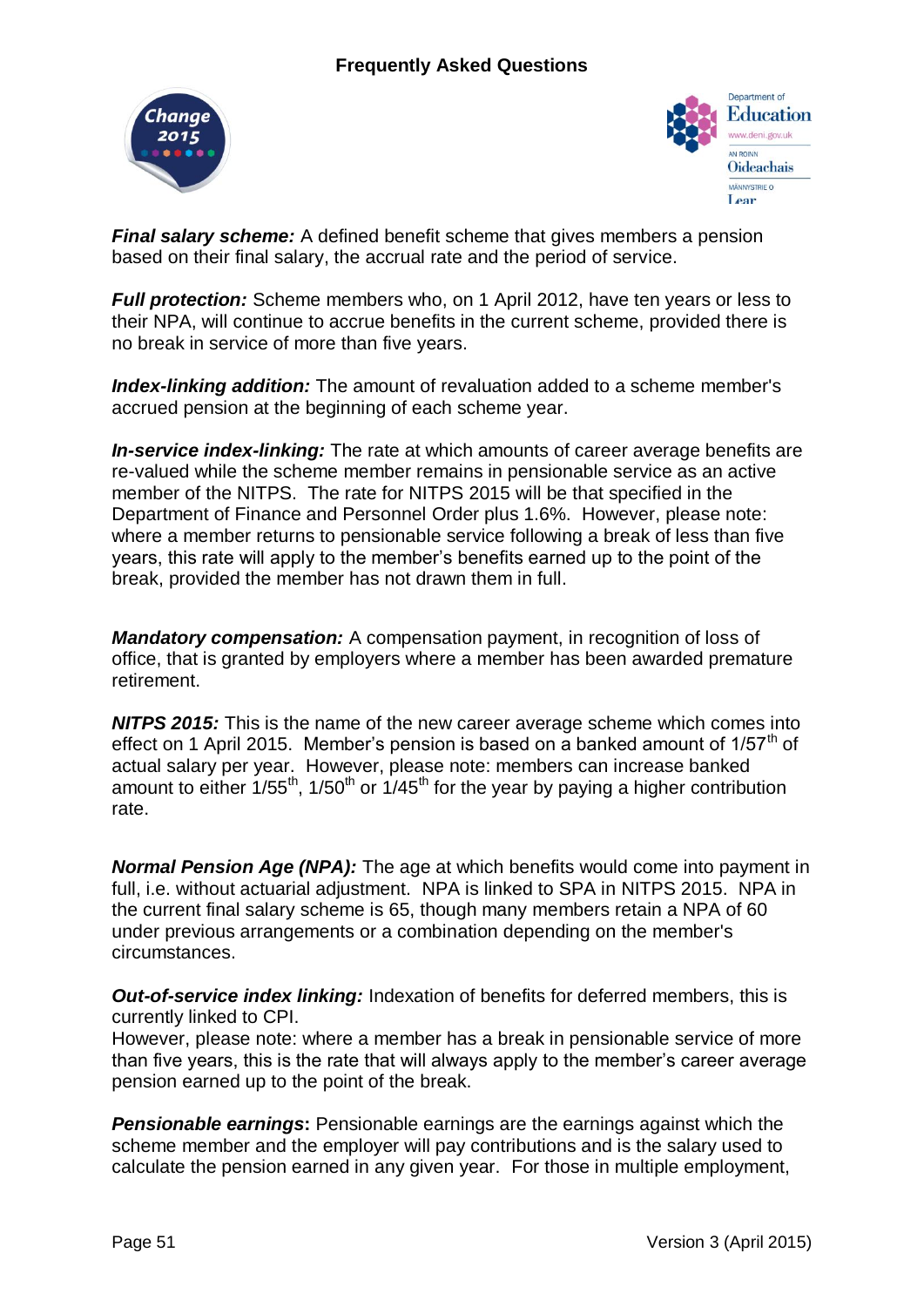***Final salary scheme:*** A defined benefit scheme that gives members a pension based on their final salary, the accrual rate and the period of service.

***Full protection:*** Scheme members who, on 1 April 2012, have ten years or less to their NPA, will continue to accrue benefits in the current scheme, provided there is no break in service of more than five years.

***Index-linking addition:*** The amount of revaluation added to a scheme member's accrued pension at the beginning of each scheme year.

***In-service index-linking:*** The rate at which amounts of career average benefits are re-valued while the scheme member remains in pensionable service as an active member of the NITPS. The rate for NITPS 2015 will be that specified in the Department of Finance and Personnel Order plus 1.6%. However, please note: where a member returns to pensionable service following a break of less than five years, this rate will apply to the member's benefits earned up to the point of the break, provided the member has not drawn them in full.

***Mandatory compensation:*** A compensation payment, in recognition of loss of office, that is granted by employers where a member has been awarded premature retirement.

***NITPS 2015:*** This is the name of the new career average scheme which comes into effect on 1 April 2015. Member's pension is based on a banked amount of 1/57th of actual salary per year. However, please note: members can increase banked amount to either 1/55th, 1/50th or 1/45th for the year by paying a higher contribution rate.

***Normal Pension Age (NPA):*** The age at which benefits would come into payment in full, i.e. without actuarial adjustment. NPA is linked to SPA in NITPS 2015. NPA in the current final salary scheme is 65, though many members retain a NPA of 60 under previous arrangements or a combination depending on the member's circumstances.

***Out-of-service index linking:*** Indexation of benefits for deferred members, this is currently linked to CPI.
However, please note: where a member has a break in pensionable service of more than five years, this is the rate that will always apply to the member's career average pension earned up to the point of the break.

***Pensionable earnings*****:** Pensionable earnings are the earnings against which the scheme member and the employer will pay contributions and is the salary used to calculate the pension earned in any given year. For those in multiple employment,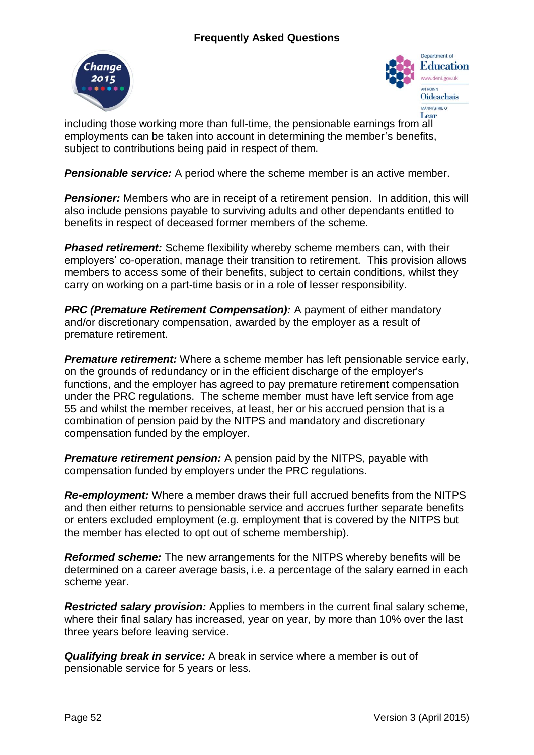including those working more than full-time, the pensionable earnings from all employments can be taken into account in determining the member's benefits, subject to contributions being paid in respect of them.

***Pensionable service:*** A period where the scheme member is an active member.

***Pensioner:*** Members who are in receipt of a retirement pension. In addition, this will also include pensions payable to surviving adults and other dependants entitled to benefits in respect of deceased former members of the scheme.

***Phased retirement:*** Scheme flexibility whereby scheme members can, with their employers' co-operation, manage their transition to retirement. This provision allows members to access some of their benefits, subject to certain conditions, whilst they carry on working on a part-time basis or in a role of lesser responsibility.

***PRC (Premature Retirement Compensation):*** A payment of either mandatory and/or discretionary compensation, awarded by the employer as a result of premature retirement.

***Premature retirement:*** Where a scheme member has left pensionable service early, on the grounds of redundancy or in the efficient discharge of the employer's functions, and the employer has agreed to pay premature retirement compensation under the PRC regulations. The scheme member must have left service from age 55 and whilst the member receives, at least, her or his accrued pension that is a combination of pension paid by the NITPS and mandatory and discretionary compensation funded by the employer.

***Premature retirement pension:*** A pension paid by the NITPS, payable with compensation funded by employers under the PRC regulations.

***Re-employment:*** Where a member draws their full accrued benefits from the NITPS and then either returns to pensionable service and accrues further separate benefits or enters excluded employment (e.g. employment that is covered by the NITPS but the member has elected to opt out of scheme membership).

***Reformed scheme:*** The new arrangements for the NITPS whereby benefits will be determined on a career average basis, i.e. a percentage of the salary earned in each scheme year.

***Restricted salary provision:*** Applies to members in the current final salary scheme, where their final salary has increased, year on year, by more than 10% over the last three years before leaving service.

***Qualifying break in service:*** A break in service where a member is out of pensionable service for 5 years or less.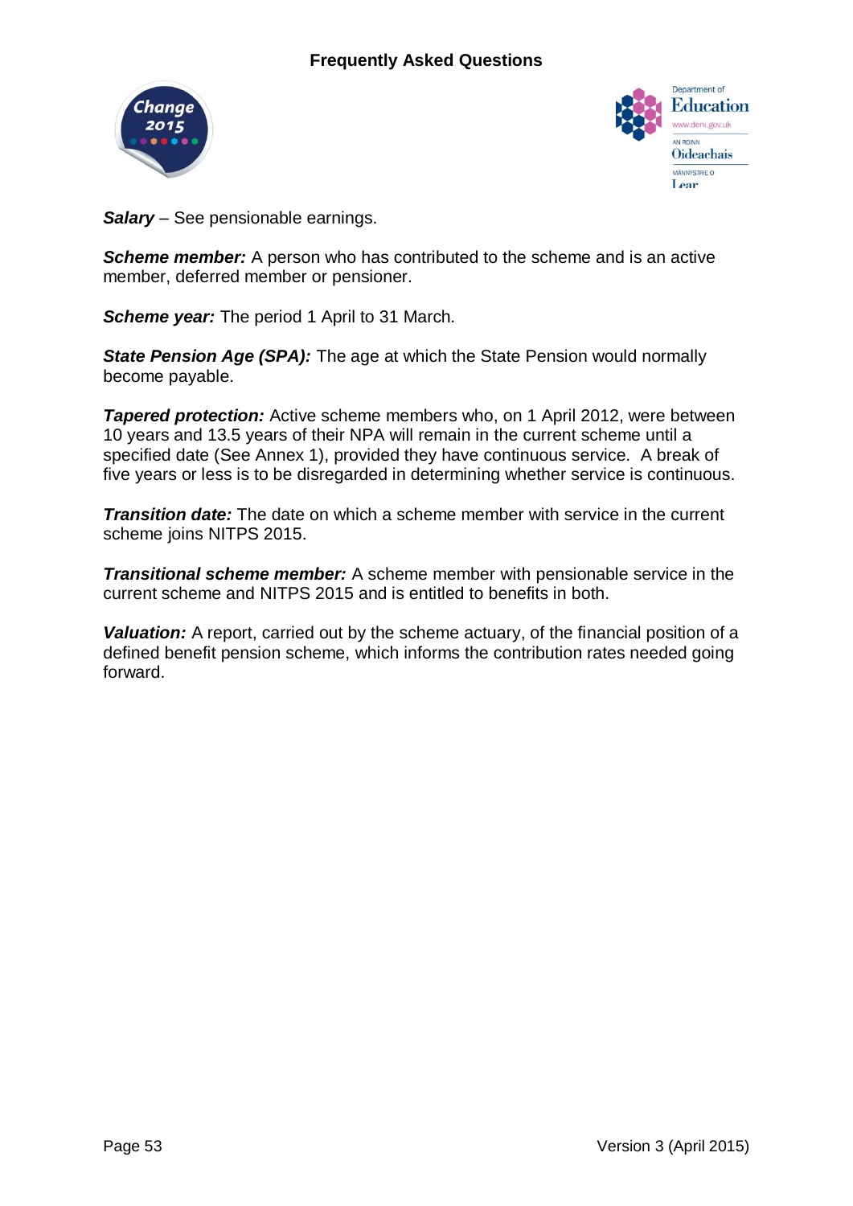***Salary*** – See pensionable earnings.

***Scheme member:*** A person who has contributed to the scheme and is an active member, deferred member or pensioner.

***Scheme year:*** The period 1 April to 31 March.

***State Pension Age (SPA):*** The age at which the State Pension would normally become payable.

***Tapered protection:*** Active scheme members who, on 1 April 2012, were between 10 years and 13.5 years of their NPA will remain in the current scheme until a specified date (See Annex 1), provided they have continuous service. A break of five years or less is to be disregarded in determining whether service is continuous.

***Transition date:*** The date on which a scheme member with service in the current scheme joins NITPS 2015.

***Transitional scheme member:*** A scheme member with pensionable service in the current scheme and NITPS 2015 and is entitled to benefits in both.

***Valuation:*** A report, carried out by the scheme actuary, of the financial position of a defined benefit pension scheme, which informs the contribution rates needed going forward.